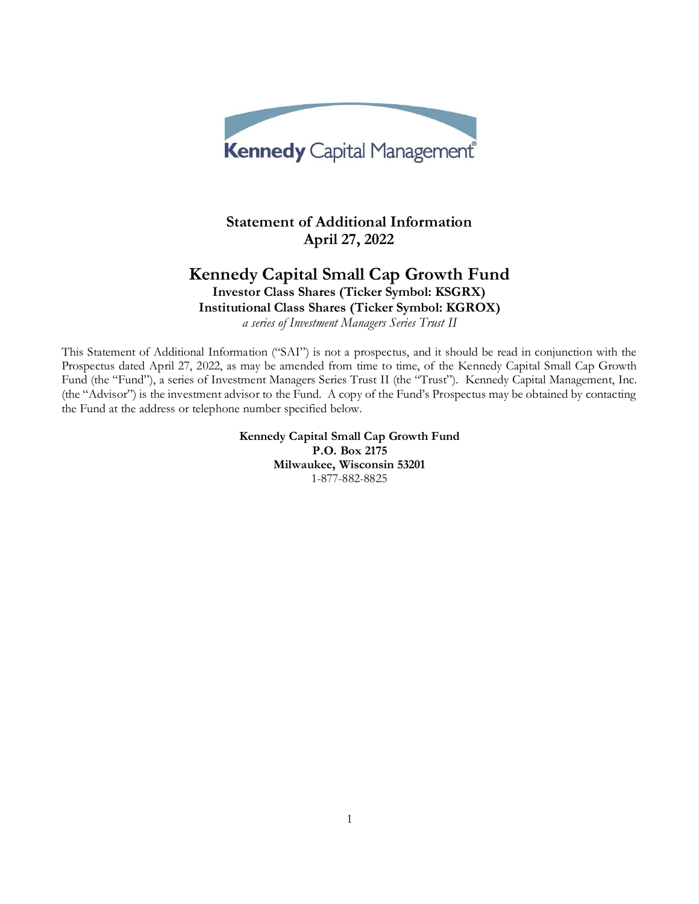Kennedy Capital Management®

# Statement of Additional Information
## April 27, 2022

# Kennedy Capital Small Cap Growth Fund

**Investor Class Shares (Ticker Symbol: KSGRX)**
**Institutional Class Shares (Ticker Symbol: KGROX)**
*a series of Investment Managers Series Trust II*

This Statement of Additional Information ("SAI") is not a prospectus, and it should be read in conjunction with the Prospectus dated April 27, 2022, as may be amended from time to time, of the Kennedy Capital Small Cap Growth Fund (the "Fund"), a series of Investment Managers Series Trust II (the "Trust"). Kennedy Capital Management, Inc. (the "Advisor") is the investment advisor to the Fund. A copy of the Fund's Prospectus may be obtained by contacting the Fund at the address or telephone number specified below.

**Kennedy Capital Small Cap Growth Fund**
**P.O. Box 2175**
**Milwaukee, Wisconsin 53201**
1-877-882-8825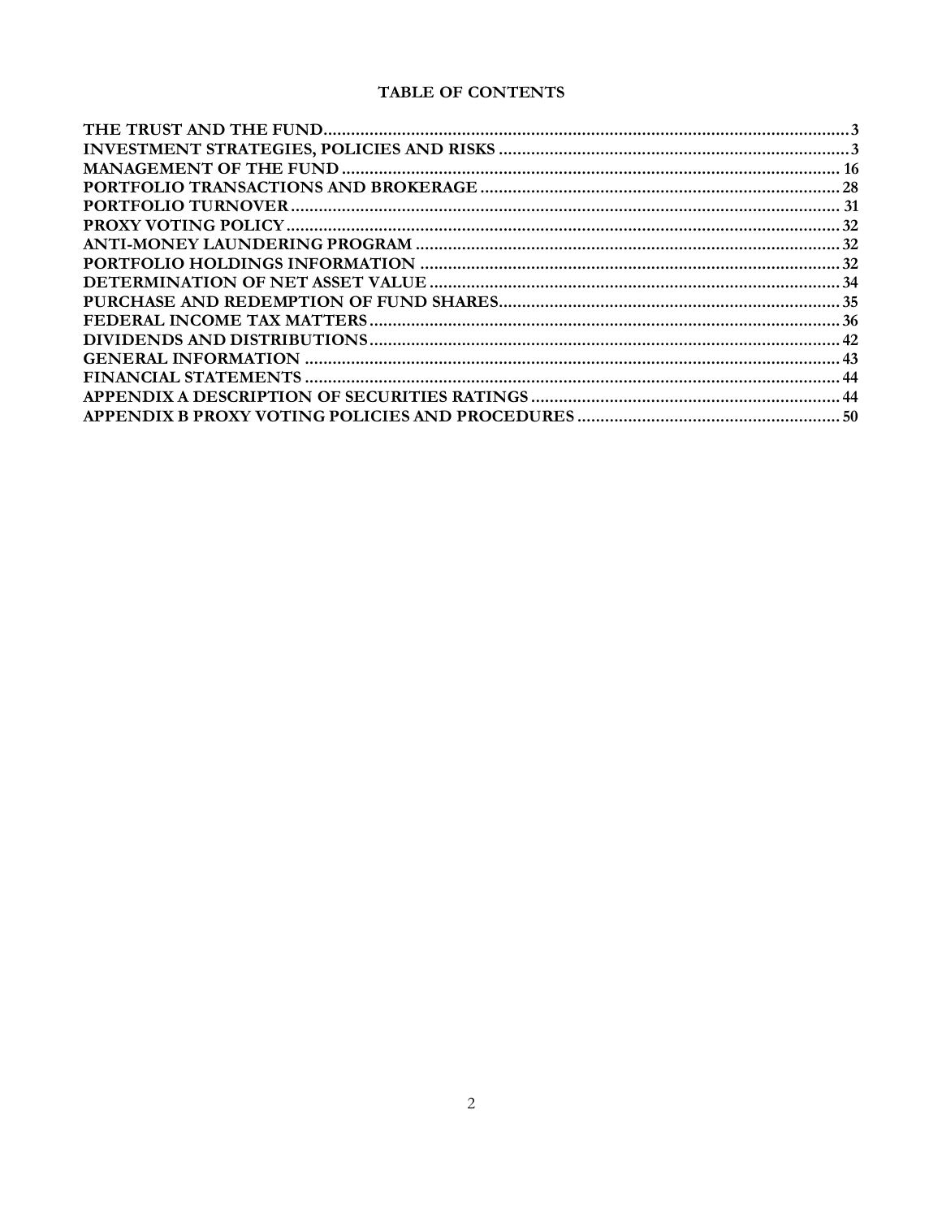## TABLE OF CONTENTS

| | |
|---|---|
| THE TRUST AND THE FUND | 3 |
| INVESTMENT STRATEGIES, POLICIES AND RISKS | 3 |
| MANAGEMENT OF THE FUND | 16 |
| PORTFOLIO TRANSACTIONS AND BROKERAGE | 28 |
| PORTFOLIO TURNOVER | 31 |
| PROXY VOTING POLICY | 32 |
| ANTI-MONEY LAUNDERING PROGRAM | 32 |
| PORTFOLIO HOLDINGS INFORMATION | 32 |
| DETERMINATION OF NET ASSET VALUE | 34 |
| PURCHASE AND REDEMPTION OF FUND SHARES | 35 |
| FEDERAL INCOME TAX MATTERS | 36 |
| DIVIDENDS AND DISTRIBUTIONS | 42 |
| GENERAL INFORMATION | 43 |
| FINANCIAL STATEMENTS | 44 |
| APPENDIX A DESCRIPTION OF SECURITIES RATINGS | 44 |
| APPENDIX B PROXY VOTING POLICIES AND PROCEDURES | 50 |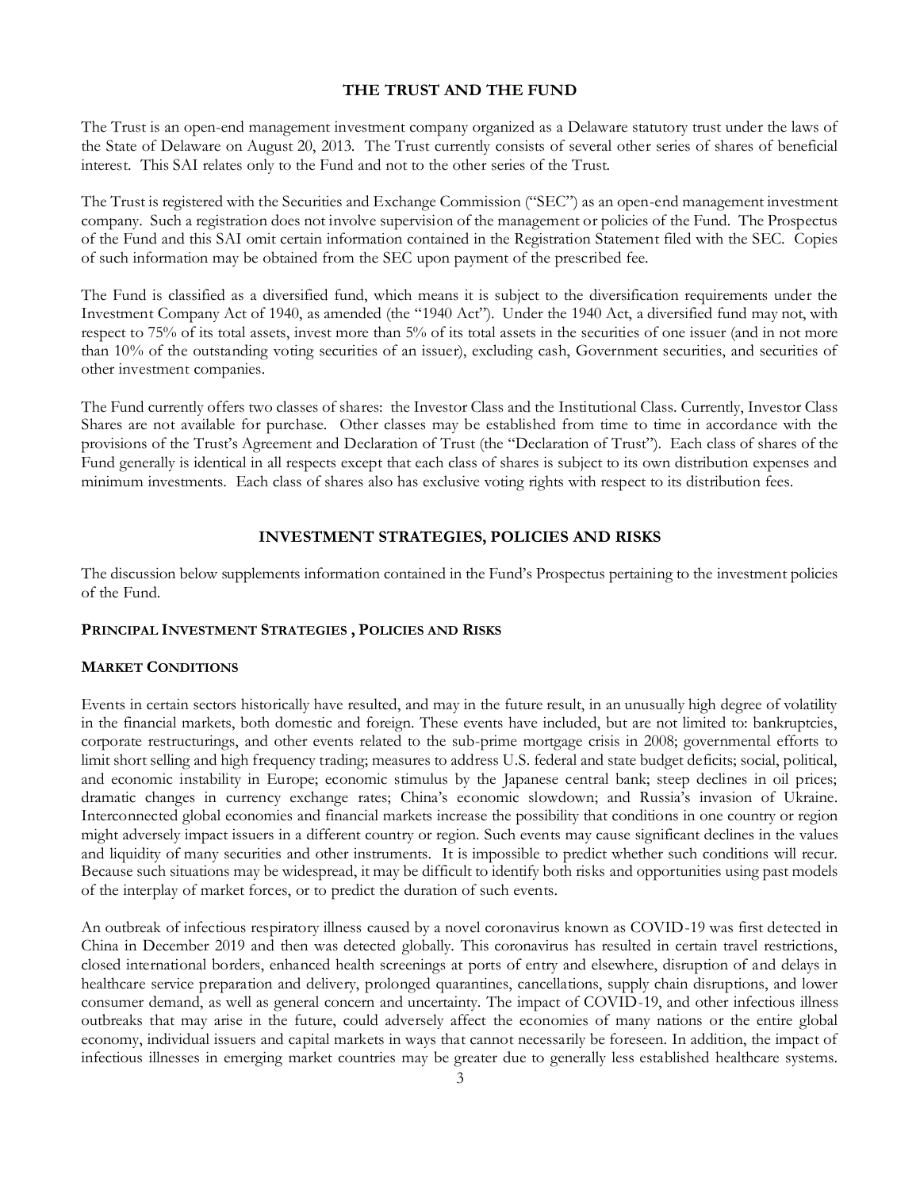## THE TRUST AND THE FUND

The Trust is an open-end management investment company organized as a Delaware statutory trust under the laws of the State of Delaware on August 20, 2013. The Trust currently consists of several other series of shares of beneficial interest. This SAI relates only to the Fund and not to the other series of the Trust.

The Trust is registered with the Securities and Exchange Commission ("SEC") as an open-end management investment company. Such a registration does not involve supervision of the management or policies of the Fund. The Prospectus of the Fund and this SAI omit certain information contained in the Registration Statement filed with the SEC. Copies of such information may be obtained from the SEC upon payment of the prescribed fee.

The Fund is classified as a diversified fund, which means it is subject to the diversification requirements under the Investment Company Act of 1940, as amended (the "1940 Act"). Under the 1940 Act, a diversified fund may not, with respect to 75% of its total assets, invest more than 5% of its total assets in the securities of one issuer (and in not more than 10% of the outstanding voting securities of an issuer), excluding cash, Government securities, and securities of other investment companies.

The Fund currently offers two classes of shares: the Investor Class and the Institutional Class. Currently, Investor Class Shares are not available for purchase. Other classes may be established from time to time in accordance with the provisions of the Trust's Agreement and Declaration of Trust (the "Declaration of Trust"). Each class of shares of the Fund generally is identical in all respects except that each class of shares is subject to its own distribution expenses and minimum investments. Each class of shares also has exclusive voting rights with respect to its distribution fees.

## INVESTMENT STRATEGIES, POLICIES AND RISKS

The discussion below supplements information contained in the Fund's Prospectus pertaining to the investment policies of the Fund.

### PRINCIPAL INVESTMENT STRATEGIES , POLICIES AND RISKS

### MARKET CONDITIONS

Events in certain sectors historically have resulted, and may in the future result, in an unusually high degree of volatility in the financial markets, both domestic and foreign. These events have included, but are not limited to: bankruptcies, corporate restructurings, and other events related to the sub-prime mortgage crisis in 2008; governmental efforts to limit short selling and high frequency trading; measures to address U.S. federal and state budget deficits; social, political, and economic instability in Europe; economic stimulus by the Japanese central bank; steep declines in oil prices; dramatic changes in currency exchange rates; China's economic slowdown; and Russia's invasion of Ukraine. Interconnected global economies and financial markets increase the possibility that conditions in one country or region might adversely impact issuers in a different country or region. Such events may cause significant declines in the values and liquidity of many securities and other instruments. It is impossible to predict whether such conditions will recur. Because such situations may be widespread, it may be difficult to identify both risks and opportunities using past models of the interplay of market forces, or to predict the duration of such events.

An outbreak of infectious respiratory illness caused by a novel coronavirus known as COVID-19 was first detected in China in December 2019 and then was detected globally. This coronavirus has resulted in certain travel restrictions, closed international borders, enhanced health screenings at ports of entry and elsewhere, disruption of and delays in healthcare service preparation and delivery, prolonged quarantines, cancellations, supply chain disruptions, and lower consumer demand, as well as general concern and uncertainty. The impact of COVID-19, and other infectious illness outbreaks that may arise in the future, could adversely affect the economies of many nations or the entire global economy, individual issuers and capital markets in ways that cannot necessarily be foreseen. In addition, the impact of infectious illnesses in emerging market countries may be greater due to generally less established healthcare systems.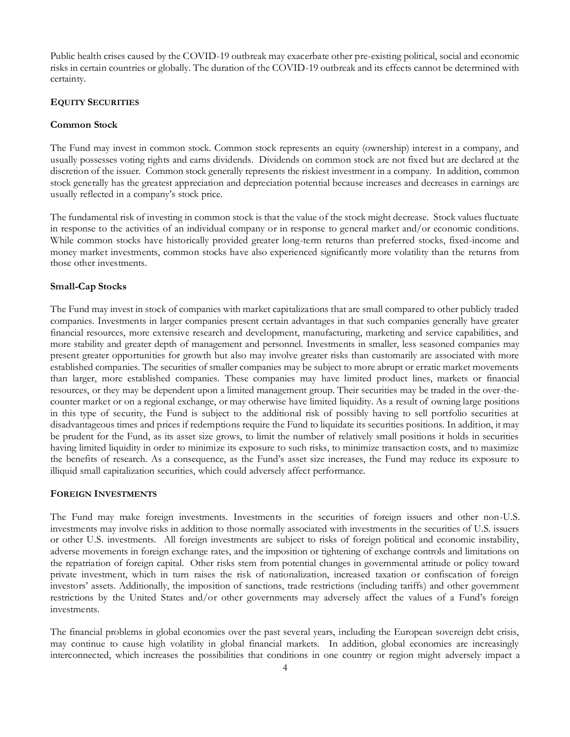Public health crises caused by the COVID-19 outbreak may exacerbate other pre-existing political, social and economic risks in certain countries or globally. The duration of the COVID-19 outbreak and its effects cannot be determined with certainty.

## EQUITY SECURITIES

### Common Stock

The Fund may invest in common stock. Common stock represents an equity (ownership) interest in a company, and usually possesses voting rights and earns dividends. Dividends on common stock are not fixed but are declared at the discretion of the issuer. Common stock generally represents the riskiest investment in a company. In addition, common stock generally has the greatest appreciation and depreciation potential because increases and decreases in earnings are usually reflected in a company's stock price.

The fundamental risk of investing in common stock is that the value of the stock might decrease. Stock values fluctuate in response to the activities of an individual company or in response to general market and/or economic conditions. While common stocks have historically provided greater long-term returns than preferred stocks, fixed-income and money market investments, common stocks have also experienced significantly more volatility than the returns from those other investments.

### Small-Cap Stocks

The Fund may invest in stock of companies with market capitalizations that are small compared to other publicly traded companies. Investments in larger companies present certain advantages in that such companies generally have greater financial resources, more extensive research and development, manufacturing, marketing and service capabilities, and more stability and greater depth of management and personnel. Investments in smaller, less seasoned companies may present greater opportunities for growth but also may involve greater risks than customarily are associated with more established companies. The securities of smaller companies may be subject to more abrupt or erratic market movements than larger, more established companies. These companies may have limited product lines, markets or financial resources, or they may be dependent upon a limited management group. Their securities may be traded in the over-the-counter market or on a regional exchange, or may otherwise have limited liquidity. As a result of owning large positions in this type of security, the Fund is subject to the additional risk of possibly having to sell portfolio securities at disadvantageous times and prices if redemptions require the Fund to liquidate its securities positions. In addition, it may be prudent for the Fund, as its asset size grows, to limit the number of relatively small positions it holds in securities having limited liquidity in order to minimize its exposure to such risks, to minimize transaction costs, and to maximize the benefits of research. As a consequence, as the Fund's asset size increases, the Fund may reduce its exposure to illiquid small capitalization securities, which could adversely affect performance.

## FOREIGN INVESTMENTS

The Fund may make foreign investments. Investments in the securities of foreign issuers and other non-U.S. investments may involve risks in addition to those normally associated with investments in the securities of U.S. issuers or other U.S. investments. All foreign investments are subject to risks of foreign political and economic instability, adverse movements in foreign exchange rates, and the imposition or tightening of exchange controls and limitations on the repatriation of foreign capital. Other risks stem from potential changes in governmental attitude or policy toward private investment, which in turn raises the risk of nationalization, increased taxation or confiscation of foreign investors' assets. Additionally, the imposition of sanctions, trade restrictions (including tariffs) and other government restrictions by the United States and/or other governments may adversely affect the values of a Fund's foreign investments.

The financial problems in global economies over the past several years, including the European sovereign debt crisis, may continue to cause high volatility in global financial markets. In addition, global economies are increasingly interconnected, which increases the possibilities that conditions in one country or region might adversely impact a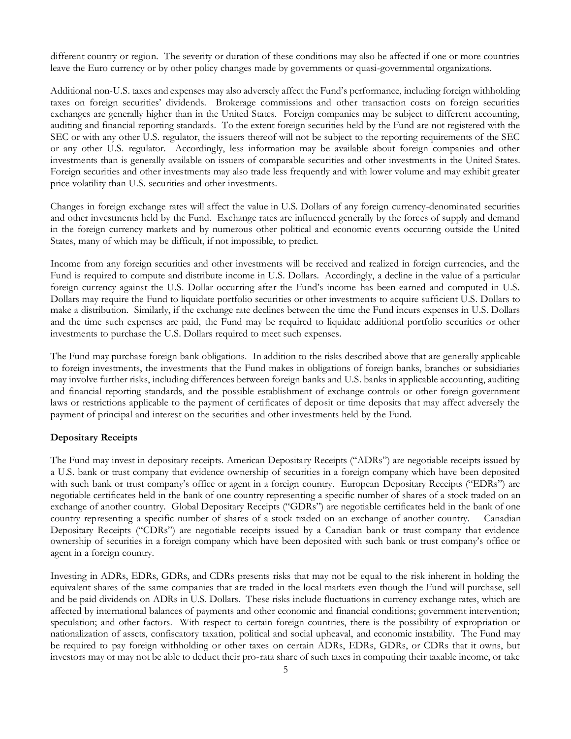different country or region. The severity or duration of these conditions may also be affected if one or more countries leave the Euro currency or by other policy changes made by governments or quasi-governmental organizations.

Additional non-U.S. taxes and expenses may also adversely affect the Fund's performance, including foreign withholding taxes on foreign securities' dividends. Brokerage commissions and other transaction costs on foreign securities exchanges are generally higher than in the United States. Foreign companies may be subject to different accounting, auditing and financial reporting standards. To the extent foreign securities held by the Fund are not registered with the SEC or with any other U.S. regulator, the issuers thereof will not be subject to the reporting requirements of the SEC or any other U.S. regulator. Accordingly, less information may be available about foreign companies and other investments than is generally available on issuers of comparable securities and other investments in the United States. Foreign securities and other investments may also trade less frequently and with lower volume and may exhibit greater price volatility than U.S. securities and other investments.

Changes in foreign exchange rates will affect the value in U.S. Dollars of any foreign currency-denominated securities and other investments held by the Fund. Exchange rates are influenced generally by the forces of supply and demand in the foreign currency markets and by numerous other political and economic events occurring outside the United States, many of which may be difficult, if not impossible, to predict.

Income from any foreign securities and other investments will be received and realized in foreign currencies, and the Fund is required to compute and distribute income in U.S. Dollars. Accordingly, a decline in the value of a particular foreign currency against the U.S. Dollar occurring after the Fund's income has been earned and computed in U.S. Dollars may require the Fund to liquidate portfolio securities or other investments to acquire sufficient U.S. Dollars to make a distribution. Similarly, if the exchange rate declines between the time the Fund incurs expenses in U.S. Dollars and the time such expenses are paid, the Fund may be required to liquidate additional portfolio securities or other investments to purchase the U.S. Dollars required to meet such expenses.

The Fund may purchase foreign bank obligations. In addition to the risks described above that are generally applicable to foreign investments, the investments that the Fund makes in obligations of foreign banks, branches or subsidiaries may involve further risks, including differences between foreign banks and U.S. banks in applicable accounting, auditing and financial reporting standards, and the possible establishment of exchange controls or other foreign government laws or restrictions applicable to the payment of certificates of deposit or time deposits that may affect adversely the payment of principal and interest on the securities and other investments held by the Fund.

**Depositary Receipts**

The Fund may invest in depositary receipts. American Depositary Receipts ("ADRs") are negotiable receipts issued by a U.S. bank or trust company that evidence ownership of securities in a foreign company which have been deposited with such bank or trust company's office or agent in a foreign country. European Depositary Receipts ("EDRs") are negotiable certificates held in the bank of one country representing a specific number of shares of a stock traded on an exchange of another country. Global Depositary Receipts ("GDRs") are negotiable certificates held in the bank of one country representing a specific number of shares of a stock traded on an exchange of another country. Canadian Depositary Receipts ("CDRs") are negotiable receipts issued by a Canadian bank or trust company that evidence ownership of securities in a foreign company which have been deposited with such bank or trust company's office or agent in a foreign country.

Investing in ADRs, EDRs, GDRs, and CDRs presents risks that may not be equal to the risk inherent in holding the equivalent shares of the same companies that are traded in the local markets even though the Fund will purchase, sell and be paid dividends on ADRs in U.S. Dollars. These risks include fluctuations in currency exchange rates, which are affected by international balances of payments and other economic and financial conditions; government intervention; speculation; and other factors. With respect to certain foreign countries, there is the possibility of expropriation or nationalization of assets, confiscatory taxation, political and social upheaval, and economic instability. The Fund may be required to pay foreign withholding or other taxes on certain ADRs, EDRs, GDRs, or CDRs that it owns, but investors may or may not be able to deduct their pro-rata share of such taxes in computing their taxable income, or take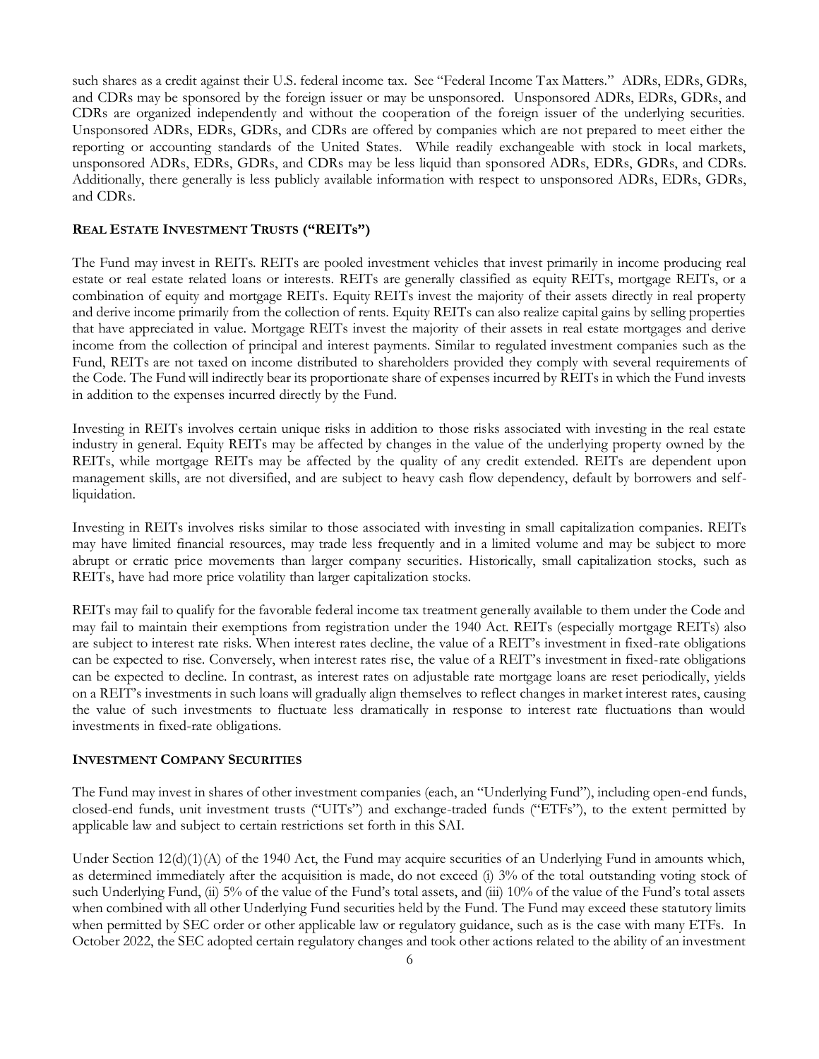such shares as a credit against their U.S. federal income tax. See "Federal Income Tax Matters." ADRs, EDRs, GDRs, and CDRs may be sponsored by the foreign issuer or may be unsponsored. Unsponsored ADRs, EDRs, GDRs, and CDRs are organized independently and without the cooperation of the foreign issuer of the underlying securities. Unsponsored ADRs, EDRs, GDRs, and CDRs are offered by companies which are not prepared to meet either the reporting or accounting standards of the United States. While readily exchangeable with stock in local markets, unsponsored ADRs, EDRs, GDRs, and CDRs may be less liquid than sponsored ADRs, EDRs, GDRs, and CDRs. Additionally, there generally is less publicly available information with respect to unsponsored ADRs, EDRs, GDRs, and CDRs.

### REAL ESTATE INVESTMENT TRUSTS ("REITs")

The Fund may invest in REITs. REITs are pooled investment vehicles that invest primarily in income producing real estate or real estate related loans or interests. REITs are generally classified as equity REITs, mortgage REITs, or a combination of equity and mortgage REITs. Equity REITs invest the majority of their assets directly in real property and derive income primarily from the collection of rents. Equity REITs can also realize capital gains by selling properties that have appreciated in value. Mortgage REITs invest the majority of their assets in real estate mortgages and derive income from the collection of principal and interest payments. Similar to regulated investment companies such as the Fund, REITs are not taxed on income distributed to shareholders provided they comply with several requirements of the Code. The Fund will indirectly bear its proportionate share of expenses incurred by REITs in which the Fund invests in addition to the expenses incurred directly by the Fund.

Investing in REITs involves certain unique risks in addition to those risks associated with investing in the real estate industry in general. Equity REITs may be affected by changes in the value of the underlying property owned by the REITs, while mortgage REITs may be affected by the quality of any credit extended. REITs are dependent upon management skills, are not diversified, and are subject to heavy cash flow dependency, default by borrowers and self-liquidation.

Investing in REITs involves risks similar to those associated with investing in small capitalization companies. REITs may have limited financial resources, may trade less frequently and in a limited volume and may be subject to more abrupt or erratic price movements than larger company securities. Historically, small capitalization stocks, such as REITs, have had more price volatility than larger capitalization stocks.

REITs may fail to qualify for the favorable federal income tax treatment generally available to them under the Code and may fail to maintain their exemptions from registration under the 1940 Act. REITs (especially mortgage REITs) also are subject to interest rate risks. When interest rates decline, the value of a REIT's investment in fixed-rate obligations can be expected to rise. Conversely, when interest rates rise, the value of a REIT's investment in fixed-rate obligations can be expected to decline. In contrast, as interest rates on adjustable rate mortgage loans are reset periodically, yields on a REIT's investments in such loans will gradually align themselves to reflect changes in market interest rates, causing the value of such investments to fluctuate less dramatically in response to interest rate fluctuations than would investments in fixed-rate obligations.

### INVESTMENT COMPANY SECURITIES

The Fund may invest in shares of other investment companies (each, an "Underlying Fund"), including open-end funds, closed-end funds, unit investment trusts ("UITs") and exchange-traded funds ("ETFs"), to the extent permitted by applicable law and subject to certain restrictions set forth in this SAI.

Under Section 12(d)(1)(A) of the 1940 Act, the Fund may acquire securities of an Underlying Fund in amounts which, as determined immediately after the acquisition is made, do not exceed (i) 3% of the total outstanding voting stock of such Underlying Fund, (ii) 5% of the value of the Fund's total assets, and (iii) 10% of the value of the Fund's total assets when combined with all other Underlying Fund securities held by the Fund. The Fund may exceed these statutory limits when permitted by SEC order or other applicable law or regulatory guidance, such as is the case with many ETFs. In October 2022, the SEC adopted certain regulatory changes and took other actions related to the ability of an investment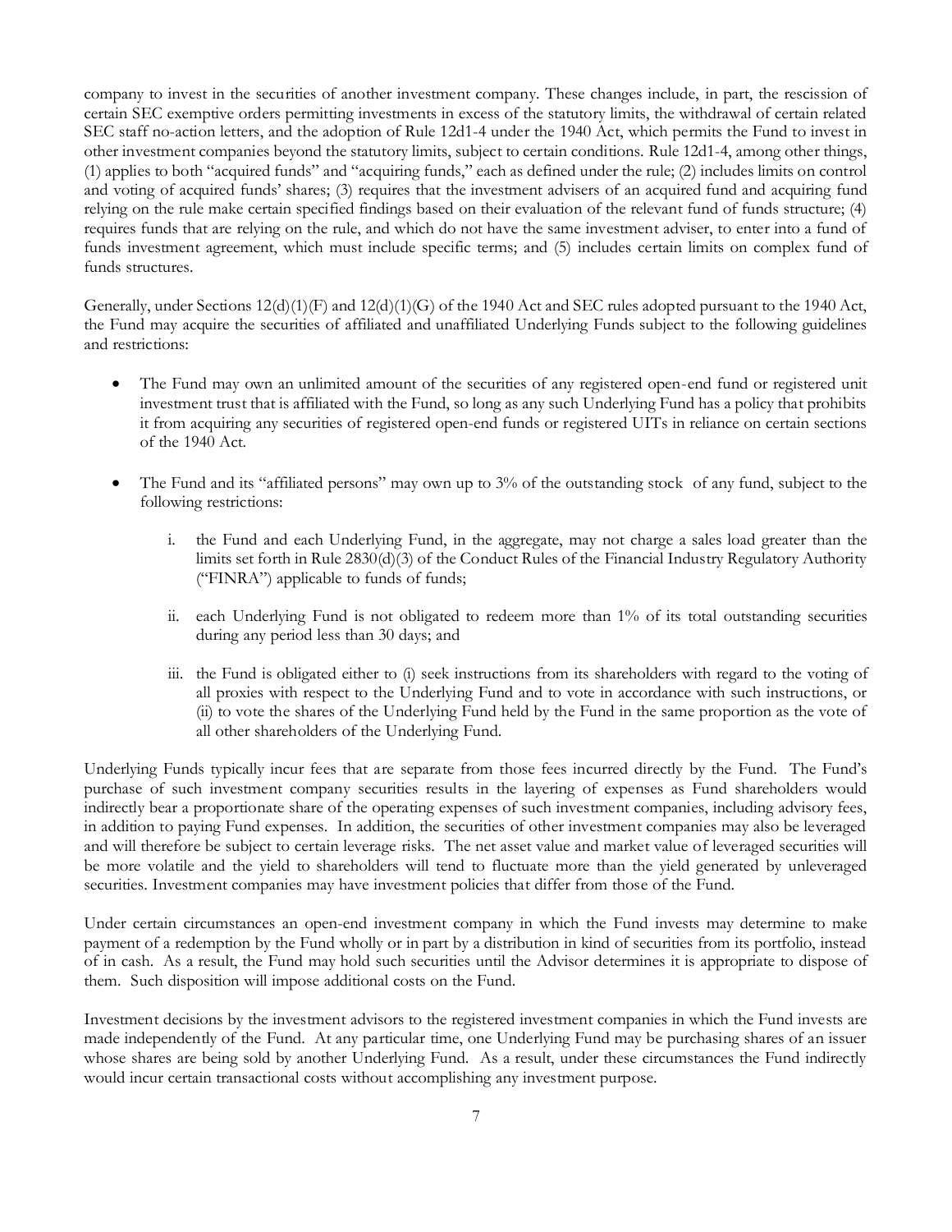company to invest in the securities of another investment company. These changes include, in part, the rescission of certain SEC exemptive orders permitting investments in excess of the statutory limits, the withdrawal of certain related SEC staff no-action letters, and the adoption of Rule 12d1-4 under the 1940 Act, which permits the Fund to invest in other investment companies beyond the statutory limits, subject to certain conditions. Rule 12d1-4, among other things, (1) applies to both "acquired funds" and "acquiring funds," each as defined under the rule; (2) includes limits on control and voting of acquired funds' shares; (3) requires that the investment advisers of an acquired fund and acquiring fund relying on the rule make certain specified findings based on their evaluation of the relevant fund of funds structure; (4) requires funds that are relying on the rule, and which do not have the same investment adviser, to enter into a fund of funds investment agreement, which must include specific terms; and (5) includes certain limits on complex fund of funds structures.

Generally, under Sections 12(d)(1)(F) and 12(d)(1)(G) of the 1940 Act and SEC rules adopted pursuant to the 1940 Act, the Fund may acquire the securities of affiliated and unaffiliated Underlying Funds subject to the following guidelines and restrictions:

- The Fund may own an unlimited amount of the securities of any registered open-end fund or registered unit investment trust that is affiliated with the Fund, so long as any such Underlying Fund has a policy that prohibits it from acquiring any securities of registered open-end funds or registered UITs in reliance on certain sections of the 1940 Act.

- The Fund and its "affiliated persons" may own up to 3% of the outstanding stock of any fund, subject to the following restrictions:

  i. the Fund and each Underlying Fund, in the aggregate, may not charge a sales load greater than the limits set forth in Rule 2830(d)(3) of the Conduct Rules of the Financial Industry Regulatory Authority ("FINRA") applicable to funds of funds;

  ii. each Underlying Fund is not obligated to redeem more than 1% of its total outstanding securities during any period less than 30 days; and

  iii. the Fund is obligated either to (i) seek instructions from its shareholders with regard to the voting of all proxies with respect to the Underlying Fund and to vote in accordance with such instructions, or (ii) to vote the shares of the Underlying Fund held by the Fund in the same proportion as the vote of all other shareholders of the Underlying Fund.

Underlying Funds typically incur fees that are separate from those fees incurred directly by the Fund. The Fund's purchase of such investment company securities results in the layering of expenses as Fund shareholders would indirectly bear a proportionate share of the operating expenses of such investment companies, including advisory fees, in addition to paying Fund expenses. In addition, the securities of other investment companies may also be leveraged and will therefore be subject to certain leverage risks. The net asset value and market value of leveraged securities will be more volatile and the yield to shareholders will tend to fluctuate more than the yield generated by unleveraged securities. Investment companies may have investment policies that differ from those of the Fund.

Under certain circumstances an open-end investment company in which the Fund invests may determine to make payment of a redemption by the Fund wholly or in part by a distribution in kind of securities from its portfolio, instead of in cash. As a result, the Fund may hold such securities until the Advisor determines it is appropriate to dispose of them. Such disposition will impose additional costs on the Fund.

Investment decisions by the investment advisors to the registered investment companies in which the Fund invests are made independently of the Fund. At any particular time, one Underlying Fund may be purchasing shares of an issuer whose shares are being sold by another Underlying Fund. As a result, under these circumstances the Fund indirectly would incur certain transactional costs without accomplishing any investment purpose.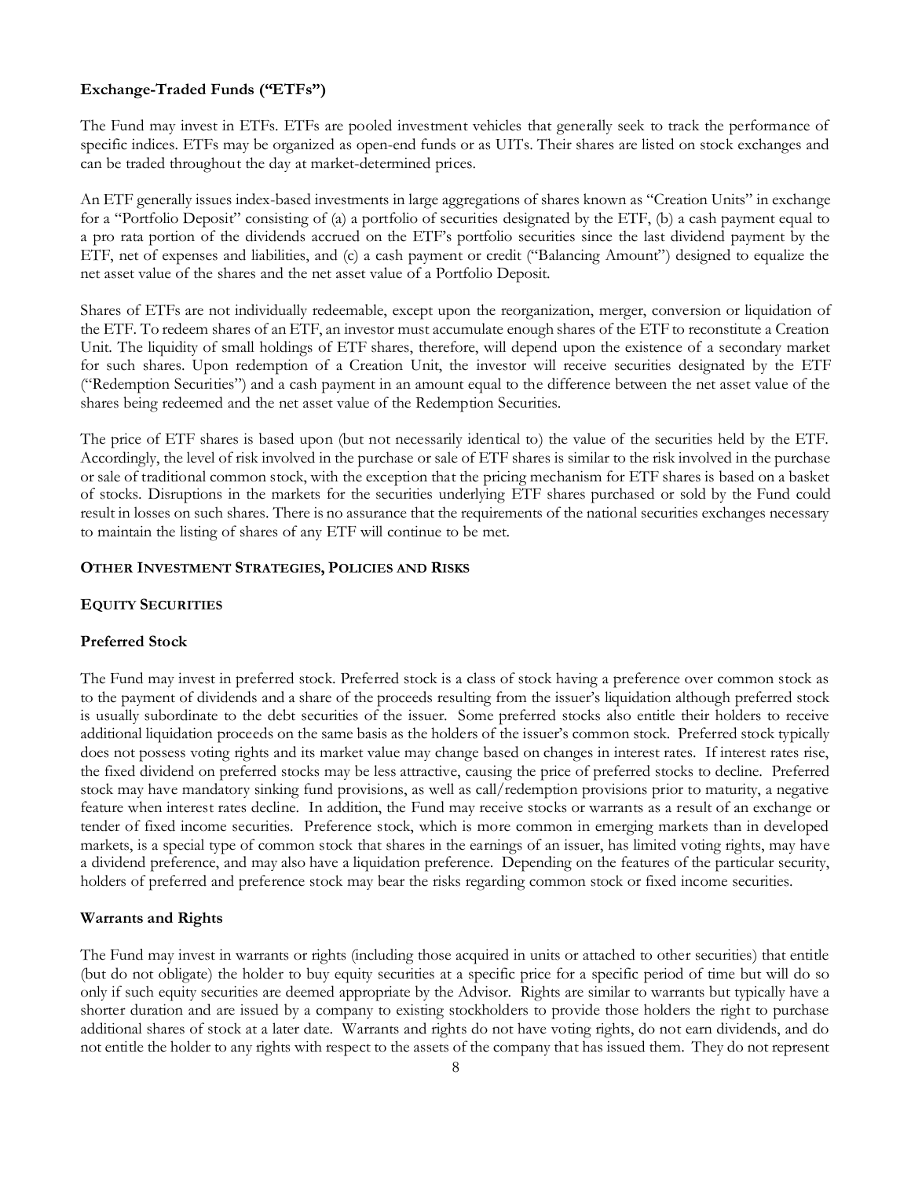### Exchange-Traded Funds ("ETFs")

The Fund may invest in ETFs. ETFs are pooled investment vehicles that generally seek to track the performance of specific indices. ETFs may be organized as open-end funds or as UITs. Their shares are listed on stock exchanges and can be traded throughout the day at market-determined prices.

An ETF generally issues index-based investments in large aggregations of shares known as "Creation Units" in exchange for a "Portfolio Deposit" consisting of (a) a portfolio of securities designated by the ETF, (b) a cash payment equal to a pro rata portion of the dividends accrued on the ETF's portfolio securities since the last dividend payment by the ETF, net of expenses and liabilities, and (c) a cash payment or credit ("Balancing Amount") designed to equalize the net asset value of the shares and the net asset value of a Portfolio Deposit.

Shares of ETFs are not individually redeemable, except upon the reorganization, merger, conversion or liquidation of the ETF. To redeem shares of an ETF, an investor must accumulate enough shares of the ETF to reconstitute a Creation Unit. The liquidity of small holdings of ETF shares, therefore, will depend upon the existence of a secondary market for such shares. Upon redemption of a Creation Unit, the investor will receive securities designated by the ETF ("Redemption Securities") and a cash payment in an amount equal to the difference between the net asset value of the shares being redeemed and the net asset value of the Redemption Securities.

The price of ETF shares is based upon (but not necessarily identical to) the value of the securities held by the ETF. Accordingly, the level of risk involved in the purchase or sale of ETF shares is similar to the risk involved in the purchase or sale of traditional common stock, with the exception that the pricing mechanism for ETF shares is based on a basket of stocks. Disruptions in the markets for the securities underlying ETF shares purchased or sold by the Fund could result in losses on such shares. There is no assurance that the requirements of the national securities exchanges necessary to maintain the listing of shares of any ETF will continue to be met.

## OTHER INVESTMENT STRATEGIES, POLICIES AND RISKS

## EQUITY SECURITIES

### Preferred Stock

The Fund may invest in preferred stock. Preferred stock is a class of stock having a preference over common stock as to the payment of dividends and a share of the proceeds resulting from the issuer's liquidation although preferred stock is usually subordinate to the debt securities of the issuer. Some preferred stocks also entitle their holders to receive additional liquidation proceeds on the same basis as the holders of the issuer's common stock. Preferred stock typically does not possess voting rights and its market value may change based on changes in interest rates. If interest rates rise, the fixed dividend on preferred stocks may be less attractive, causing the price of preferred stocks to decline. Preferred stock may have mandatory sinking fund provisions, as well as call/redemption provisions prior to maturity, a negative feature when interest rates decline. In addition, the Fund may receive stocks or warrants as a result of an exchange or tender of fixed income securities. Preference stock, which is more common in emerging markets than in developed markets, is a special type of common stock that shares in the earnings of an issuer, has limited voting rights, may have a dividend preference, and may also have a liquidation preference. Depending on the features of the particular security, holders of preferred and preference stock may bear the risks regarding common stock or fixed income securities.

### Warrants and Rights

The Fund may invest in warrants or rights (including those acquired in units or attached to other securities) that entitle (but do not obligate) the holder to buy equity securities at a specific price for a specific period of time but will do so only if such equity securities are deemed appropriate by the Advisor. Rights are similar to warrants but typically have a shorter duration and are issued by a company to existing stockholders to provide those holders the right to purchase additional shares of stock at a later date. Warrants and rights do not have voting rights, do not earn dividends, and do not entitle the holder to any rights with respect to the assets of the company that has issued them. They do not represent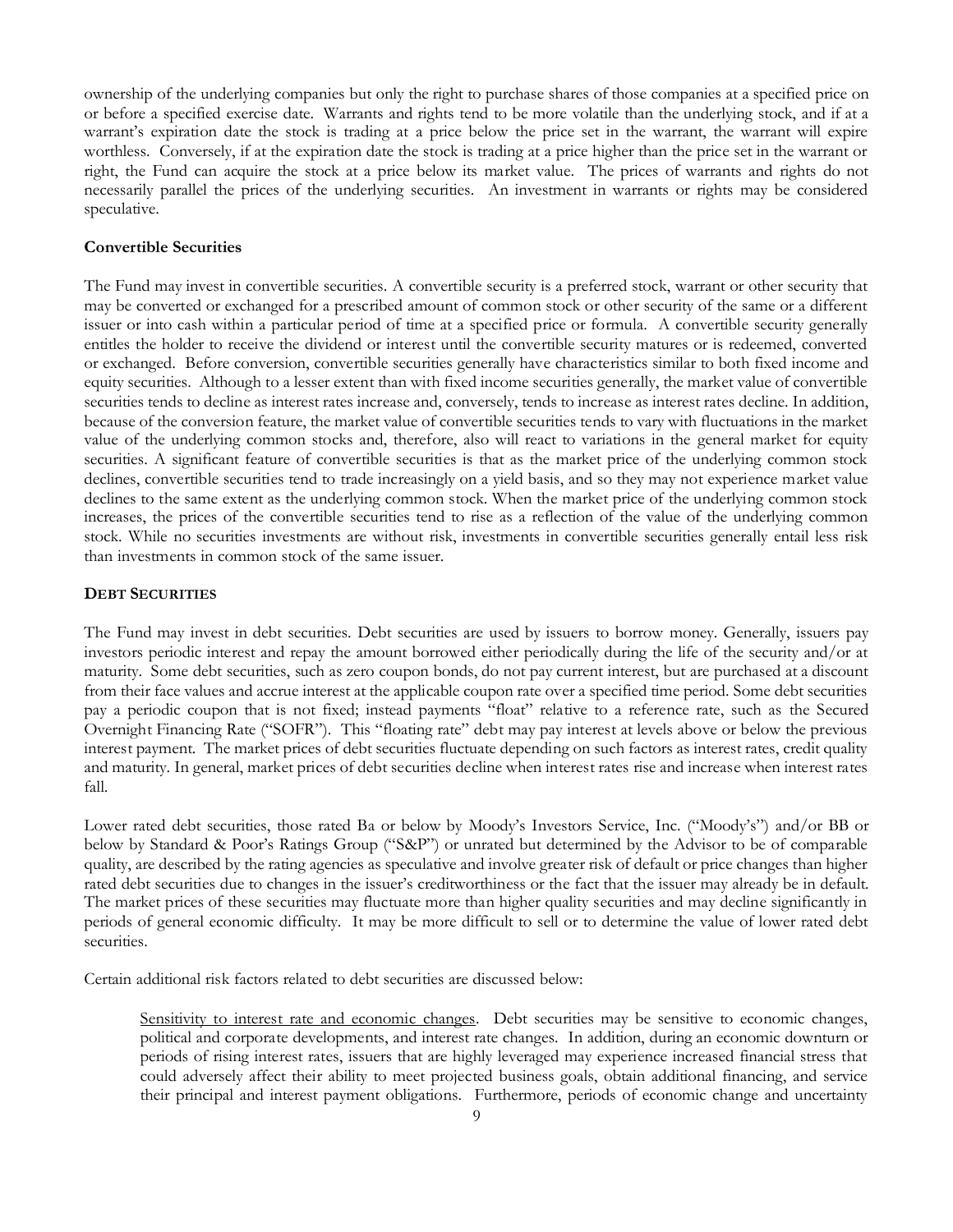ownership of the underlying companies but only the right to purchase shares of those companies at a specified price on or before a specified exercise date. Warrants and rights tend to be more volatile than the underlying stock, and if at a warrant's expiration date the stock is trading at a price below the price set in the warrant, the warrant will expire worthless. Conversely, if at the expiration date the stock is trading at a price higher than the price set in the warrant or right, the Fund can acquire the stock at a price below its market value. The prices of warrants and rights do not necessarily parallel the prices of the underlying securities. An investment in warrants or rights may be considered speculative.

**Convertible Securities**

The Fund may invest in convertible securities. A convertible security is a preferred stock, warrant or other security that may be converted or exchanged for a prescribed amount of common stock or other security of the same or a different issuer or into cash within a particular period of time at a specified price or formula. A convertible security generally entitles the holder to receive the dividend or interest until the convertible security matures or is redeemed, converted or exchanged. Before conversion, convertible securities generally have characteristics similar to both fixed income and equity securities. Although to a lesser extent than with fixed income securities generally, the market value of convertible securities tends to decline as interest rates increase and, conversely, tends to increase as interest rates decline. In addition, because of the conversion feature, the market value of convertible securities tends to vary with fluctuations in the market value of the underlying common stocks and, therefore, also will react to variations in the general market for equity securities. A significant feature of convertible securities is that as the market price of the underlying common stock declines, convertible securities tend to trade increasingly on a yield basis, and so they may not experience market value declines to the same extent as the underlying common stock. When the market price of the underlying common stock increases, the prices of the convertible securities tend to rise as a reflection of the value of the underlying common stock. While no securities investments are without risk, investments in convertible securities generally entail less risk than investments in common stock of the same issuer.

**DEBT SECURITIES**

The Fund may invest in debt securities. Debt securities are used by issuers to borrow money. Generally, issuers pay investors periodic interest and repay the amount borrowed either periodically during the life of the security and/or at maturity. Some debt securities, such as zero coupon bonds, do not pay current interest, but are purchased at a discount from their face values and accrue interest at the applicable coupon rate over a specified time period. Some debt securities pay a periodic coupon that is not fixed; instead payments "float" relative to a reference rate, such as the Secured Overnight Financing Rate ("SOFR"). This "floating rate" debt may pay interest at levels above or below the previous interest payment. The market prices of debt securities fluctuate depending on such factors as interest rates, credit quality and maturity. In general, market prices of debt securities decline when interest rates rise and increase when interest rates fall.

Lower rated debt securities, those rated Ba or below by Moody's Investors Service, Inc. ("Moody's") and/or BB or below by Standard & Poor's Ratings Group ("S&P") or unrated but determined by the Advisor to be of comparable quality, are described by the rating agencies as speculative and involve greater risk of default or price changes than higher rated debt securities due to changes in the issuer's creditworthiness or the fact that the issuer may already be in default. The market prices of these securities may fluctuate more than higher quality securities and may decline significantly in periods of general economic difficulty. It may be more difficult to sell or to determine the value of lower rated debt securities.

Certain additional risk factors related to debt securities are discussed below:

> Sensitivity to interest rate and economic changes. Debt securities may be sensitive to economic changes, political and corporate developments, and interest rate changes. In addition, during an economic downturn or periods of rising interest rates, issuers that are highly leveraged may experience increased financial stress that could adversely affect their ability to meet projected business goals, obtain additional financing, and service their principal and interest payment obligations. Furthermore, periods of economic change and uncertainty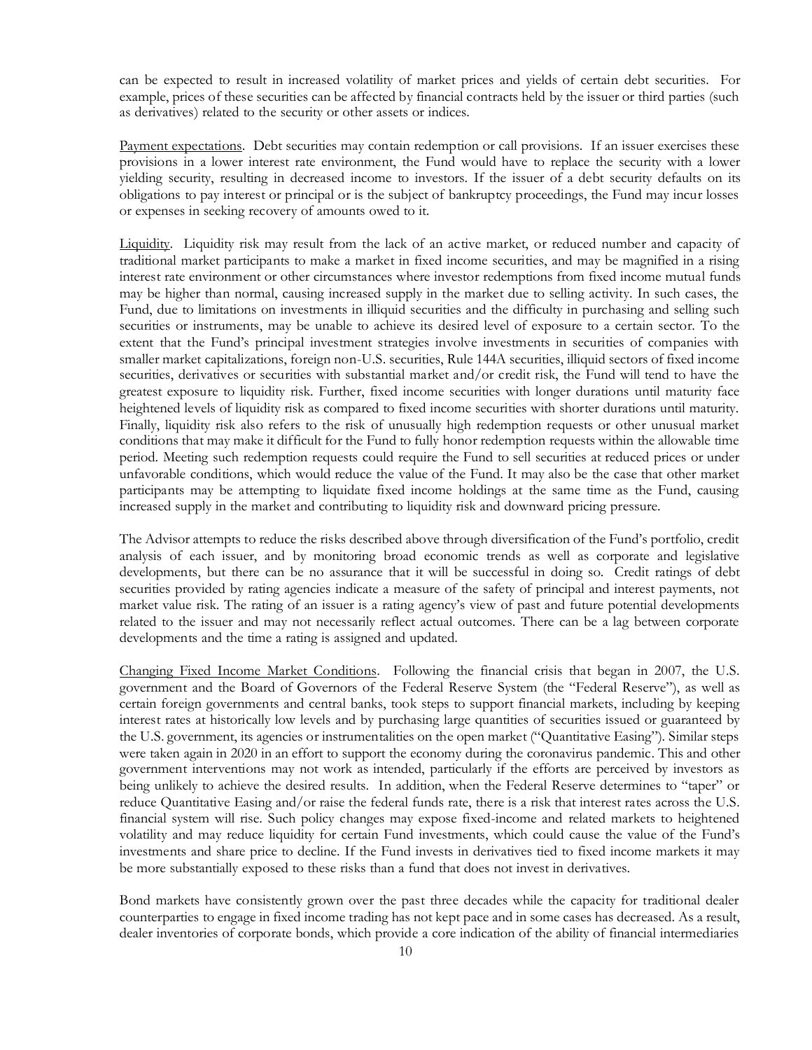can be expected to result in increased volatility of market prices and yields of certain debt securities. For example, prices of these securities can be affected by financial contracts held by the issuer or third parties (such as derivatives) related to the security or other assets or indices.

Payment expectations. Debt securities may contain redemption or call provisions. If an issuer exercises these provisions in a lower interest rate environment, the Fund would have to replace the security with a lower yielding security, resulting in decreased income to investors. If the issuer of a debt security defaults on its obligations to pay interest or principal or is the subject of bankruptcy proceedings, the Fund may incur losses or expenses in seeking recovery of amounts owed to it.

Liquidity. Liquidity risk may result from the lack of an active market, or reduced number and capacity of traditional market participants to make a market in fixed income securities, and may be magnified in a rising interest rate environment or other circumstances where investor redemptions from fixed income mutual funds may be higher than normal, causing increased supply in the market due to selling activity. In such cases, the Fund, due to limitations on investments in illiquid securities and the difficulty in purchasing and selling such securities or instruments, may be unable to achieve its desired level of exposure to a certain sector. To the extent that the Fund's principal investment strategies involve investments in securities of companies with smaller market capitalizations, foreign non-U.S. securities, Rule 144A securities, illiquid sectors of fixed income securities, derivatives or securities with substantial market and/or credit risk, the Fund will tend to have the greatest exposure to liquidity risk. Further, fixed income securities with longer durations until maturity face heightened levels of liquidity risk as compared to fixed income securities with shorter durations until maturity. Finally, liquidity risk also refers to the risk of unusually high redemption requests or other unusual market conditions that may make it difficult for the Fund to fully honor redemption requests within the allowable time period. Meeting such redemption requests could require the Fund to sell securities at reduced prices or under unfavorable conditions, which would reduce the value of the Fund. It may also be the case that other market participants may be attempting to liquidate fixed income holdings at the same time as the Fund, causing increased supply in the market and contributing to liquidity risk and downward pricing pressure.

The Advisor attempts to reduce the risks described above through diversification of the Fund's portfolio, credit analysis of each issuer, and by monitoring broad economic trends as well as corporate and legislative developments, but there can be no assurance that it will be successful in doing so. Credit ratings of debt securities provided by rating agencies indicate a measure of the safety of principal and interest payments, not market value risk. The rating of an issuer is a rating agency's view of past and future potential developments related to the issuer and may not necessarily reflect actual outcomes. There can be a lag between corporate developments and the time a rating is assigned and updated.

Changing Fixed Income Market Conditions. Following the financial crisis that began in 2007, the U.S. government and the Board of Governors of the Federal Reserve System (the "Federal Reserve"), as well as certain foreign governments and central banks, took steps to support financial markets, including by keeping interest rates at historically low levels and by purchasing large quantities of securities issued or guaranteed by the U.S. government, its agencies or instrumentalities on the open market ("Quantitative Easing"). Similar steps were taken again in 2020 in an effort to support the economy during the coronavirus pandemic. This and other government interventions may not work as intended, particularly if the efforts are perceived by investors as being unlikely to achieve the desired results. In addition, when the Federal Reserve determines to "taper" or reduce Quantitative Easing and/or raise the federal funds rate, there is a risk that interest rates across the U.S. financial system will rise. Such policy changes may expose fixed-income and related markets to heightened volatility and may reduce liquidity for certain Fund investments, which could cause the value of the Fund's investments and share price to decline. If the Fund invests in derivatives tied to fixed income markets it may be more substantially exposed to these risks than a fund that does not invest in derivatives.

Bond markets have consistently grown over the past three decades while the capacity for traditional dealer counterparties to engage in fixed income trading has not kept pace and in some cases has decreased. As a result, dealer inventories of corporate bonds, which provide a core indication of the ability of financial intermediaries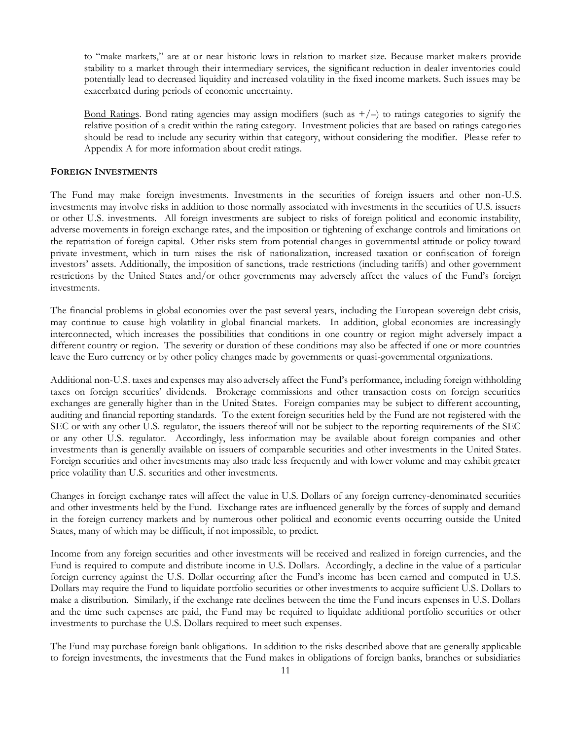to "make markets," are at or near historic lows in relation to market size. Because market makers provide stability to a market through their intermediary services, the significant reduction in dealer inventories could potentially lead to decreased liquidity and increased volatility in the fixed income markets. Such issues may be exacerbated during periods of economic uncertainty.

Bond Ratings. Bond rating agencies may assign modifiers (such as +/–) to ratings categories to signify the relative position of a credit within the rating category. Investment policies that are based on ratings categories should be read to include any security within that category, without considering the modifier. Please refer to Appendix A for more information about credit ratings.

**FOREIGN INVESTMENTS**

The Fund may make foreign investments. Investments in the securities of foreign issuers and other non-U.S. investments may involve risks in addition to those normally associated with investments in the securities of U.S. issuers or other U.S. investments. All foreign investments are subject to risks of foreign political and economic instability, adverse movements in foreign exchange rates, and the imposition or tightening of exchange controls and limitations on the repatriation of foreign capital. Other risks stem from potential changes in governmental attitude or policy toward private investment, which in turn raises the risk of nationalization, increased taxation or confiscation of foreign investors' assets. Additionally, the imposition of sanctions, trade restrictions (including tariffs) and other government restrictions by the United States and/or other governments may adversely affect the values of the Fund's foreign investments.

The financial problems in global economies over the past several years, including the European sovereign debt crisis, may continue to cause high volatility in global financial markets. In addition, global economies are increasingly interconnected, which increases the possibilities that conditions in one country or region might adversely impact a different country or region. The severity or duration of these conditions may also be affected if one or more countries leave the Euro currency or by other policy changes made by governments or quasi-governmental organizations.

Additional non-U.S. taxes and expenses may also adversely affect the Fund's performance, including foreign withholding taxes on foreign securities' dividends. Brokerage commissions and other transaction costs on foreign securities exchanges are generally higher than in the United States. Foreign companies may be subject to different accounting, auditing and financial reporting standards. To the extent foreign securities held by the Fund are not registered with the SEC or with any other U.S. regulator, the issuers thereof will not be subject to the reporting requirements of the SEC or any other U.S. regulator. Accordingly, less information may be available about foreign companies and other investments than is generally available on issuers of comparable securities and other investments in the United States. Foreign securities and other investments may also trade less frequently and with lower volume and may exhibit greater price volatility than U.S. securities and other investments.

Changes in foreign exchange rates will affect the value in U.S. Dollars of any foreign currency-denominated securities and other investments held by the Fund. Exchange rates are influenced generally by the forces of supply and demand in the foreign currency markets and by numerous other political and economic events occurring outside the United States, many of which may be difficult, if not impossible, to predict.

Income from any foreign securities and other investments will be received and realized in foreign currencies, and the Fund is required to compute and distribute income in U.S. Dollars. Accordingly, a decline in the value of a particular foreign currency against the U.S. Dollar occurring after the Fund's income has been earned and computed in U.S. Dollars may require the Fund to liquidate portfolio securities or other investments to acquire sufficient U.S. Dollars to make a distribution. Similarly, if the exchange rate declines between the time the Fund incurs expenses in U.S. Dollars and the time such expenses are paid, the Fund may be required to liquidate additional portfolio securities or other investments to purchase the U.S. Dollars required to meet such expenses.

The Fund may purchase foreign bank obligations. In addition to the risks described above that are generally applicable to foreign investments, the investments that the Fund makes in obligations of foreign banks, branches or subsidiaries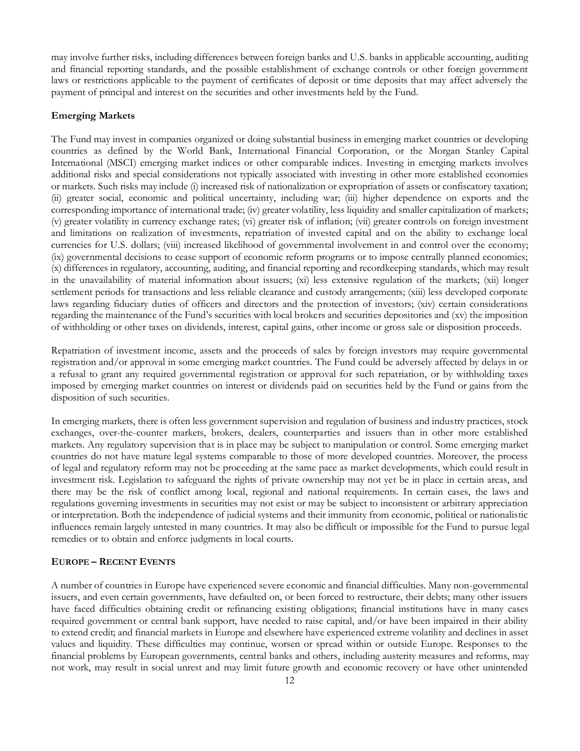may involve further risks, including differences between foreign banks and U.S. banks in applicable accounting, auditing and financial reporting standards, and the possible establishment of exchange controls or other foreign government laws or restrictions applicable to the payment of certificates of deposit or time deposits that may affect adversely the payment of principal and interest on the securities and other investments held by the Fund.

**Emerging Markets**

The Fund may invest in companies organized or doing substantial business in emerging market countries or developing countries as defined by the World Bank, International Financial Corporation, or the Morgan Stanley Capital International (MSCI) emerging market indices or other comparable indices. Investing in emerging markets involves additional risks and special considerations not typically associated with investing in other more established economies or markets. Such risks may include (i) increased risk of nationalization or expropriation of assets or confiscatory taxation; (ii) greater social, economic and political uncertainty, including war; (iii) higher dependence on exports and the corresponding importance of international trade; (iv) greater volatility, less liquidity and smaller capitalization of markets; (v) greater volatility in currency exchange rates; (vi) greater risk of inflation; (vii) greater controls on foreign investment and limitations on realization of investments, repatriation of invested capital and on the ability to exchange local currencies for U.S. dollars; (viii) increased likelihood of governmental involvement in and control over the economy; (ix) governmental decisions to cease support of economic reform programs or to impose centrally planned economies; (x) differences in regulatory, accounting, auditing, and financial reporting and recordkeeping standards, which may result in the unavailability of material information about issuers; (xi) less extensive regulation of the markets; (xii) longer settlement periods for transactions and less reliable clearance and custody arrangements; (xiii) less developed corporate laws regarding fiduciary duties of officers and directors and the protection of investors; (xiv) certain considerations regarding the maintenance of the Fund's securities with local brokers and securities depositories and (xv) the imposition of withholding or other taxes on dividends, interest, capital gains, other income or gross sale or disposition proceeds.

Repatriation of investment income, assets and the proceeds of sales by foreign investors may require governmental registration and/or approval in some emerging market countries. The Fund could be adversely affected by delays in or a refusal to grant any required governmental registration or approval for such repatriation, or by withholding taxes imposed by emerging market countries on interest or dividends paid on securities held by the Fund or gains from the disposition of such securities.

In emerging markets, there is often less government supervision and regulation of business and industry practices, stock exchanges, over-the-counter markets, brokers, dealers, counterparties and issuers than in other more established markets. Any regulatory supervision that is in place may be subject to manipulation or control. Some emerging market countries do not have mature legal systems comparable to those of more developed countries. Moreover, the process of legal and regulatory reform may not be proceeding at the same pace as market developments, which could result in investment risk. Legislation to safeguard the rights of private ownership may not yet be in place in certain areas, and there may be the risk of conflict among local, regional and national requirements. In certain cases, the laws and regulations governing investments in securities may not exist or may be subject to inconsistent or arbitrary appreciation or interpretation. Both the independence of judicial systems and their immunity from economic, political or nationalistic influences remain largely untested in many countries. It may also be difficult or impossible for the Fund to pursue legal remedies or to obtain and enforce judgments in local courts.

**EUROPE – RECENT EVENTS**

A number of countries in Europe have experienced severe economic and financial difficulties. Many non-governmental issuers, and even certain governments, have defaulted on, or been forced to restructure, their debts; many other issuers have faced difficulties obtaining credit or refinancing existing obligations; financial institutions have in many cases required government or central bank support, have needed to raise capital, and/or have been impaired in their ability to extend credit; and financial markets in Europe and elsewhere have experienced extreme volatility and declines in asset values and liquidity. These difficulties may continue, worsen or spread within or outside Europe. Responses to the financial problems by European governments, central banks and others, including austerity measures and reforms, may not work, may result in social unrest and may limit future growth and economic recovery or have other unintended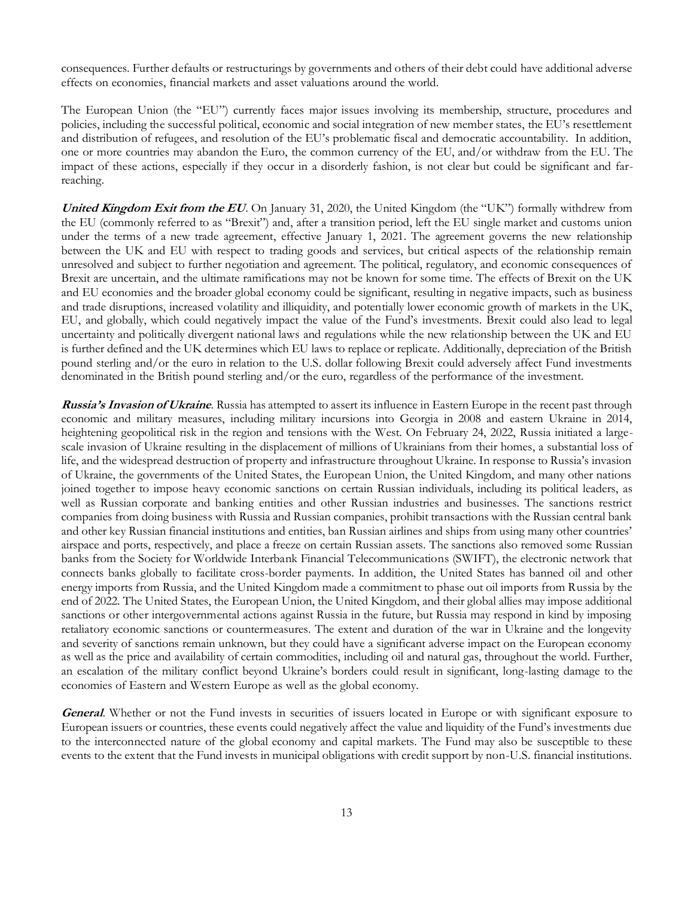consequences. Further defaults or restructurings by governments and others of their debt could have additional adverse effects on economies, financial markets and asset valuations around the world.

The European Union (the "EU") currently faces major issues involving its membership, structure, procedures and policies, including the successful political, economic and social integration of new member states, the EU's resettlement and distribution of refugees, and resolution of the EU's problematic fiscal and democratic accountability. In addition, one or more countries may abandon the Euro, the common currency of the EU, and/or withdraw from the EU. The impact of these actions, especially if they occur in a disorderly fashion, is not clear but could be significant and far-reaching.

***United Kingdom Exit from the EU***. On January 31, 2020, the United Kingdom (the "UK") formally withdrew from the EU (commonly referred to as "Brexit") and, after a transition period, left the EU single market and customs union under the terms of a new trade agreement, effective January 1, 2021. The agreement governs the new relationship between the UK and EU with respect to trading goods and services, but critical aspects of the relationship remain unresolved and subject to further negotiation and agreement. The political, regulatory, and economic consequences of Brexit are uncertain, and the ultimate ramifications may not be known for some time. The effects of Brexit on the UK and EU economies and the broader global economy could be significant, resulting in negative impacts, such as business and trade disruptions, increased volatility and illiquidity, and potentially lower economic growth of markets in the UK, EU, and globally, which could negatively impact the value of the Fund's investments. Brexit could also lead to legal uncertainty and politically divergent national laws and regulations while the new relationship between the UK and EU is further defined and the UK determines which EU laws to replace or replicate. Additionally, depreciation of the British pound sterling and/or the euro in relation to the U.S. dollar following Brexit could adversely affect Fund investments denominated in the British pound sterling and/or the euro, regardless of the performance of the investment.

***Russia's Invasion of Ukraine***. Russia has attempted to assert its influence in Eastern Europe in the recent past through economic and military measures, including military incursions into Georgia in 2008 and eastern Ukraine in 2014, heightening geopolitical risk in the region and tensions with the West. On February 24, 2022, Russia initiated a large-scale invasion of Ukraine resulting in the displacement of millions of Ukrainians from their homes, a substantial loss of life, and the widespread destruction of property and infrastructure throughout Ukraine. In response to Russia's invasion of Ukraine, the governments of the United States, the European Union, the United Kingdom, and many other nations joined together to impose heavy economic sanctions on certain Russian individuals, including its political leaders, as well as Russian corporate and banking entities and other Russian industries and businesses. The sanctions restrict companies from doing business with Russia and Russian companies, prohibit transactions with the Russian central bank and other key Russian financial institutions and entities, ban Russian airlines and ships from using many other countries' airspace and ports, respectively, and place a freeze on certain Russian assets. The sanctions also removed some Russian banks from the Society for Worldwide Interbank Financial Telecommunications (SWIFT), the electronic network that connects banks globally to facilitate cross-border payments. In addition, the United States has banned oil and other energy imports from Russia, and the United Kingdom made a commitment to phase out oil imports from Russia by the end of 2022. The United States, the European Union, the United Kingdom, and their global allies may impose additional sanctions or other intergovernmental actions against Russia in the future, but Russia may respond in kind by imposing retaliatory economic sanctions or countermeasures. The extent and duration of the war in Ukraine and the longevity and severity of sanctions remain unknown, but they could have a significant adverse impact on the European economy as well as the price and availability of certain commodities, including oil and natural gas, throughout the world. Further, an escalation of the military conflict beyond Ukraine's borders could result in significant, long-lasting damage to the economies of Eastern and Western Europe as well as the global economy.

***General***. Whether or not the Fund invests in securities of issuers located in Europe or with significant exposure to European issuers or countries, these events could negatively affect the value and liquidity of the Fund's investments due to the interconnected nature of the global economy and capital markets. The Fund may also be susceptible to these events to the extent that the Fund invests in municipal obligations with credit support by non-U.S. financial institutions.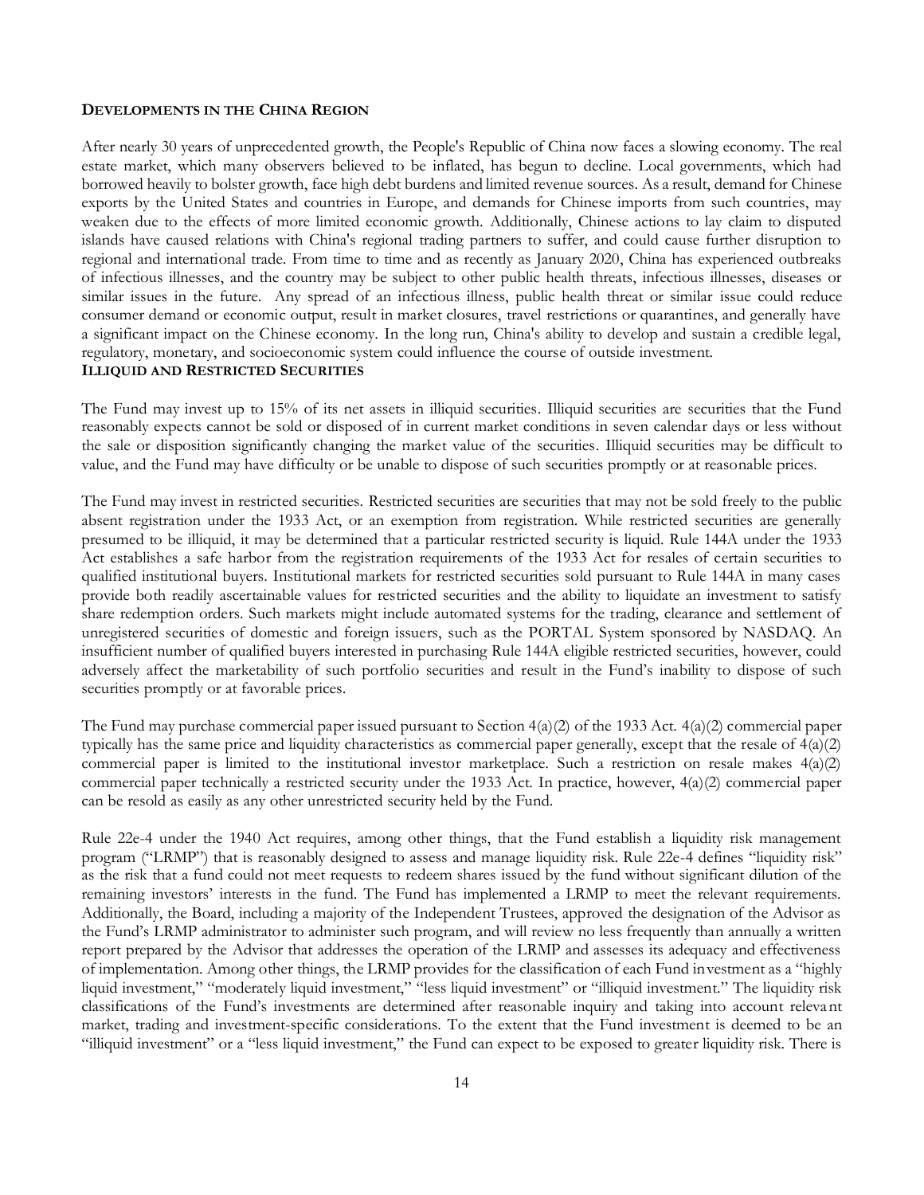## DEVELOPMENTS IN THE CHINA REGION

After nearly 30 years of unprecedented growth, the People's Republic of China now faces a slowing economy. The real estate market, which many observers believed to be inflated, has begun to decline. Local governments, which had borrowed heavily to bolster growth, face high debt burdens and limited revenue sources. As a result, demand for Chinese exports by the United States and countries in Europe, and demands for Chinese imports from such countries, may weaken due to the effects of more limited economic growth. Additionally, Chinese actions to lay claim to disputed islands have caused relations with China's regional trading partners to suffer, and could cause further disruption to regional and international trade. From time to time and as recently as January 2020, China has experienced outbreaks of infectious illnesses, and the country may be subject to other public health threats, infectious illnesses, diseases or similar issues in the future. Any spread of an infectious illness, public health threat or similar issue could reduce consumer demand or economic output, result in market closures, travel restrictions or quarantines, and generally have a significant impact on the Chinese economy. In the long run, China's ability to develop and sustain a credible legal, regulatory, monetary, and socioeconomic system could influence the course of outside investment.

## ILLIQUID AND RESTRICTED SECURITIES

The Fund may invest up to 15% of its net assets in illiquid securities. Illiquid securities are securities that the Fund reasonably expects cannot be sold or disposed of in current market conditions in seven calendar days or less without the sale or disposition significantly changing the market value of the securities. Illiquid securities may be difficult to value, and the Fund may have difficulty or be unable to dispose of such securities promptly or at reasonable prices.

The Fund may invest in restricted securities. Restricted securities are securities that may not be sold freely to the public absent registration under the 1933 Act, or an exemption from registration. While restricted securities are generally presumed to be illiquid, it may be determined that a particular restricted security is liquid. Rule 144A under the 1933 Act establishes a safe harbor from the registration requirements of the 1933 Act for resales of certain securities to qualified institutional buyers. Institutional markets for restricted securities sold pursuant to Rule 144A in many cases provide both readily ascertainable values for restricted securities and the ability to liquidate an investment to satisfy share redemption orders. Such markets might include automated systems for the trading, clearance and settlement of unregistered securities of domestic and foreign issuers, such as the PORTAL System sponsored by NASDAQ. An insufficient number of qualified buyers interested in purchasing Rule 144A eligible restricted securities, however, could adversely affect the marketability of such portfolio securities and result in the Fund's inability to dispose of such securities promptly or at favorable prices.

The Fund may purchase commercial paper issued pursuant to Section 4(a)(2) of the 1933 Act. 4(a)(2) commercial paper typically has the same price and liquidity characteristics as commercial paper generally, except that the resale of 4(a)(2) commercial paper is limited to the institutional investor marketplace. Such a restriction on resale makes 4(a)(2) commercial paper technically a restricted security under the 1933 Act. In practice, however, 4(a)(2) commercial paper can be resold as easily as any other unrestricted security held by the Fund.

Rule 22e-4 under the 1940 Act requires, among other things, that the Fund establish a liquidity risk management program ("LRMP") that is reasonably designed to assess and manage liquidity risk. Rule 22e-4 defines "liquidity risk" as the risk that a fund could not meet requests to redeem shares issued by the fund without significant dilution of the remaining investors' interests in the fund. The Fund has implemented a LRMP to meet the relevant requirements. Additionally, the Board, including a majority of the Independent Trustees, approved the designation of the Advisor as the Fund's LRMP administrator to administer such program, and will review no less frequently than annually a written report prepared by the Advisor that addresses the operation of the LRMP and assesses its adequacy and effectiveness of implementation. Among other things, the LRMP provides for the classification of each Fund investment as a "highly liquid investment," "moderately liquid investment," "less liquid investment" or "illiquid investment." The liquidity risk classifications of the Fund's investments are determined after reasonable inquiry and taking into account relevant market, trading and investment-specific considerations. To the extent that the Fund investment is deemed to be an "illiquid investment" or a "less liquid investment," the Fund can expect to be exposed to greater liquidity risk. There is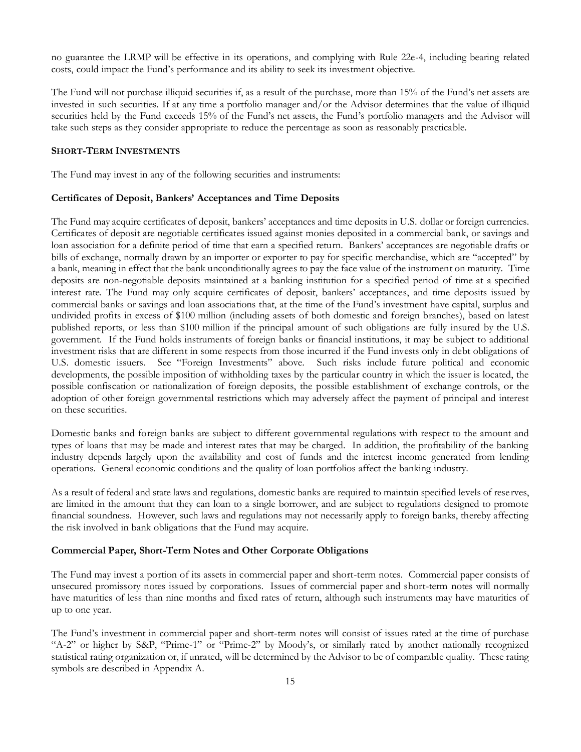no guarantee the LRMP will be effective in its operations, and complying with Rule 22e-4, including bearing related costs, could impact the Fund's performance and its ability to seek its investment objective.

The Fund will not purchase illiquid securities if, as a result of the purchase, more than 15% of the Fund's net assets are invested in such securities. If at any time a portfolio manager and/or the Advisor determines that the value of illiquid securities held by the Fund exceeds 15% of the Fund's net assets, the Fund's portfolio managers and the Advisor will take such steps as they consider appropriate to reduce the percentage as soon as reasonably practicable.

## SHORT-TERM INVESTMENTS

The Fund may invest in any of the following securities and instruments:

### Certificates of Deposit, Bankers' Acceptances and Time Deposits

The Fund may acquire certificates of deposit, bankers' acceptances and time deposits in U.S. dollar or foreign currencies. Certificates of deposit are negotiable certificates issued against monies deposited in a commercial bank, or savings and loan association for a definite period of time that earn a specified return. Bankers' acceptances are negotiable drafts or bills of exchange, normally drawn by an importer or exporter to pay for specific merchandise, which are "accepted" by a bank, meaning in effect that the bank unconditionally agrees to pay the face value of the instrument on maturity. Time deposits are non-negotiable deposits maintained at a banking institution for a specified period of time at a specified interest rate. The Fund may only acquire certificates of deposit, bankers' acceptances, and time deposits issued by commercial banks or savings and loan associations that, at the time of the Fund's investment have capital, surplus and undivided profits in excess of $100 million (including assets of both domestic and foreign branches), based on latest published reports, or less than $100 million if the principal amount of such obligations are fully insured by the U.S. government. If the Fund holds instruments of foreign banks or financial institutions, it may be subject to additional investment risks that are different in some respects from those incurred if the Fund invests only in debt obligations of U.S. domestic issuers. See "Foreign Investments" above. Such risks include future political and economic developments, the possible imposition of withholding taxes by the particular country in which the issuer is located, the possible confiscation or nationalization of foreign deposits, the possible establishment of exchange controls, or the adoption of other foreign governmental restrictions which may adversely affect the payment of principal and interest on these securities.

Domestic banks and foreign banks are subject to different governmental regulations with respect to the amount and types of loans that may be made and interest rates that may be charged. In addition, the profitability of the banking industry depends largely upon the availability and cost of funds and the interest income generated from lending operations. General economic conditions and the quality of loan portfolios affect the banking industry.

As a result of federal and state laws and regulations, domestic banks are required to maintain specified levels of reserves, are limited in the amount that they can loan to a single borrower, and are subject to regulations designed to promote financial soundness. However, such laws and regulations may not necessarily apply to foreign banks, thereby affecting the risk involved in bank obligations that the Fund may acquire.

### Commercial Paper, Short-Term Notes and Other Corporate Obligations

The Fund may invest a portion of its assets in commercial paper and short-term notes. Commercial paper consists of unsecured promissory notes issued by corporations. Issues of commercial paper and short-term notes will normally have maturities of less than nine months and fixed rates of return, although such instruments may have maturities of up to one year.

The Fund's investment in commercial paper and short-term notes will consist of issues rated at the time of purchase "A-2" or higher by S&P, "Prime-1" or "Prime-2" by Moody's, or similarly rated by another nationally recognized statistical rating organization or, if unrated, will be determined by the Advisor to be of comparable quality. These rating symbols are described in Appendix A.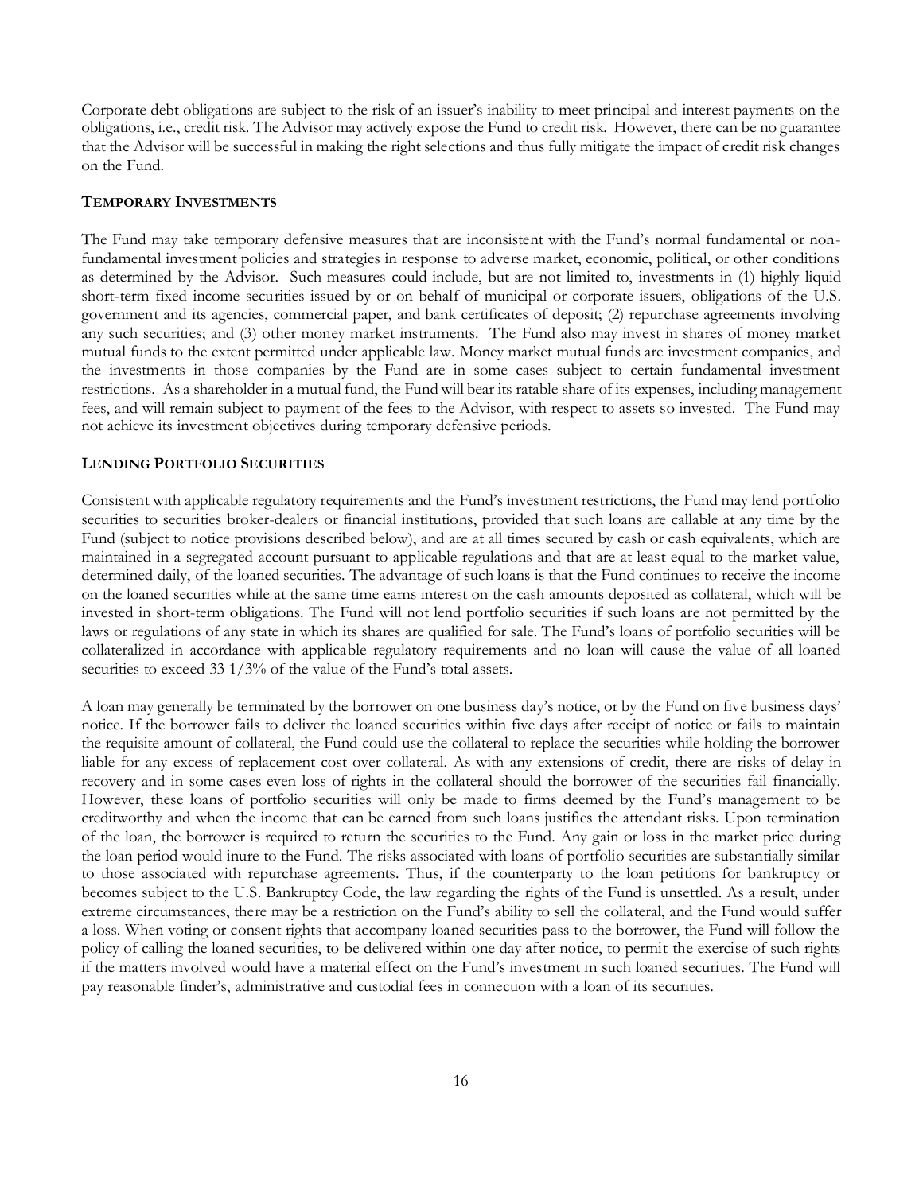Corporate debt obligations are subject to the risk of an issuer's inability to meet principal and interest payments on the obligations, i.e., credit risk. The Advisor may actively expose the Fund to credit risk. However, there can be no guarantee that the Advisor will be successful in making the right selections and thus fully mitigate the impact of credit risk changes on the Fund.

**TEMPORARY INVESTMENTS**

The Fund may take temporary defensive measures that are inconsistent with the Fund's normal fundamental or non-fundamental investment policies and strategies in response to adverse market, economic, political, or other conditions as determined by the Advisor. Such measures could include, but are not limited to, investments in (1) highly liquid short-term fixed income securities issued by or on behalf of municipal or corporate issuers, obligations of the U.S. government and its agencies, commercial paper, and bank certificates of deposit; (2) repurchase agreements involving any such securities; and (3) other money market instruments. The Fund also may invest in shares of money market mutual funds to the extent permitted under applicable law. Money market mutual funds are investment companies, and the investments in those companies by the Fund are in some cases subject to certain fundamental investment restrictions. As a shareholder in a mutual fund, the Fund will bear its ratable share of its expenses, including management fees, and will remain subject to payment of the fees to the Advisor, with respect to assets so invested. The Fund may not achieve its investment objectives during temporary defensive periods.

**LENDING PORTFOLIO SECURITIES**

Consistent with applicable regulatory requirements and the Fund's investment restrictions, the Fund may lend portfolio securities to securities broker-dealers or financial institutions, provided that such loans are callable at any time by the Fund (subject to notice provisions described below), and are at all times secured by cash or cash equivalents, which are maintained in a segregated account pursuant to applicable regulations and that are at least equal to the market value, determined daily, of the loaned securities. The advantage of such loans is that the Fund continues to receive the income on the loaned securities while at the same time earns interest on the cash amounts deposited as collateral, which will be invested in short-term obligations. The Fund will not lend portfolio securities if such loans are not permitted by the laws or regulations of any state in which its shares are qualified for sale. The Fund's loans of portfolio securities will be collateralized in accordance with applicable regulatory requirements and no loan will cause the value of all loaned securities to exceed 33 1/3% of the value of the Fund's total assets.

A loan may generally be terminated by the borrower on one business day's notice, or by the Fund on five business days' notice. If the borrower fails to deliver the loaned securities within five days after receipt of notice or fails to maintain the requisite amount of collateral, the Fund could use the collateral to replace the securities while holding the borrower liable for any excess of replacement cost over collateral. As with any extensions of credit, there are risks of delay in recovery and in some cases even loss of rights in the collateral should the borrower of the securities fail financially. However, these loans of portfolio securities will only be made to firms deemed by the Fund's management to be creditworthy and when the income that can be earned from such loans justifies the attendant risks. Upon termination of the loan, the borrower is required to return the securities to the Fund. Any gain or loss in the market price during the loan period would inure to the Fund. The risks associated with loans of portfolio securities are substantially similar to those associated with repurchase agreements. Thus, if the counterparty to the loan petitions for bankruptcy or becomes subject to the U.S. Bankruptcy Code, the law regarding the rights of the Fund is unsettled. As a result, under extreme circumstances, there may be a restriction on the Fund's ability to sell the collateral, and the Fund would suffer a loss. When voting or consent rights that accompany loaned securities pass to the borrower, the Fund will follow the policy of calling the loaned securities, to be delivered within one day after notice, to permit the exercise of such rights if the matters involved would have a material effect on the Fund's investment in such loaned securities. The Fund will pay reasonable finder's, administrative and custodial fees in connection with a loan of its securities.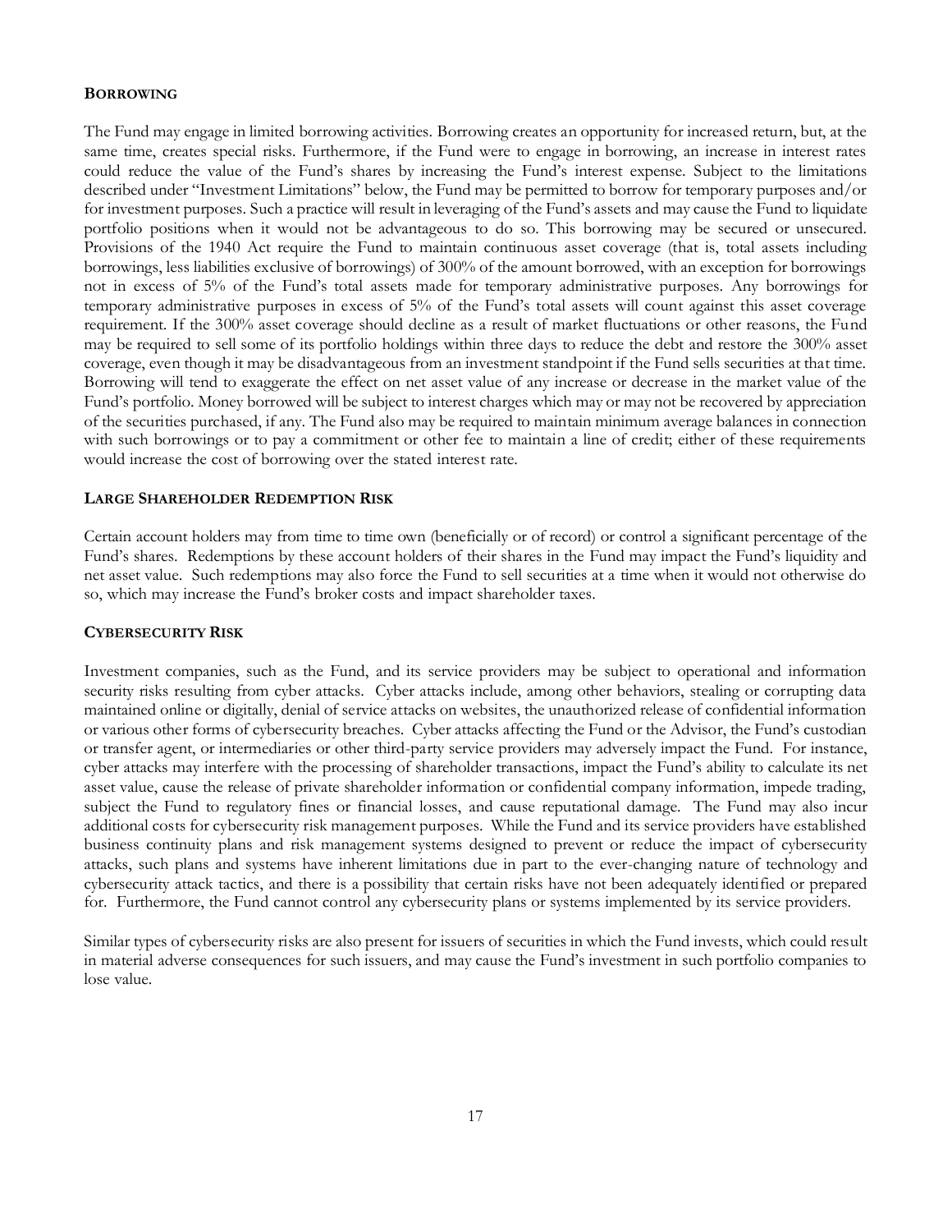### BORROWING

The Fund may engage in limited borrowing activities. Borrowing creates an opportunity for increased return, but, at the same time, creates special risks. Furthermore, if the Fund were to engage in borrowing, an increase in interest rates could reduce the value of the Fund's shares by increasing the Fund's interest expense. Subject to the limitations described under "Investment Limitations" below, the Fund may be permitted to borrow for temporary purposes and/or for investment purposes. Such a practice will result in leveraging of the Fund's assets and may cause the Fund to liquidate portfolio positions when it would not be advantageous to do so. This borrowing may be secured or unsecured. Provisions of the 1940 Act require the Fund to maintain continuous asset coverage (that is, total assets including borrowings, less liabilities exclusive of borrowings) of 300% of the amount borrowed, with an exception for borrowings not in excess of 5% of the Fund's total assets made for temporary administrative purposes. Any borrowings for temporary administrative purposes in excess of 5% of the Fund's total assets will count against this asset coverage requirement. If the 300% asset coverage should decline as a result of market fluctuations or other reasons, the Fund may be required to sell some of its portfolio holdings within three days to reduce the debt and restore the 300% asset coverage, even though it may be disadvantageous from an investment standpoint if the Fund sells securities at that time. Borrowing will tend to exaggerate the effect on net asset value of any increase or decrease in the market value of the Fund's portfolio. Money borrowed will be subject to interest charges which may or may not be recovered by appreciation of the securities purchased, if any. The Fund also may be required to maintain minimum average balances in connection with such borrowings or to pay a commitment or other fee to maintain a line of credit; either of these requirements would increase the cost of borrowing over the stated interest rate.

### LARGE SHAREHOLDER REDEMPTION RISK

Certain account holders may from time to time own (beneficially or of record) or control a significant percentage of the Fund's shares. Redemptions by these account holders of their shares in the Fund may impact the Fund's liquidity and net asset value. Such redemptions may also force the Fund to sell securities at a time when it would not otherwise do so, which may increase the Fund's broker costs and impact shareholder taxes.

### CYBERSECURITY RISK

Investment companies, such as the Fund, and its service providers may be subject to operational and information security risks resulting from cyber attacks. Cyber attacks include, among other behaviors, stealing or corrupting data maintained online or digitally, denial of service attacks on websites, the unauthorized release of confidential information or various other forms of cybersecurity breaches. Cyber attacks affecting the Fund or the Advisor, the Fund's custodian or transfer agent, or intermediaries or other third-party service providers may adversely impact the Fund. For instance, cyber attacks may interfere with the processing of shareholder transactions, impact the Fund's ability to calculate its net asset value, cause the release of private shareholder information or confidential company information, impede trading, subject the Fund to regulatory fines or financial losses, and cause reputational damage. The Fund may also incur additional costs for cybersecurity risk management purposes. While the Fund and its service providers have established business continuity plans and risk management systems designed to prevent or reduce the impact of cybersecurity attacks, such plans and systems have inherent limitations due in part to the ever-changing nature of technology and cybersecurity attack tactics, and there is a possibility that certain risks have not been adequately identified or prepared for. Furthermore, the Fund cannot control any cybersecurity plans or systems implemented by its service providers.

Similar types of cybersecurity risks are also present for issuers of securities in which the Fund invests, which could result in material adverse consequences for such issuers, and may cause the Fund's investment in such portfolio companies to lose value.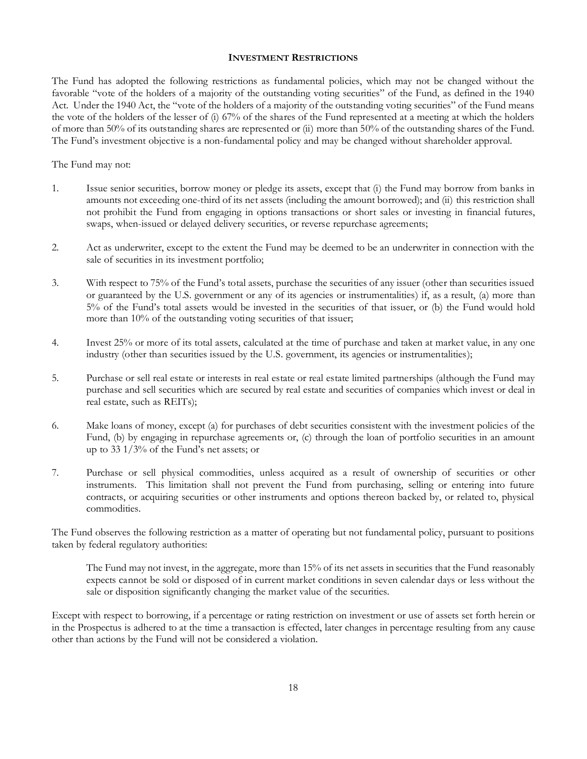## INVESTMENT RESTRICTIONS

The Fund has adopted the following restrictions as fundamental policies, which may not be changed without the favorable "vote of the holders of a majority of the outstanding voting securities" of the Fund, as defined in the 1940 Act. Under the 1940 Act, the "vote of the holders of a majority of the outstanding voting securities" of the Fund means the vote of the holders of the lesser of (i) 67% of the shares of the Fund represented at a meeting at which the holders of more than 50% of its outstanding shares are represented or (ii) more than 50% of the outstanding shares of the Fund. The Fund's investment objective is a non-fundamental policy and may be changed without shareholder approval.

The Fund may not:

1. Issue senior securities, borrow money or pledge its assets, except that (i) the Fund may borrow from banks in amounts not exceeding one-third of its net assets (including the amount borrowed); and (ii) this restriction shall not prohibit the Fund from engaging in options transactions or short sales or investing in financial futures, swaps, when-issued or delayed delivery securities, or reverse repurchase agreements;

2. Act as underwriter, except to the extent the Fund may be deemed to be an underwriter in connection with the sale of securities in its investment portfolio;

3. With respect to 75% of the Fund's total assets, purchase the securities of any issuer (other than securities issued or guaranteed by the U.S. government or any of its agencies or instrumentalities) if, as a result, (a) more than 5% of the Fund's total assets would be invested in the securities of that issuer, or (b) the Fund would hold more than 10% of the outstanding voting securities of that issuer;

4. Invest 25% or more of its total assets, calculated at the time of purchase and taken at market value, in any one industry (other than securities issued by the U.S. government, its agencies or instrumentalities);

5. Purchase or sell real estate or interests in real estate or real estate limited partnerships (although the Fund may purchase and sell securities which are secured by real estate and securities of companies which invest or deal in real estate, such as REITs);

6. Make loans of money, except (a) for purchases of debt securities consistent with the investment policies of the Fund, (b) by engaging in repurchase agreements or, (c) through the loan of portfolio securities in an amount up to 33 1/3% of the Fund's net assets; or

7. Purchase or sell physical commodities, unless acquired as a result of ownership of securities or other instruments. This limitation shall not prevent the Fund from purchasing, selling or entering into future contracts, or acquiring securities or other instruments and options thereon backed by, or related to, physical commodities.

The Fund observes the following restriction as a matter of operating but not fundamental policy, pursuant to positions taken by federal regulatory authorities:

> The Fund may not invest, in the aggregate, more than 15% of its net assets in securities that the Fund reasonably expects cannot be sold or disposed of in current market conditions in seven calendar days or less without the sale or disposition significantly changing the market value of the securities.

Except with respect to borrowing, if a percentage or rating restriction on investment or use of assets set forth herein or in the Prospectus is adhered to at the time a transaction is effected, later changes in percentage resulting from any cause other than actions by the Fund will not be considered a violation.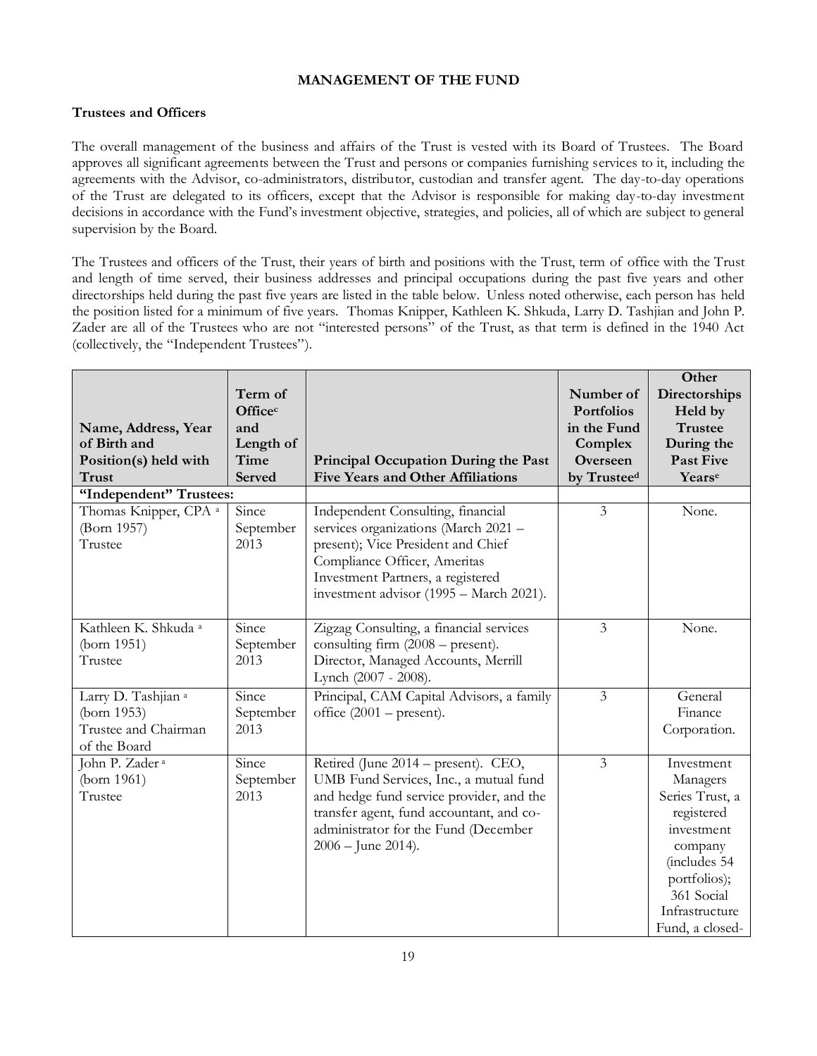## MANAGEMENT OF THE FUND

### Trustees and Officers

The overall management of the business and affairs of the Trust is vested with its Board of Trustees. The Board approves all significant agreements between the Trust and persons or companies furnishing services to it, including the agreements with the Advisor, co-administrators, distributor, custodian and transfer agent. The day-to-day operations of the Trust are delegated to its officers, except that the Advisor is responsible for making day-to-day investment decisions in accordance with the Fund's investment objective, strategies, and policies, all of which are subject to general supervision by the Board.

The Trustees and officers of the Trust, their years of birth and positions with the Trust, term of office with the Trust and length of time served, their business addresses and principal occupations during the past five years and other directorships held during the past five years are listed in the table below. Unless noted otherwise, each person has held the position listed for a minimum of five years. Thomas Knipper, Kathleen K. Shkuda, Larry D. Tashjian and John P. Zader are all of the Trustees who are not "interested persons" of the Trust, as that term is defined in the 1940 Act (collectively, the "Independent Trustees").

| Name, Address, Year of Birth and Position(s) held with Trust | Term of Office[c] and Length of Time Served | Principal Occupation During the Past Five Years and Other Affiliations | Number of Portfolios in the Fund Complex Overseen by Trustee[d] | Other Directorships Held by Trustee During the Past Five Years[e] |
|---|---|---|---|---|
| **"Independent" Trustees:** | | | | |
| Thomas Knipper, CPA [a] (Born 1957) Trustee | Since September 2013 | Independent Consulting, financial services organizations (March 2021 – present); Vice President and Chief Compliance Officer, Ameritas Investment Partners, a registered investment advisor (1995 – March 2021). | 3 | None. |
| Kathleen K. Shkuda [a] (born 1951) Trustee | Since September 2013 | Zigzag Consulting, a financial services consulting firm (2008 – present). Director, Managed Accounts, Merrill Lynch (2007 - 2008). | 3 | None. |
| Larry D. Tashjian [a] (born 1953) Trustee and Chairman of the Board | Since September 2013 | Principal, CAM Capital Advisors, a family office (2001 – present). | 3 | General Finance Corporation. |
| John P. Zader [a] (born 1961) Trustee | Since September 2013 | Retired (June 2014 – present). CEO, UMB Fund Services, Inc., a mutual fund and hedge fund service provider, and the transfer agent, fund accountant, and co-administrator for the Fund (December 2006 – June 2014). | 3 | Investment Managers Series Trust, a registered investment company (includes 54 portfolios); 361 Social Infrastructure Fund, a closed- |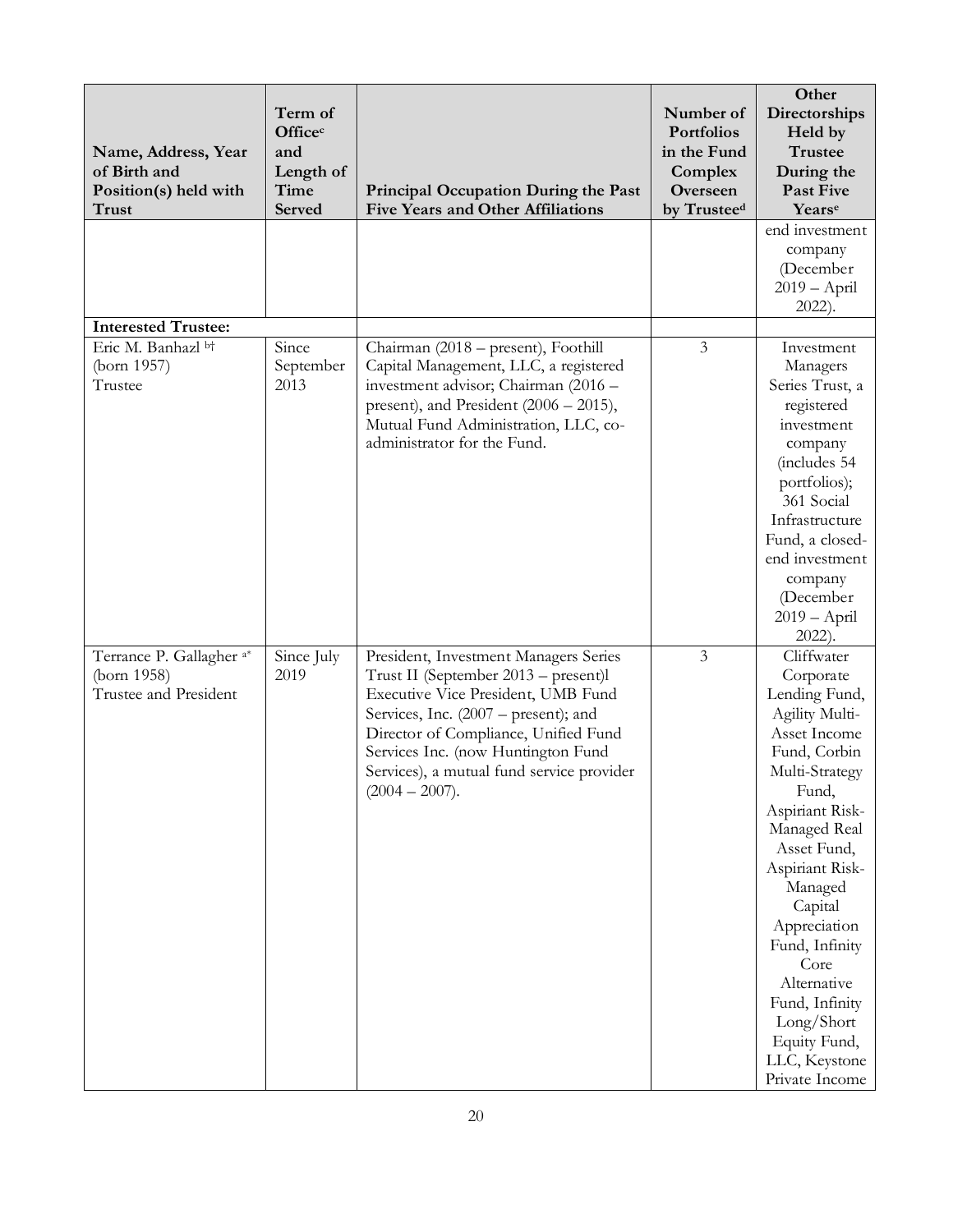| Name, Address, Year of Birth and Position(s) held with Trust | Term of Office[c] and Length of Time Served | Principal Occupation During the Past Five Years and Other Affiliations | Number of Portfolios in the Fund Complex Overseen by Trustee[d] | Other Directorships Held by Trustee During the Past Five Years[e] |
|---|---|---|---|---|
| | | | | end investment company (December 2019 – April 2022). |
| **Interested Trustee:** | | | | |
| Eric M. Banhazl [b†] (born 1957) Trustee | Since September 2013 | Chairman (2018 – present), Foothill Capital Management, LLC, a registered investment advisor; Chairman (2016 – present), and President (2006 – 2015), Mutual Fund Administration, LLC, co-administrator for the Fund. | 3 | Investment Managers Series Trust, a registered investment company (includes 54 portfolios); 361 Social Infrastructure Fund, a closed-end investment company (December 2019 – April 2022). |
| Terrance P. Gallagher [a*] (born 1958) Trustee and President | Since July 2019 | President, Investment Managers Series Trust II (September 2013 – present)l Executive Vice President, UMB Fund Services, Inc. (2007 – present); and Director of Compliance, Unified Fund Services Inc. (now Huntington Fund Services), a mutual fund service provider (2004 – 2007). | 3 | Cliffwater Corporate Lending Fund, Agility Multi-Asset Income Fund, Corbin Multi-Strategy Fund, Aspiriant Risk-Managed Real Asset Fund, Aspiriant Risk-Managed Capital Appreciation Fund, Infinity Core Alternative Fund, Infinity Long/Short Equity Fund, LLC, Keystone Private Income |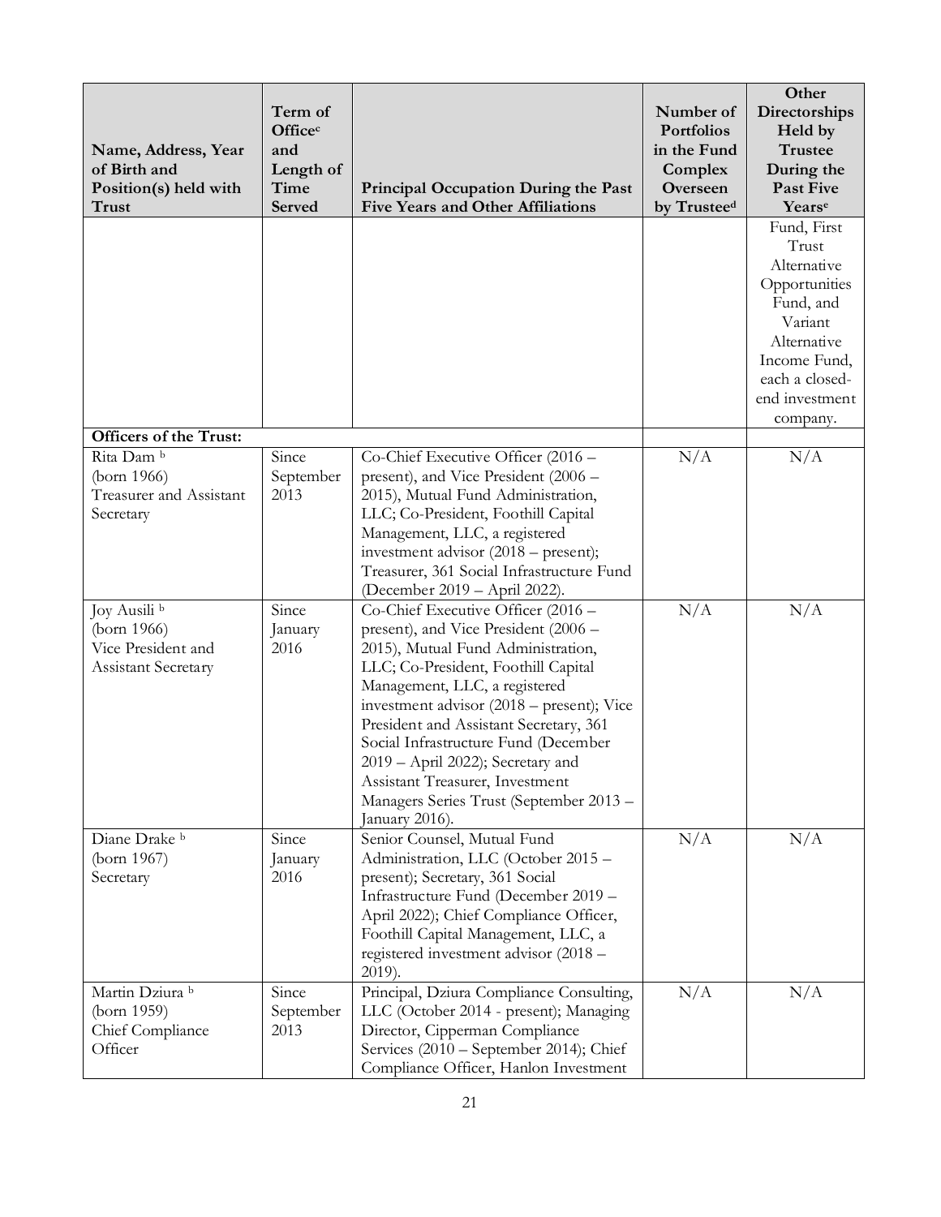| Name, Address, Year of Birth and Position(s) held with Trust | Term of Office[c] and Length of Time Served | Principal Occupation During the Past Five Years and Other Affiliations | Number of Portfolios in the Fund Complex Overseen by Trustee[d] | Other Directorships Held by Trustee During the Past Five Years[e] |
|---|---|---|---|---|
| | | | | Fund, First Trust Alternative Opportunities Fund, and Variant Alternative Income Fund, each a closed-end investment company. |
| **Officers of the Trust:** | | | | |
| Rita Dam [b] (born 1966) Treasurer and Assistant Secretary | Since September 2013 | Co-Chief Executive Officer (2016 – present), and Vice President (2006 – 2015), Mutual Fund Administration, LLC; Co-President, Foothill Capital Management, LLC, a registered investment advisor (2018 – present); Treasurer, 361 Social Infrastructure Fund (December 2019 – April 2022). | N/A | N/A |
| Joy Ausili [b] (born 1966) Vice President and Assistant Secretary | Since January 2016 | Co-Chief Executive Officer (2016 – present), and Vice President (2006 – 2015), Mutual Fund Administration, LLC; Co-President, Foothill Capital Management, LLC, a registered investment advisor (2018 – present); Vice President and Assistant Secretary, 361 Social Infrastructure Fund (December 2019 – April 2022); Secretary and Assistant Treasurer, Investment Managers Series Trust (September 2013 – January 2016). | N/A | N/A |
| Diane Drake [b] (born 1967) Secretary | Since January 2016 | Senior Counsel, Mutual Fund Administration, LLC (October 2015 – present); Secretary, 361 Social Infrastructure Fund (December 2019 – April 2022); Chief Compliance Officer, Foothill Capital Management, LLC, a registered investment advisor (2018 – 2019). | N/A | N/A |
| Martin Dziura [b] (born 1959) Chief Compliance Officer | Since September 2013 | Principal, Dziura Compliance Consulting, LLC (October 2014 - present); Managing Director, Cipperman Compliance Services (2010 – September 2014); Chief Compliance Officer, Hanlon Investment | N/A | N/A |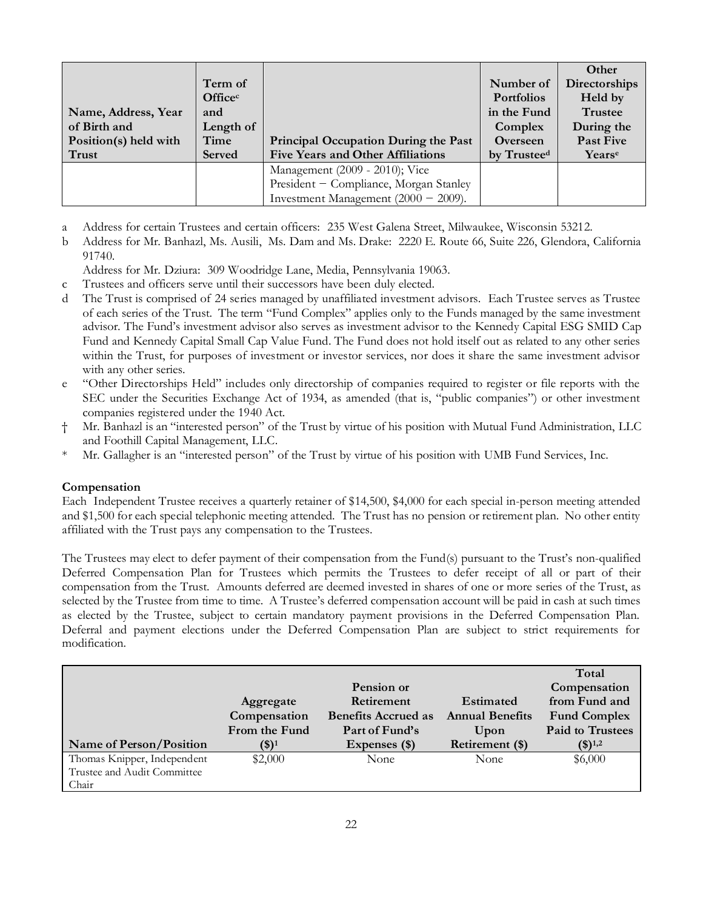| Name, Address, Year of Birth and Position(s) held with Trust | Term of Office[c] and Length of Time Served | Principal Occupation During the Past Five Years and Other Affiliations | Number of Portfolios in the Fund Complex Overseen by Trustee[d] | Other Directorships Held by Trustee During the Past Five Years[e] |
|---|---|---|---|---|
| | | Management (2009 - 2010); Vice President – Compliance, Morgan Stanley Investment Management (2000 – 2009). | | |

a Address for certain Trustees and certain officers: 235 West Galena Street, Milwaukee, Wisconsin 53212.

b Address for Mr. Banhazl, Ms. Ausili, Ms. Dam and Ms. Drake: 2220 E. Route 66, Suite 226, Glendora, California 91740.

Address for Mr. Dziura: 309 Woodridge Lane, Media, Pennsylvania 19063.

c Trustees and officers serve until their successors have been duly elected.

d The Trust is comprised of 24 series managed by unaffiliated investment advisors. Each Trustee serves as Trustee of each series of the Trust. The term "Fund Complex" applies only to the Funds managed by the same investment advisor. The Fund's investment advisor also serves as investment advisor to the Kennedy Capital ESG SMID Cap Fund and Kennedy Capital Small Cap Value Fund. The Fund does not hold itself out as related to any other series within the Trust, for purposes of investment or investor services, nor does it share the same investment advisor with any other series.

e "Other Directorships Held" includes only directorship of companies required to register or file reports with the SEC under the Securities Exchange Act of 1934, as amended (that is, "public companies") or other investment companies registered under the 1940 Act.

† Mr. Banhazl is an "interested person" of the Trust by virtue of his position with Mutual Fund Administration, LLC and Foothill Capital Management, LLC.

* Mr. Gallagher is an "interested person" of the Trust by virtue of his position with UMB Fund Services, Inc.

**Compensation**

Each Independent Trustee receives a quarterly retainer of $14,500, $4,000 for each special in-person meeting attended and $1,500 for each special telephonic meeting attended. The Trust has no pension or retirement plan. No other entity affiliated with the Trust pays any compensation to the Trustees.

The Trustees may elect to defer payment of their compensation from the Fund(s) pursuant to the Trust's non-qualified Deferred Compensation Plan for Trustees which permits the Trustees to defer receipt of all or part of their compensation from the Trust. Amounts deferred are deemed invested in shares of one or more series of the Trust, as selected by the Trustee from time to time. A Trustee's deferred compensation account will be paid in cash at such times as elected by the Trustee, subject to certain mandatory payment provisions in the Deferred Compensation Plan. Deferral and payment elections under the Deferred Compensation Plan are subject to strict requirements for modification.

| Name of Person/Position | Aggregate Compensation From the Fund ($)[1] | Pension or Retirement Benefits Accrued as Part of Fund's Expenses ($) | Estimated Annual Benefits Upon Retirement ($) | Total Compensation from Fund and Fund Complex Paid to Trustees ($)[1,2] |
|---|---|---|---|---|
| Thomas Knipper, Independent Trustee and Audit Committee Chair | $2,000 | None | None | $6,000 |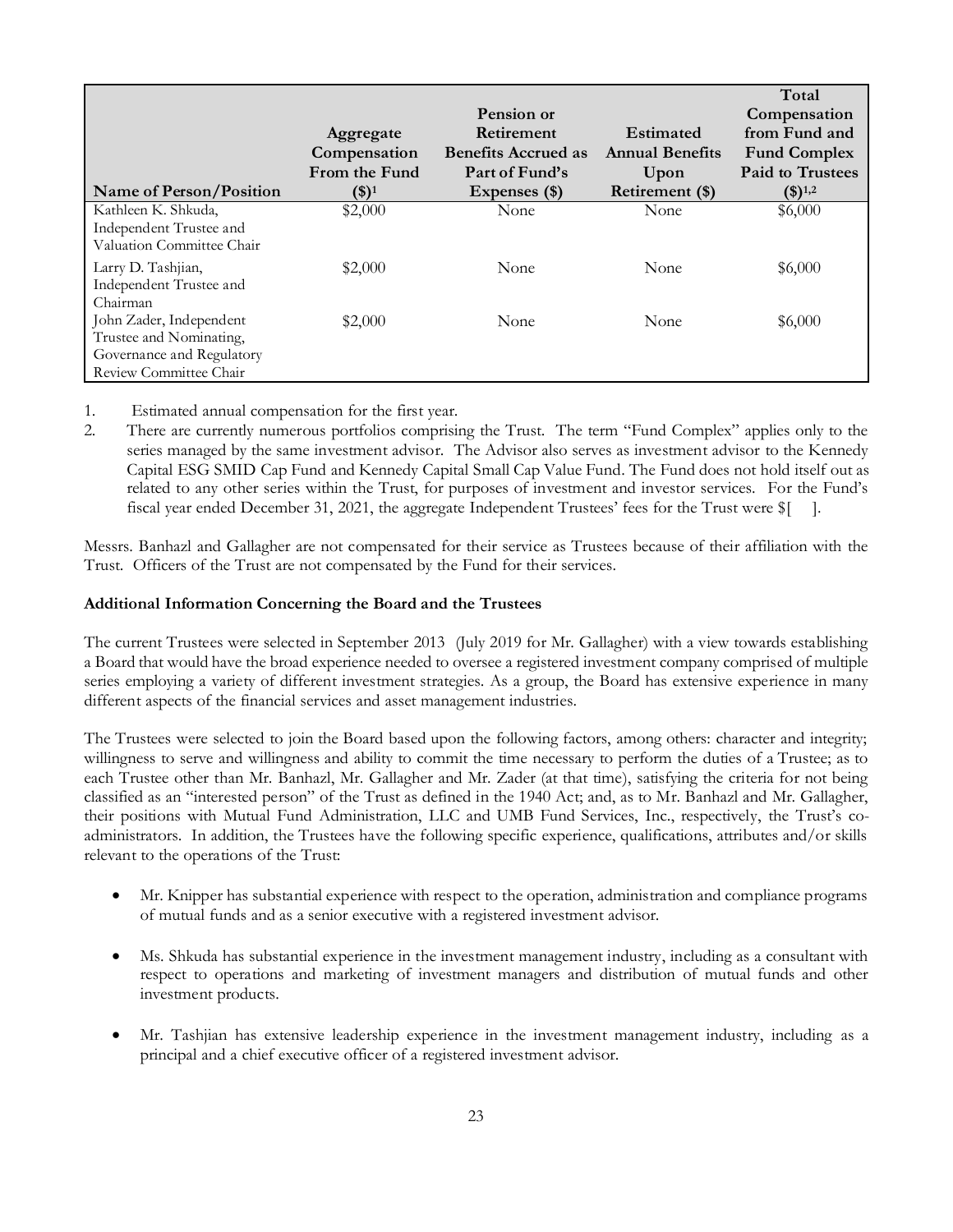| Name of Person/Position | Aggregate Compensation From the Fund ($)[1] | Pension or Retirement Benefits Accrued as Part of Fund's Expenses ($) | Estimated Annual Benefits Upon Retirement ($) | Total Compensation from Fund and Fund Complex Paid to Trustees ($)[1,2] |
|---|---|---|---|---|
| Kathleen K. Shkuda, Independent Trustee and Valuation Committee Chair | $2,000 | None | None | $6,000 |
| Larry D. Tashjian, Independent Trustee and Chairman | $2,000 | None | None | $6,000 |
| John Zader, Independent Trustee and Nominating, Governance and Regulatory Review Committee Chair | $2,000 | None | None | $6,000 |

1. Estimated annual compensation for the first year.
2. There are currently numerous portfolios comprising the Trust. The term "Fund Complex" applies only to the series managed by the same investment advisor. The Advisor also serves as investment advisor to the Kennedy Capital ESG SMID Cap Fund and Kennedy Capital Small Cap Value Fund. The Fund does not hold itself out as related to any other series within the Trust, for purposes of investment and investor services. For the Fund's fiscal year ended December 31, 2021, the aggregate Independent Trustees' fees for the Trust were $[ ].

Messrs. Banhazl and Gallagher are not compensated for their service as Trustees because of their affiliation with the Trust. Officers of the Trust are not compensated by the Fund for their services.

**Additional Information Concerning the Board and the Trustees**

The current Trustees were selected in September 2013 (July 2019 for Mr. Gallagher) with a view towards establishing a Board that would have the broad experience needed to oversee a registered investment company comprised of multiple series employing a variety of different investment strategies. As a group, the Board has extensive experience in many different aspects of the financial services and asset management industries.

The Trustees were selected to join the Board based upon the following factors, among others: character and integrity; willingness to serve and willingness and ability to commit the time necessary to perform the duties of a Trustee; as to each Trustee other than Mr. Banhazl, Mr. Gallagher and Mr. Zader (at that time), satisfying the criteria for not being classified as an "interested person" of the Trust as defined in the 1940 Act; and, as to Mr. Banhazl and Mr. Gallagher, their positions with Mutual Fund Administration, LLC and UMB Fund Services, Inc., respectively, the Trust's co-administrators. In addition, the Trustees have the following specific experience, qualifications, attributes and/or skills relevant to the operations of the Trust:

- Mr. Knipper has substantial experience with respect to the operation, administration and compliance programs of mutual funds and as a senior executive with a registered investment advisor.
- Ms. Shkuda has substantial experience in the investment management industry, including as a consultant with respect to operations and marketing of investment managers and distribution of mutual funds and other investment products.
- Mr. Tashjian has extensive leadership experience in the investment management industry, including as a principal and a chief executive officer of a registered investment advisor.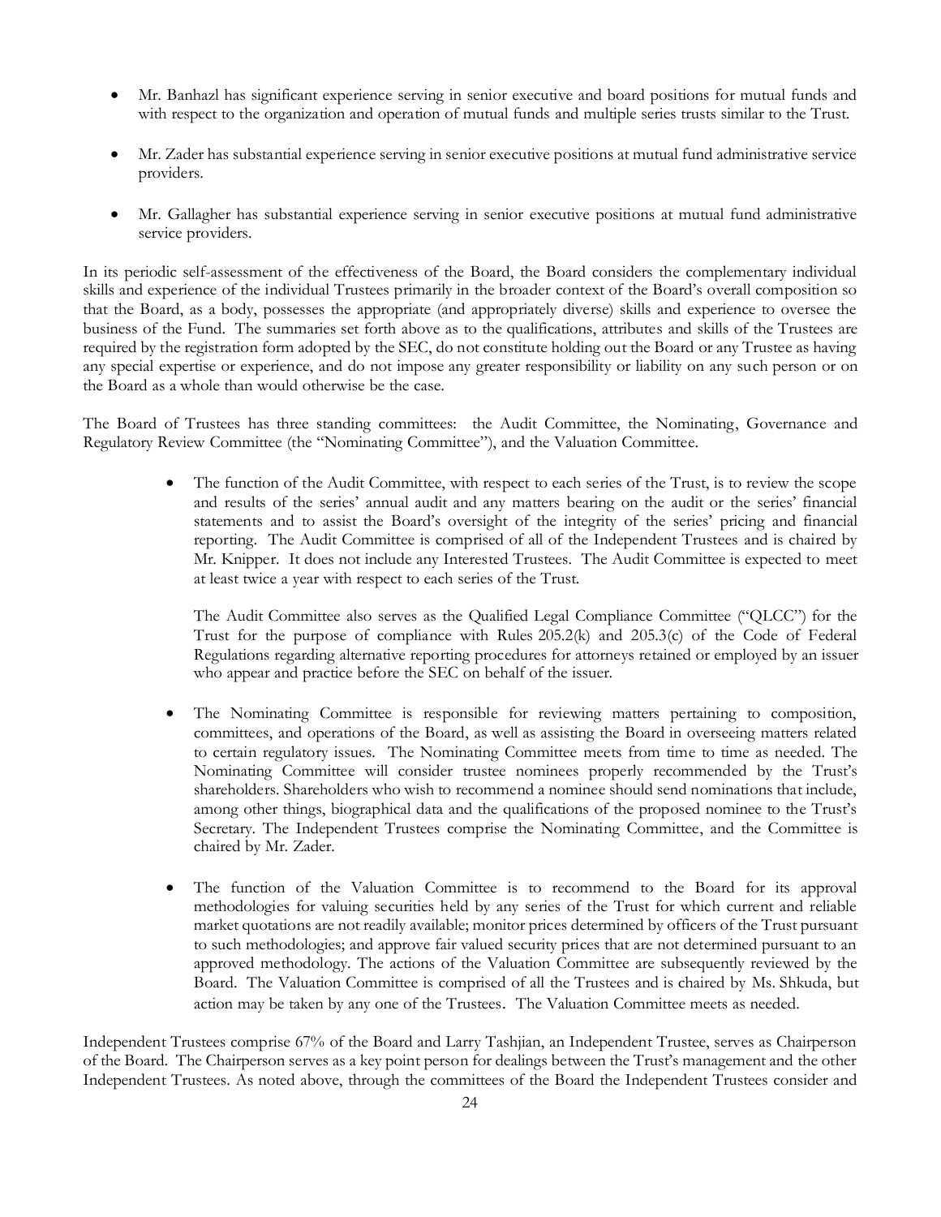- Mr. Banhazl has significant experience serving in senior executive and board positions for mutual funds and with respect to the organization and operation of mutual funds and multiple series trusts similar to the Trust.

- Mr. Zader has substantial experience serving in senior executive positions at mutual fund administrative service providers.

- Mr. Gallagher has substantial experience serving in senior executive positions at mutual fund administrative service providers.

In its periodic self-assessment of the effectiveness of the Board, the Board considers the complementary individual skills and experience of the individual Trustees primarily in the broader context of the Board's overall composition so that the Board, as a body, possesses the appropriate (and appropriately diverse) skills and experience to oversee the business of the Fund. The summaries set forth above as to the qualifications, attributes and skills of the Trustees are required by the registration form adopted by the SEC, do not constitute holding out the Board or any Trustee as having any special expertise or experience, and do not impose any greater responsibility or liability on any such person or on the Board as a whole than would otherwise be the case.

The Board of Trustees has three standing committees: the Audit Committee, the Nominating, Governance and Regulatory Review Committee (the "Nominating Committee"), and the Valuation Committee.

- The function of the Audit Committee, with respect to each series of the Trust, is to review the scope and results of the series' annual audit and any matters bearing on the audit or the series' financial statements and to assist the Board's oversight of the integrity of the series' pricing and financial reporting. The Audit Committee is comprised of all of the Independent Trustees and is chaired by Mr. Knipper. It does not include any Interested Trustees. The Audit Committee is expected to meet at least twice a year with respect to each series of the Trust.

  The Audit Committee also serves as the Qualified Legal Compliance Committee ("QLCC") for the Trust for the purpose of compliance with Rules 205.2(k) and 205.3(c) of the Code of Federal Regulations regarding alternative reporting procedures for attorneys retained or employed by an issuer who appear and practice before the SEC on behalf of the issuer.

- The Nominating Committee is responsible for reviewing matters pertaining to composition, committees, and operations of the Board, as well as assisting the Board in overseeing matters related to certain regulatory issues. The Nominating Committee meets from time to time as needed. The Nominating Committee will consider trustee nominees properly recommended by the Trust's shareholders. Shareholders who wish to recommend a nominee should send nominations that include, among other things, biographical data and the qualifications of the proposed nominee to the Trust's Secretary. The Independent Trustees comprise the Nominating Committee, and the Committee is chaired by Mr. Zader.

- The function of the Valuation Committee is to recommend to the Board for its approval methodologies for valuing securities held by any series of the Trust for which current and reliable market quotations are not readily available; monitor prices determined by officers of the Trust pursuant to such methodologies; and approve fair valued security prices that are not determined pursuant to an approved methodology. The actions of the Valuation Committee are subsequently reviewed by the Board. The Valuation Committee is comprised of all the Trustees and is chaired by Ms. Shkuda, but action may be taken by any one of the Trustees. The Valuation Committee meets as needed.

Independent Trustees comprise 67% of the Board and Larry Tashjian, an Independent Trustee, serves as Chairperson of the Board. The Chairperson serves as a key point person for dealings between the Trust's management and the other Independent Trustees. As noted above, through the committees of the Board the Independent Trustees consider and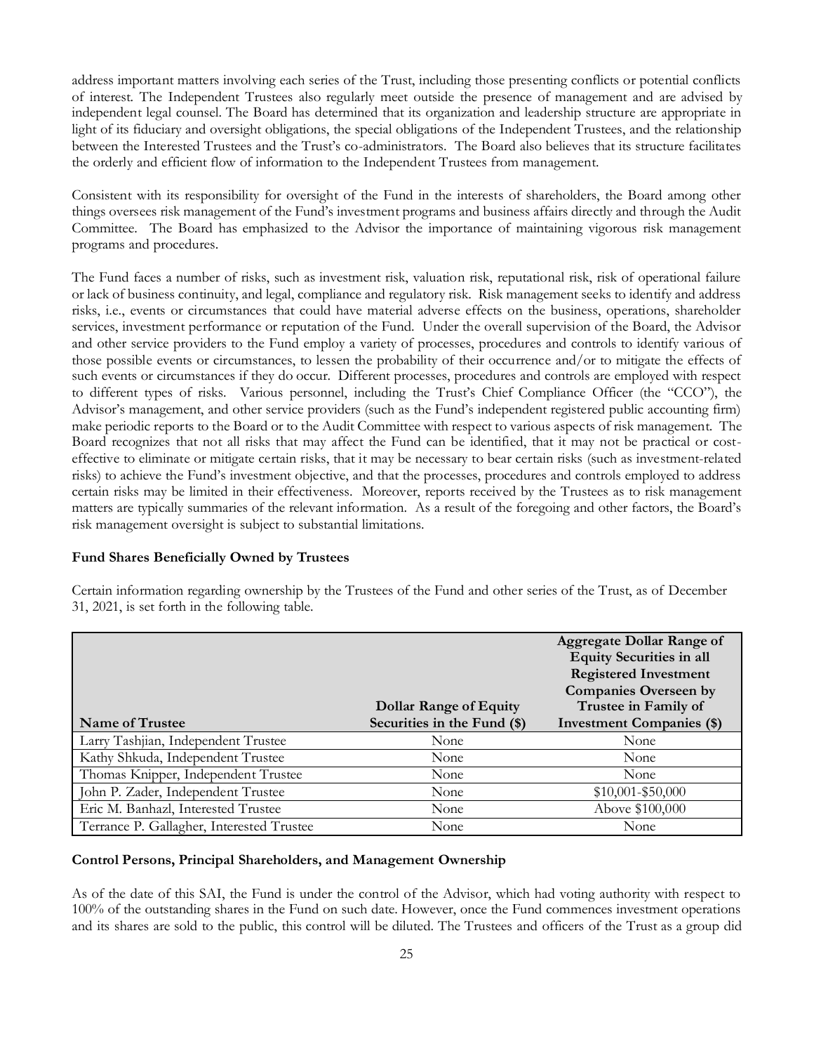address important matters involving each series of the Trust, including those presenting conflicts or potential conflicts of interest. The Independent Trustees also regularly meet outside the presence of management and are advised by independent legal counsel. The Board has determined that its organization and leadership structure are appropriate in light of its fiduciary and oversight obligations, the special obligations of the Independent Trustees, and the relationship between the Interested Trustees and the Trust's co-administrators. The Board also believes that its structure facilitates the orderly and efficient flow of information to the Independent Trustees from management.

Consistent with its responsibility for oversight of the Fund in the interests of shareholders, the Board among other things oversees risk management of the Fund's investment programs and business affairs directly and through the Audit Committee. The Board has emphasized to the Advisor the importance of maintaining vigorous risk management programs and procedures.

The Fund faces a number of risks, such as investment risk, valuation risk, reputational risk, risk of operational failure or lack of business continuity, and legal, compliance and regulatory risk. Risk management seeks to identify and address risks, i.e., events or circumstances that could have material adverse effects on the business, operations, shareholder services, investment performance or reputation of the Fund. Under the overall supervision of the Board, the Advisor and other service providers to the Fund employ a variety of processes, procedures and controls to identify various of those possible events or circumstances, to lessen the probability of their occurrence and/or to mitigate the effects of such events or circumstances if they do occur. Different processes, procedures and controls are employed with respect to different types of risks. Various personnel, including the Trust's Chief Compliance Officer (the "CCO"), the Advisor's management, and other service providers (such as the Fund's independent registered public accounting firm) make periodic reports to the Board or to the Audit Committee with respect to various aspects of risk management. The Board recognizes that not all risks that may affect the Fund can be identified, that it may not be practical or cost-effective to eliminate or mitigate certain risks, that it may be necessary to bear certain risks (such as investment-related risks) to achieve the Fund's investment objective, and that the processes, procedures and controls employed to address certain risks may be limited in their effectiveness. Moreover, reports received by the Trustees as to risk management matters are typically summaries of the relevant information. As a result of the foregoing and other factors, the Board's risk management oversight is subject to substantial limitations.

**Fund Shares Beneficially Owned by Trustees**

Certain information regarding ownership by the Trustees of the Fund and other series of the Trust, as of December 31, 2021, is set forth in the following table.

| Name of Trustee | Dollar Range of Equity Securities in the Fund ($) | Aggregate Dollar Range of Equity Securities in all Registered Investment Companies Overseen by Trustee in Family of Investment Companies ($) |
|---|---|---|
| Larry Tashjian, Independent Trustee | None | None |
| Kathy Shkuda, Independent Trustee | None | None |
| Thomas Knipper, Independent Trustee | None | None |
| John P. Zader, Independent Trustee | None | $10,001-$50,000 |
| Eric M. Banhazl, Interested Trustee | None | Above $100,000 |
| Terrance P. Gallagher, Interested Trustee | None | None |

**Control Persons, Principal Shareholders, and Management Ownership**

As of the date of this SAI, the Fund is under the control of the Advisor, which had voting authority with respect to 100% of the outstanding shares in the Fund on such date. However, once the Fund commences investment operations and its shares are sold to the public, this control will be diluted. The Trustees and officers of the Trust as a group did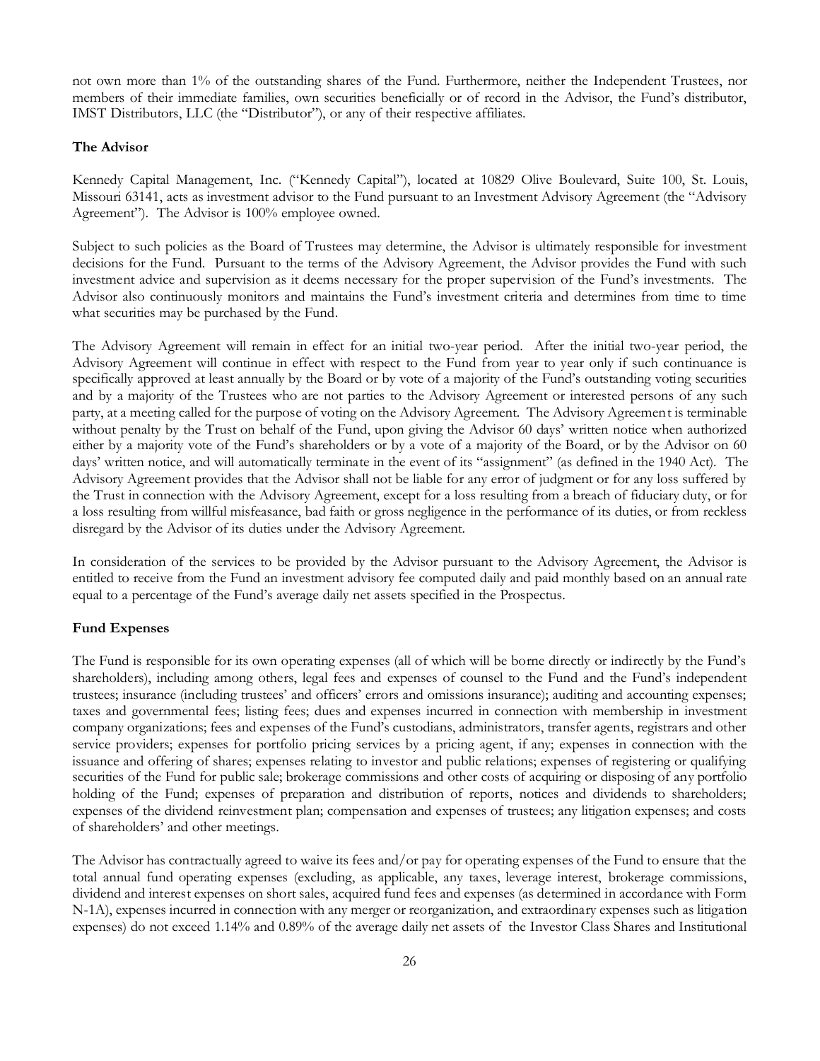not own more than 1% of the outstanding shares of the Fund. Furthermore, neither the Independent Trustees, nor members of their immediate families, own securities beneficially or of record in the Advisor, the Fund's distributor, IMST Distributors, LLC (the "Distributor"), or any of their respective affiliates.

**The Advisor**

Kennedy Capital Management, Inc. ("Kennedy Capital"), located at 10829 Olive Boulevard, Suite 100, St. Louis, Missouri 63141, acts as investment advisor to the Fund pursuant to an Investment Advisory Agreement (the "Advisory Agreement"). The Advisor is 100% employee owned.

Subject to such policies as the Board of Trustees may determine, the Advisor is ultimately responsible for investment decisions for the Fund. Pursuant to the terms of the Advisory Agreement, the Advisor provides the Fund with such investment advice and supervision as it deems necessary for the proper supervision of the Fund's investments. The Advisor also continuously monitors and maintains the Fund's investment criteria and determines from time to time what securities may be purchased by the Fund.

The Advisory Agreement will remain in effect for an initial two-year period. After the initial two-year period, the Advisory Agreement will continue in effect with respect to the Fund from year to year only if such continuance is specifically approved at least annually by the Board or by vote of a majority of the Fund's outstanding voting securities and by a majority of the Trustees who are not parties to the Advisory Agreement or interested persons of any such party, at a meeting called for the purpose of voting on the Advisory Agreement. The Advisory Agreement is terminable without penalty by the Trust on behalf of the Fund, upon giving the Advisor 60 days' written notice when authorized either by a majority vote of the Fund's shareholders or by a vote of a majority of the Board, or by the Advisor on 60 days' written notice, and will automatically terminate in the event of its "assignment" (as defined in the 1940 Act). The Advisory Agreement provides that the Advisor shall not be liable for any error of judgment or for any loss suffered by the Trust in connection with the Advisory Agreement, except for a loss resulting from a breach of fiduciary duty, or for a loss resulting from willful misfeasance, bad faith or gross negligence in the performance of its duties, or from reckless disregard by the Advisor of its duties under the Advisory Agreement.

In consideration of the services to be provided by the Advisor pursuant to the Advisory Agreement, the Advisor is entitled to receive from the Fund an investment advisory fee computed daily and paid monthly based on an annual rate equal to a percentage of the Fund's average daily net assets specified in the Prospectus.

**Fund Expenses**

The Fund is responsible for its own operating expenses (all of which will be borne directly or indirectly by the Fund's shareholders), including among others, legal fees and expenses of counsel to the Fund and the Fund's independent trustees; insurance (including trustees' and officers' errors and omissions insurance); auditing and accounting expenses; taxes and governmental fees; listing fees; dues and expenses incurred in connection with membership in investment company organizations; fees and expenses of the Fund's custodians, administrators, transfer agents, registrars and other service providers; expenses for portfolio pricing services by a pricing agent, if any; expenses in connection with the issuance and offering of shares; expenses relating to investor and public relations; expenses of registering or qualifying securities of the Fund for public sale; brokerage commissions and other costs of acquiring or disposing of any portfolio holding of the Fund; expenses of preparation and distribution of reports, notices and dividends to shareholders; expenses of the dividend reinvestment plan; compensation and expenses of trustees; any litigation expenses; and costs of shareholders' and other meetings.

The Advisor has contractually agreed to waive its fees and/or pay for operating expenses of the Fund to ensure that the total annual fund operating expenses (excluding, as applicable, any taxes, leverage interest, brokerage commissions, dividend and interest expenses on short sales, acquired fund fees and expenses (as determined in accordance with Form N-1A), expenses incurred in connection with any merger or reorganization, and extraordinary expenses such as litigation expenses) do not exceed 1.14% and 0.89% of the average daily net assets of the Investor Class Shares and Institutional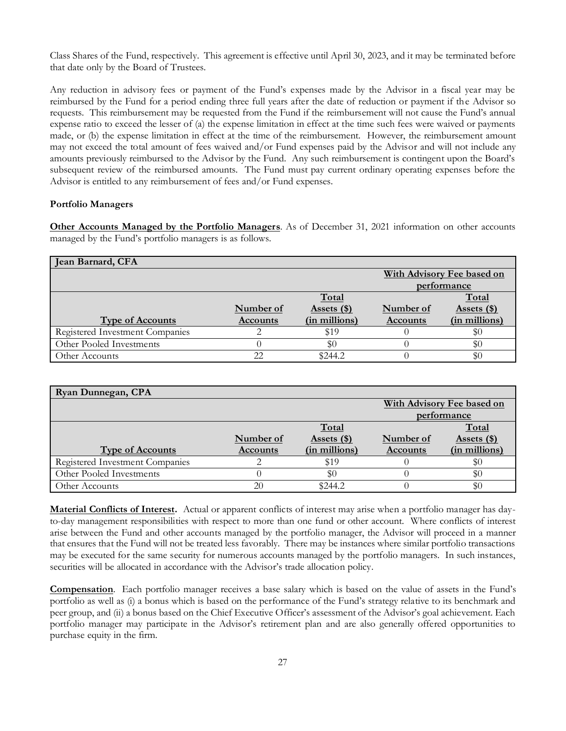Class Shares of the Fund, respectively. This agreement is effective until April 30, 2023, and it may be terminated before that date only by the Board of Trustees.

Any reduction in advisory fees or payment of the Fund's expenses made by the Advisor in a fiscal year may be reimbursed by the Fund for a period ending three full years after the date of reduction or payment if the Advisor so requests. This reimbursement may be requested from the Fund if the reimbursement will not cause the Fund's annual expense ratio to exceed the lesser of (a) the expense limitation in effect at the time such fees were waived or payments made, or (b) the expense limitation in effect at the time of the reimbursement. However, the reimbursement amount may not exceed the total amount of fees waived and/or Fund expenses paid by the Advisor and will not include any amounts previously reimbursed to the Advisor by the Fund. Any such reimbursement is contingent upon the Board's subsequent review of the reimbursed amounts. The Fund must pay current ordinary operating expenses before the Advisor is entitled to any reimbursement of fees and/or Fund expenses.

**Portfolio Managers**

**Other Accounts Managed by the Portfolio Managers**. As of December 31, 2021 information on other accounts managed by the Fund's portfolio managers is as follows.

| **Jean Barnard, CFA** | | | | |
|---|---|---|---|---|
| | | | **With Advisory Fee based on performance** | |
| **Type of Accounts** | **Number of Accounts** | **Total Assets ($) (in millions)** | **Number of Accounts** | **Total Assets ($) (in millions)** |
| Registered Investment Companies | 2 | $19 | 0 | $0 |
| Other Pooled Investments | 0 | $0 | 0 | $0 |
| Other Accounts | 22 | $244.2 | 0 | $0 |

| **Ryan Dunnegan, CPA** | | | | |
|---|---|---|---|---|
| | | | **With Advisory Fee based on performance** | |
| **Type of Accounts** | **Number of Accounts** | **Total Assets ($) (in millions)** | **Number of Accounts** | **Total Assets ($) (in millions)** |
| Registered Investment Companies | 2 | $19 | 0 | $0 |
| Other Pooled Investments | 0 | $0 | 0 | $0 |
| Other Accounts | 20 | $244.2 | 0 | $0 |

**Material Conflicts of Interest.** Actual or apparent conflicts of interest may arise when a portfolio manager has day-to-day management responsibilities with respect to more than one fund or other account. Where conflicts of interest arise between the Fund and other accounts managed by the portfolio manager, the Advisor will proceed in a manner that ensures that the Fund will not be treated less favorably. There may be instances where similar portfolio transactions may be executed for the same security for numerous accounts managed by the portfolio managers. In such instances, securities will be allocated in accordance with the Advisor's trade allocation policy.

**Compensation**. Each portfolio manager receives a base salary which is based on the value of assets in the Fund's portfolio as well as (i) a bonus which is based on the performance of the Fund's strategy relative to its benchmark and peer group, and (ii) a bonus based on the Chief Executive Officer's assessment of the Advisor's goal achievement. Each portfolio manager may participate in the Advisor's retirement plan and are also generally offered opportunities to purchase equity in the firm.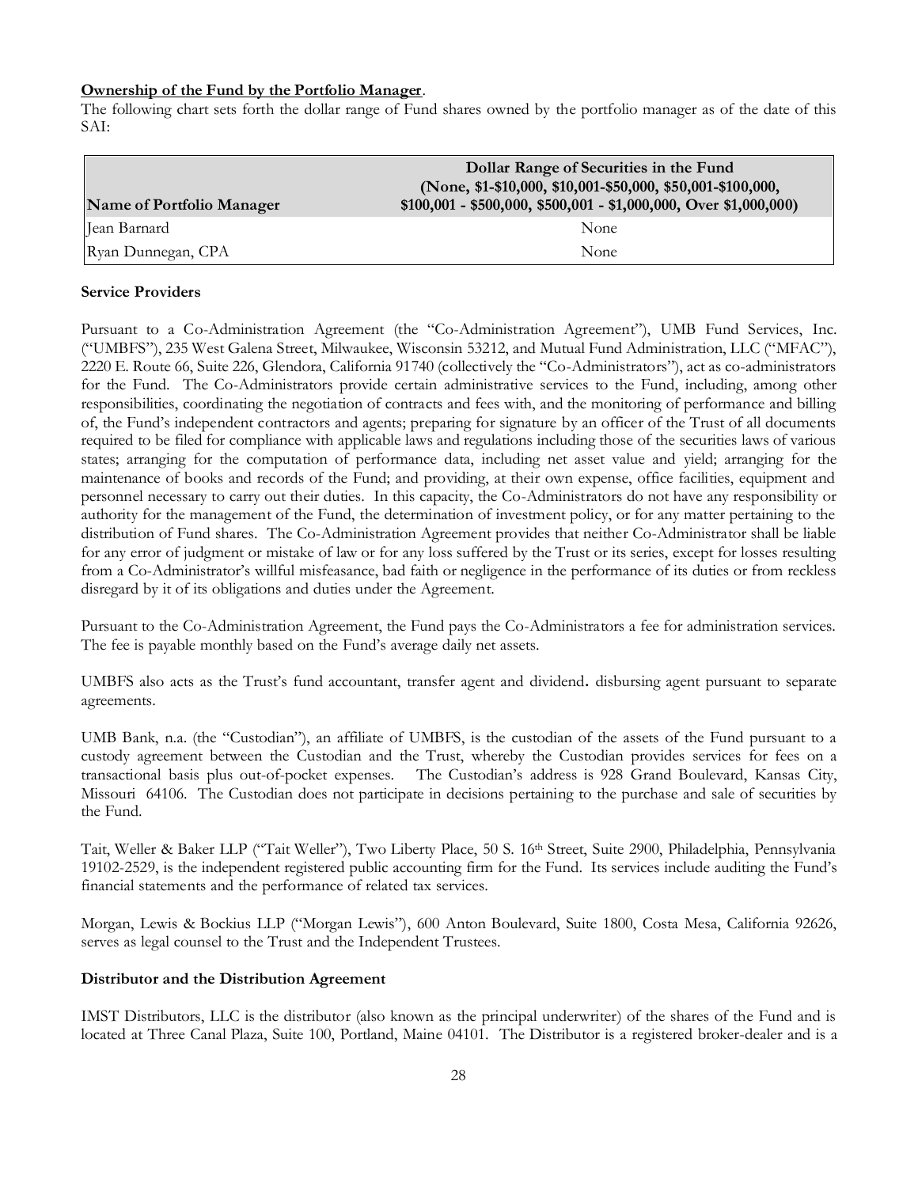**Ownership of the Fund by the Portfolio Manager**.

The following chart sets forth the dollar range of Fund shares owned by the portfolio manager as of the date of this SAI:

| Name of Portfolio Manager | Dollar Range of Securities in the Fund (None, $1-$10,000, $10,001-$50,000, $50,001-$100,000, $100,001 - $500,000, $500,001 - $1,000,000, Over $1,000,000) |
|---|---|
| Jean Barnard | None |
| Ryan Dunnegan, CPA | None |

**Service Providers**

Pursuant to a Co-Administration Agreement (the "Co-Administration Agreement"), UMB Fund Services, Inc. ("UMBFS"), 235 West Galena Street, Milwaukee, Wisconsin 53212, and Mutual Fund Administration, LLC ("MFAC"), 2220 E. Route 66, Suite 226, Glendora, California 91740 (collectively the "Co-Administrators"), act as co-administrators for the Fund. The Co-Administrators provide certain administrative services to the Fund, including, among other responsibilities, coordinating the negotiation of contracts and fees with, and the monitoring of performance and billing of, the Fund's independent contractors and agents; preparing for signature by an officer of the Trust of all documents required to be filed for compliance with applicable laws and regulations including those of the securities laws of various states; arranging for the computation of performance data, including net asset value and yield; arranging for the maintenance of books and records of the Fund; and providing, at their own expense, office facilities, equipment and personnel necessary to carry out their duties. In this capacity, the Co-Administrators do not have any responsibility or authority for the management of the Fund, the determination of investment policy, or for any matter pertaining to the distribution of Fund shares. The Co-Administration Agreement provides that neither Co-Administrator shall be liable for any error of judgment or mistake of law or for any loss suffered by the Trust or its series, except for losses resulting from a Co-Administrator's willful misfeasance, bad faith or negligence in the performance of its duties or from reckless disregard by it of its obligations and duties under the Agreement.

Pursuant to the Co-Administration Agreement, the Fund pays the Co-Administrators a fee for administration services. The fee is payable monthly based on the Fund's average daily net assets.

UMBFS also acts as the Trust's fund accountant, transfer agent and dividend**.** disbursing agent pursuant to separate agreements.

UMB Bank, n.a. (the "Custodian"), an affiliate of UMBFS, is the custodian of the assets of the Fund pursuant to a custody agreement between the Custodian and the Trust, whereby the Custodian provides services for fees on a transactional basis plus out-of-pocket expenses. The Custodian's address is 928 Grand Boulevard, Kansas City, Missouri 64106. The Custodian does not participate in decisions pertaining to the purchase and sale of securities by the Fund.

Tait, Weller & Baker LLP ("Tait Weller"), Two Liberty Place, 50 S. 16th Street, Suite 2900, Philadelphia, Pennsylvania 19102-2529, is the independent registered public accounting firm for the Fund. Its services include auditing the Fund's financial statements and the performance of related tax services.

Morgan, Lewis & Bockius LLP ("Morgan Lewis"), 600 Anton Boulevard, Suite 1800, Costa Mesa, California 92626, serves as legal counsel to the Trust and the Independent Trustees.

**Distributor and the Distribution Agreement**

IMST Distributors, LLC is the distributor (also known as the principal underwriter) of the shares of the Fund and is located at Three Canal Plaza, Suite 100, Portland, Maine 04101. The Distributor is a registered broker-dealer and is a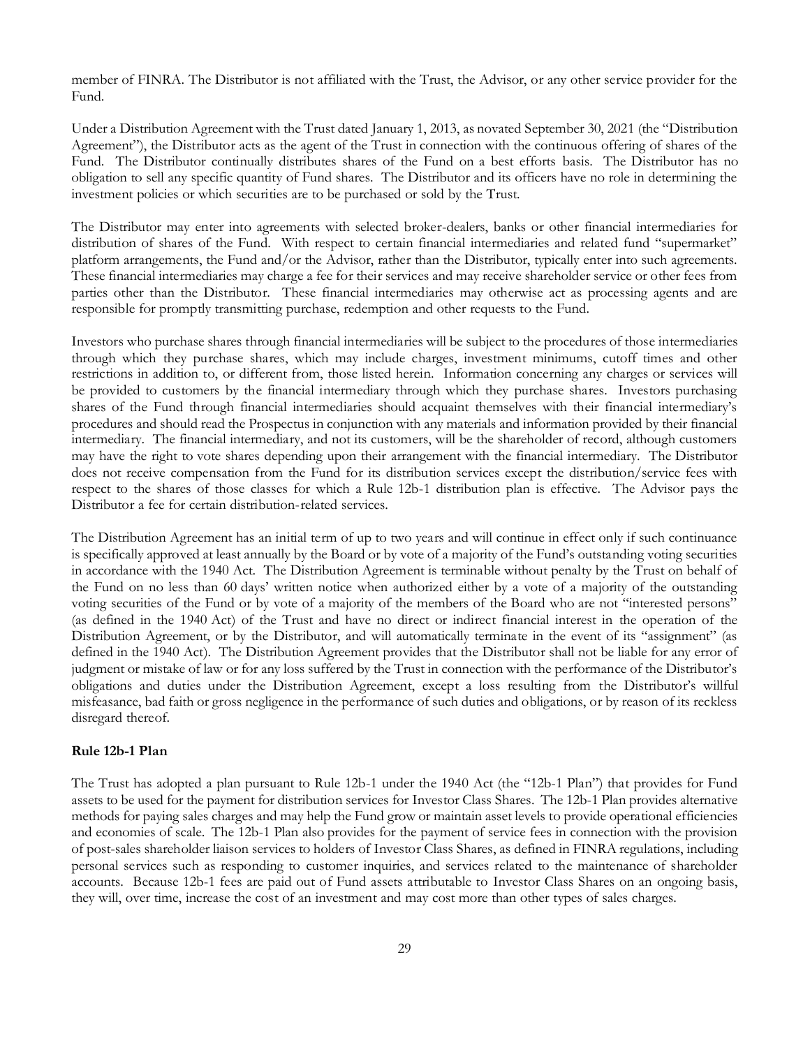member of FINRA. The Distributor is not affiliated with the Trust, the Advisor, or any other service provider for the Fund.

Under a Distribution Agreement with the Trust dated January 1, 2013, as novated September 30, 2021 (the "Distribution Agreement"), the Distributor acts as the agent of the Trust in connection with the continuous offering of shares of the Fund. The Distributor continually distributes shares of the Fund on a best efforts basis. The Distributor has no obligation to sell any specific quantity of Fund shares. The Distributor and its officers have no role in determining the investment policies or which securities are to be purchased or sold by the Trust.

The Distributor may enter into agreements with selected broker-dealers, banks or other financial intermediaries for distribution of shares of the Fund. With respect to certain financial intermediaries and related fund "supermarket" platform arrangements, the Fund and/or the Advisor, rather than the Distributor, typically enter into such agreements. These financial intermediaries may charge a fee for their services and may receive shareholder service or other fees from parties other than the Distributor. These financial intermediaries may otherwise act as processing agents and are responsible for promptly transmitting purchase, redemption and other requests to the Fund.

Investors who purchase shares through financial intermediaries will be subject to the procedures of those intermediaries through which they purchase shares, which may include charges, investment minimums, cutoff times and other restrictions in addition to, or different from, those listed herein. Information concerning any charges or services will be provided to customers by the financial intermediary through which they purchase shares. Investors purchasing shares of the Fund through financial intermediaries should acquaint themselves with their financial intermediary's procedures and should read the Prospectus in conjunction with any materials and information provided by their financial intermediary. The financial intermediary, and not its customers, will be the shareholder of record, although customers may have the right to vote shares depending upon their arrangement with the financial intermediary. The Distributor does not receive compensation from the Fund for its distribution services except the distribution/service fees with respect to the shares of those classes for which a Rule 12b-1 distribution plan is effective. The Advisor pays the Distributor a fee for certain distribution-related services.

The Distribution Agreement has an initial term of up to two years and will continue in effect only if such continuance is specifically approved at least annually by the Board or by vote of a majority of the Fund's outstanding voting securities in accordance with the 1940 Act. The Distribution Agreement is terminable without penalty by the Trust on behalf of the Fund on no less than 60 days' written notice when authorized either by a vote of a majority of the outstanding voting securities of the Fund or by vote of a majority of the members of the Board who are not "interested persons" (as defined in the 1940 Act) of the Trust and have no direct or indirect financial interest in the operation of the Distribution Agreement, or by the Distributor, and will automatically terminate in the event of its "assignment" (as defined in the 1940 Act). The Distribution Agreement provides that the Distributor shall not be liable for any error of judgment or mistake of law or for any loss suffered by the Trust in connection with the performance of the Distributor's obligations and duties under the Distribution Agreement, except a loss resulting from the Distributor's willful misfeasance, bad faith or gross negligence in the performance of such duties and obligations, or by reason of its reckless disregard thereof.

**Rule 12b-1 Plan**

The Trust has adopted a plan pursuant to Rule 12b-1 under the 1940 Act (the "12b-1 Plan") that provides for Fund assets to be used for the payment for distribution services for Investor Class Shares. The 12b-1 Plan provides alternative methods for paying sales charges and may help the Fund grow or maintain asset levels to provide operational efficiencies and economies of scale. The 12b-1 Plan also provides for the payment of service fees in connection with the provision of post-sales shareholder liaison services to holders of Investor Class Shares, as defined in FINRA regulations, including personal services such as responding to customer inquiries, and services related to the maintenance of shareholder accounts. Because 12b-1 fees are paid out of Fund assets attributable to Investor Class Shares on an ongoing basis, they will, over time, increase the cost of an investment and may cost more than other types of sales charges.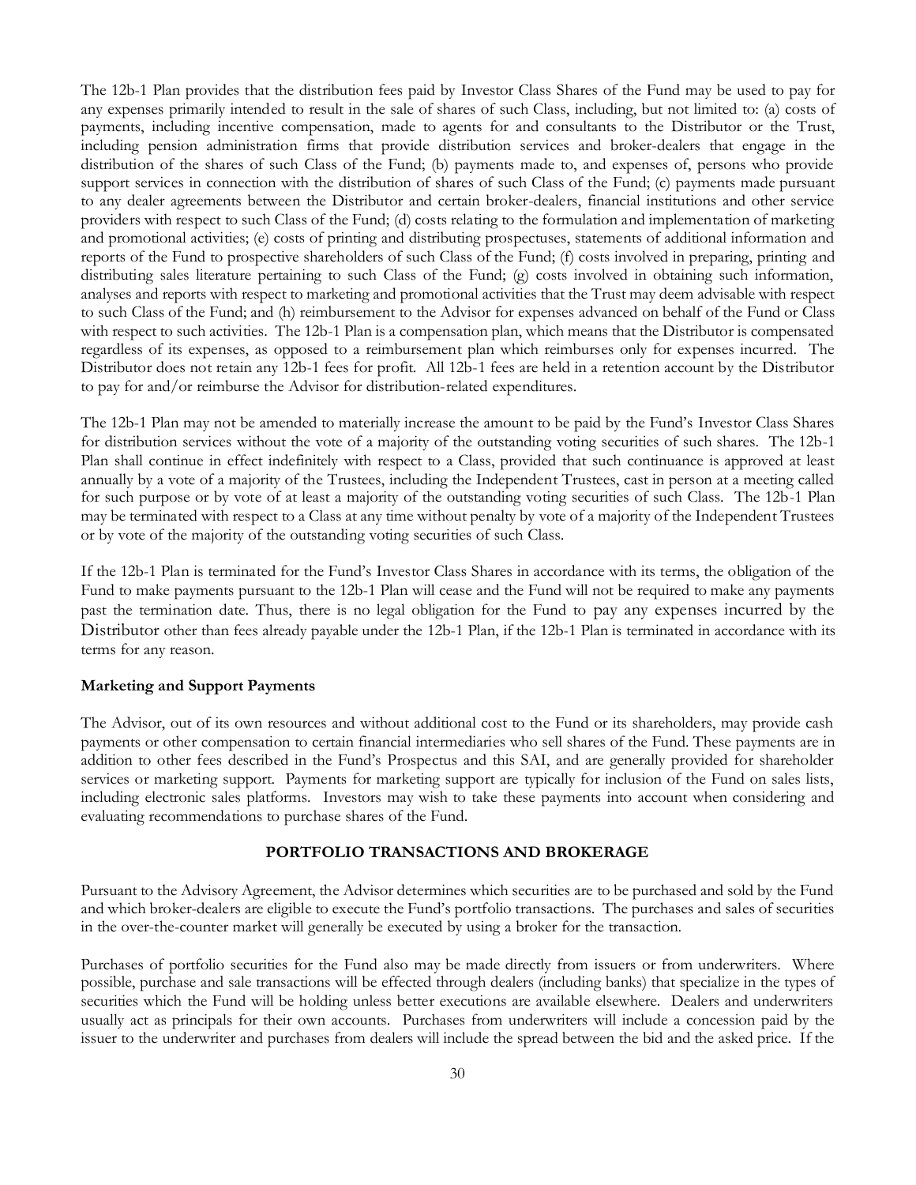The 12b-1 Plan provides that the distribution fees paid by Investor Class Shares of the Fund may be used to pay for any expenses primarily intended to result in the sale of shares of such Class, including, but not limited to: (a) costs of payments, including incentive compensation, made to agents for and consultants to the Distributor or the Trust, including pension administration firms that provide distribution services and broker-dealers that engage in the distribution of the shares of such Class of the Fund; (b) payments made to, and expenses of, persons who provide support services in connection with the distribution of shares of such Class of the Fund; (c) payments made pursuant to any dealer agreements between the Distributor and certain broker-dealers, financial institutions and other service providers with respect to such Class of the Fund; (d) costs relating to the formulation and implementation of marketing and promotional activities; (e) costs of printing and distributing prospectuses, statements of additional information and reports of the Fund to prospective shareholders of such Class of the Fund; (f) costs involved in preparing, printing and distributing sales literature pertaining to such Class of the Fund; (g) costs involved in obtaining such information, analyses and reports with respect to marketing and promotional activities that the Trust may deem advisable with respect to such Class of the Fund; and (h) reimbursement to the Advisor for expenses advanced on behalf of the Fund or Class with respect to such activities. The 12b-1 Plan is a compensation plan, which means that the Distributor is compensated regardless of its expenses, as opposed to a reimbursement plan which reimburses only for expenses incurred. The Distributor does not retain any 12b-1 fees for profit. All 12b-1 fees are held in a retention account by the Distributor to pay for and/or reimburse the Advisor for distribution-related expenditures.

The 12b-1 Plan may not be amended to materially increase the amount to be paid by the Fund's Investor Class Shares for distribution services without the vote of a majority of the outstanding voting securities of such shares. The 12b-1 Plan shall continue in effect indefinitely with respect to a Class, provided that such continuance is approved at least annually by a vote of a majority of the Trustees, including the Independent Trustees, cast in person at a meeting called for such purpose or by vote of at least a majority of the outstanding voting securities of such Class. The 12b-1 Plan may be terminated with respect to a Class at any time without penalty by vote of a majority of the Independent Trustees or by vote of the majority of the outstanding voting securities of such Class.

If the 12b-1 Plan is terminated for the Fund's Investor Class Shares in accordance with its terms, the obligation of the Fund to make payments pursuant to the 12b-1 Plan will cease and the Fund will not be required to make any payments past the termination date. Thus, there is no legal obligation for the Fund to pay any expenses incurred by the Distributor other than fees already payable under the 12b-1 Plan, if the 12b-1 Plan is terminated in accordance with its terms for any reason.

**Marketing and Support Payments**

The Advisor, out of its own resources and without additional cost to the Fund or its shareholders, may provide cash payments or other compensation to certain financial intermediaries who sell shares of the Fund. These payments are in addition to other fees described in the Fund's Prospectus and this SAI, and are generally provided for shareholder services or marketing support. Payments for marketing support are typically for inclusion of the Fund on sales lists, including electronic sales platforms. Investors may wish to take these payments into account when considering and evaluating recommendations to purchase shares of the Fund.

## PORTFOLIO TRANSACTIONS AND BROKERAGE

Pursuant to the Advisory Agreement, the Advisor determines which securities are to be purchased and sold by the Fund and which broker-dealers are eligible to execute the Fund's portfolio transactions. The purchases and sales of securities in the over-the-counter market will generally be executed by using a broker for the transaction.

Purchases of portfolio securities for the Fund also may be made directly from issuers or from underwriters. Where possible, purchase and sale transactions will be effected through dealers (including banks) that specialize in the types of securities which the Fund will be holding unless better executions are available elsewhere. Dealers and underwriters usually act as principals for their own accounts. Purchases from underwriters will include a concession paid by the issuer to the underwriter and purchases from dealers will include the spread between the bid and the asked price. If the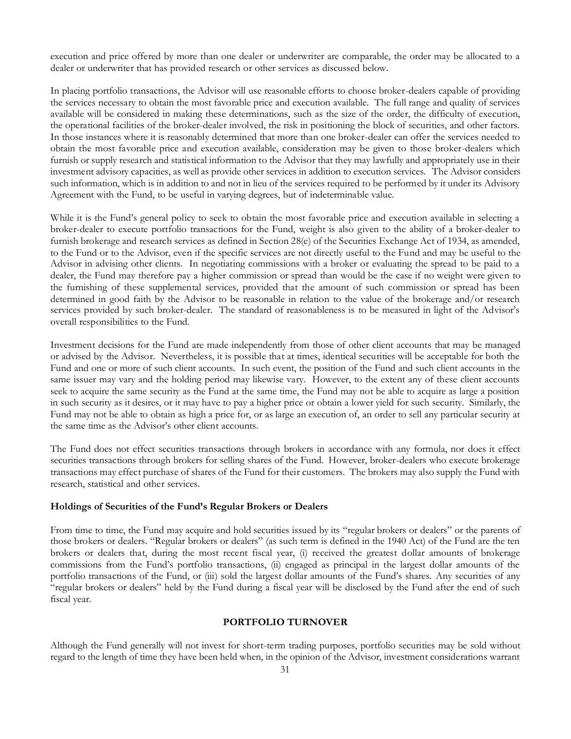execution and price offered by more than one dealer or underwriter are comparable, the order may be allocated to a dealer or underwriter that has provided research or other services as discussed below.

In placing portfolio transactions, the Advisor will use reasonable efforts to choose broker-dealers capable of providing the services necessary to obtain the most favorable price and execution available. The full range and quality of services available will be considered in making these determinations, such as the size of the order, the difficulty of execution, the operational facilities of the broker-dealer involved, the risk in positioning the block of securities, and other factors. In those instances where it is reasonably determined that more than one broker-dealer can offer the services needed to obtain the most favorable price and execution available, consideration may be given to those broker-dealers which furnish or supply research and statistical information to the Advisor that they may lawfully and appropriately use in their investment advisory capacities, as well as provide other services in addition to execution services. The Advisor considers such information, which is in addition to and not in lieu of the services required to be performed by it under its Advisory Agreement with the Fund, to be useful in varying degrees, but of indeterminable value.

While it is the Fund's general policy to seek to obtain the most favorable price and execution available in selecting a broker-dealer to execute portfolio transactions for the Fund, weight is also given to the ability of a broker-dealer to furnish brokerage and research services as defined in Section 28(e) of the Securities Exchange Act of 1934, as amended, to the Fund or to the Advisor, even if the specific services are not directly useful to the Fund and may be useful to the Advisor in advising other clients. In negotiating commissions with a broker or evaluating the spread to be paid to a dealer, the Fund may therefore pay a higher commission or spread than would be the case if no weight were given to the furnishing of these supplemental services, provided that the amount of such commission or spread has been determined in good faith by the Advisor to be reasonable in relation to the value of the brokerage and/or research services provided by such broker-dealer. The standard of reasonableness is to be measured in light of the Advisor's overall responsibilities to the Fund.

Investment decisions for the Fund are made independently from those of other client accounts that may be managed or advised by the Advisor. Nevertheless, it is possible that at times, identical securities will be acceptable for both the Fund and one or more of such client accounts. In such event, the position of the Fund and such client accounts in the same issuer may vary and the holding period may likewise vary. However, to the extent any of these client accounts seek to acquire the same security as the Fund at the same time, the Fund may not be able to acquire as large a position in such security as it desires, or it may have to pay a higher price or obtain a lower yield for such security. Similarly, the Fund may not be able to obtain as high a price for, or as large an execution of, an order to sell any particular security at the same time as the Advisor's other client accounts.

The Fund does not effect securities transactions through brokers in accordance with any formula, nor does it effect securities transactions through brokers for selling shares of the Fund. However, broker-dealers who execute brokerage transactions may effect purchase of shares of the Fund for their customers. The brokers may also supply the Fund with research, statistical and other services.

**Holdings of Securities of the Fund's Regular Brokers or Dealers**

From time to time, the Fund may acquire and hold securities issued by its "regular brokers or dealers" or the parents of those brokers or dealers. "Regular brokers or dealers" (as such term is defined in the 1940 Act) of the Fund are the ten brokers or dealers that, during the most recent fiscal year, (i) received the greatest dollar amounts of brokerage commissions from the Fund's portfolio transactions, (ii) engaged as principal in the largest dollar amounts of the portfolio transactions of the Fund, or (iii) sold the largest dollar amounts of the Fund's shares. Any securities of any "regular brokers or dealers" held by the Fund during a fiscal year will be disclosed by the Fund after the end of such fiscal year.

## PORTFOLIO TURNOVER

Although the Fund generally will not invest for short-term trading purposes, portfolio securities may be sold without regard to the length of time they have been held when, in the opinion of the Advisor, investment considerations warrant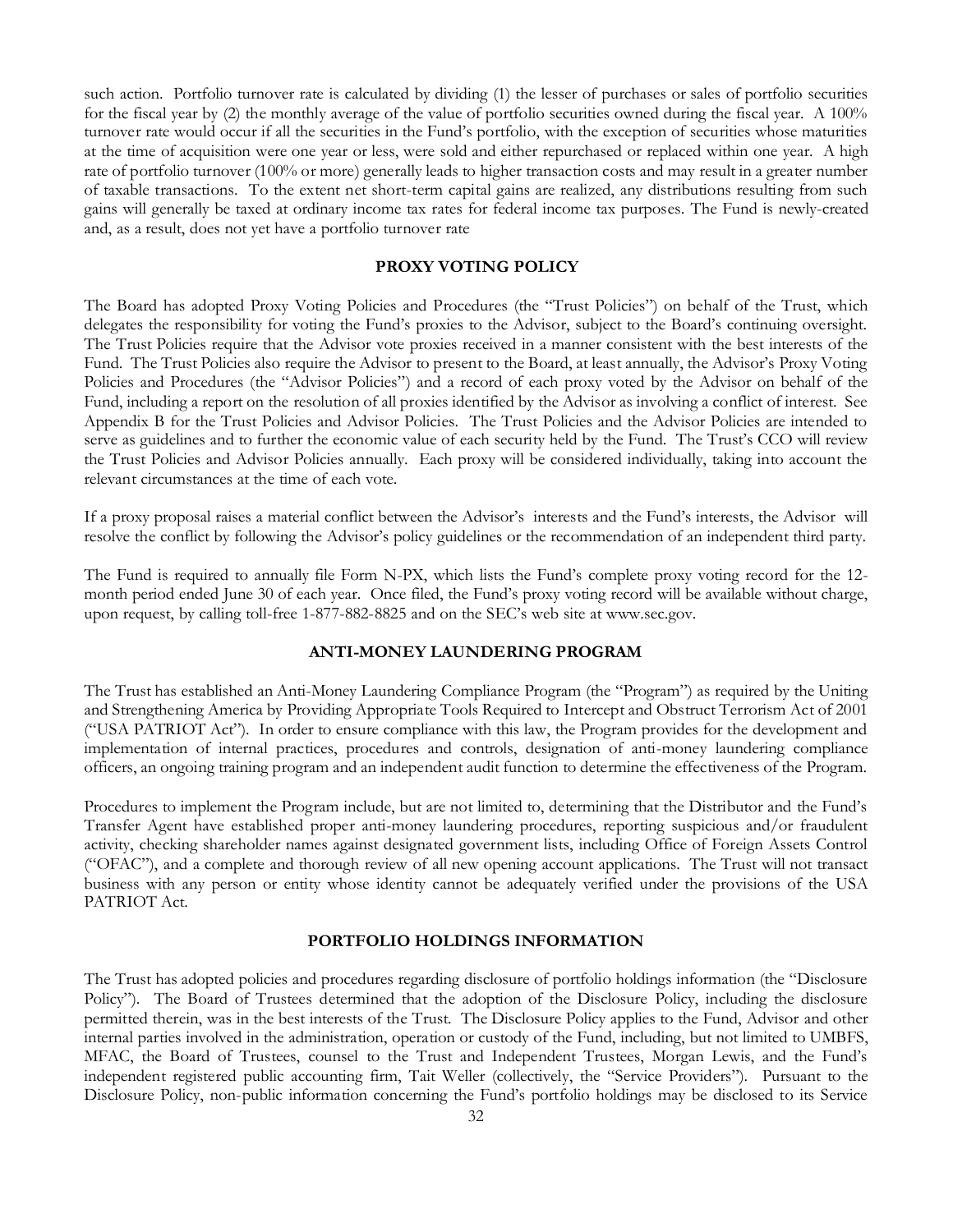such action. Portfolio turnover rate is calculated by dividing (1) the lesser of purchases or sales of portfolio securities for the fiscal year by (2) the monthly average of the value of portfolio securities owned during the fiscal year. A 100% turnover rate would occur if all the securities in the Fund's portfolio, with the exception of securities whose maturities at the time of acquisition were one year or less, were sold and either repurchased or replaced within one year. A high rate of portfolio turnover (100% or more) generally leads to higher transaction costs and may result in a greater number of taxable transactions. To the extent net short-term capital gains are realized, any distributions resulting from such gains will generally be taxed at ordinary income tax rates for federal income tax purposes. The Fund is newly-created and, as a result, does not yet have a portfolio turnover rate

## PROXY VOTING POLICY

The Board has adopted Proxy Voting Policies and Procedures (the "Trust Policies") on behalf of the Trust, which delegates the responsibility for voting the Fund's proxies to the Advisor, subject to the Board's continuing oversight. The Trust Policies require that the Advisor vote proxies received in a manner consistent with the best interests of the Fund. The Trust Policies also require the Advisor to present to the Board, at least annually, the Advisor's Proxy Voting Policies and Procedures (the "Advisor Policies") and a record of each proxy voted by the Advisor on behalf of the Fund, including a report on the resolution of all proxies identified by the Advisor as involving a conflict of interest. See Appendix B for the Trust Policies and Advisor Policies. The Trust Policies and the Advisor Policies are intended to serve as guidelines and to further the economic value of each security held by the Fund. The Trust's CCO will review the Trust Policies and Advisor Policies annually. Each proxy will be considered individually, taking into account the relevant circumstances at the time of each vote.

If a proxy proposal raises a material conflict between the Advisor's interests and the Fund's interests, the Advisor will resolve the conflict by following the Advisor's policy guidelines or the recommendation of an independent third party.

The Fund is required to annually file Form N-PX, which lists the Fund's complete proxy voting record for the 12-month period ended June 30 of each year. Once filed, the Fund's proxy voting record will be available without charge, upon request, by calling toll-free 1-877-882-8825 and on the SEC's web site at www.sec.gov.

## ANTI-MONEY LAUNDERING PROGRAM

The Trust has established an Anti-Money Laundering Compliance Program (the "Program") as required by the Uniting and Strengthening America by Providing Appropriate Tools Required to Intercept and Obstruct Terrorism Act of 2001 ("USA PATRIOT Act"). In order to ensure compliance with this law, the Program provides for the development and implementation of internal practices, procedures and controls, designation of anti-money laundering compliance officers, an ongoing training program and an independent audit function to determine the effectiveness of the Program.

Procedures to implement the Program include, but are not limited to, determining that the Distributor and the Fund's Transfer Agent have established proper anti-money laundering procedures, reporting suspicious and/or fraudulent activity, checking shareholder names against designated government lists, including Office of Foreign Assets Control ("OFAC"), and a complete and thorough review of all new opening account applications. The Trust will not transact business with any person or entity whose identity cannot be adequately verified under the provisions of the USA PATRIOT Act.

## PORTFOLIO HOLDINGS INFORMATION

The Trust has adopted policies and procedures regarding disclosure of portfolio holdings information (the "Disclosure Policy"). The Board of Trustees determined that the adoption of the Disclosure Policy, including the disclosure permitted therein, was in the best interests of the Trust. The Disclosure Policy applies to the Fund, Advisor and other internal parties involved in the administration, operation or custody of the Fund, including, but not limited to UMBFS, MFAC, the Board of Trustees, counsel to the Trust and Independent Trustees, Morgan Lewis, and the Fund's independent registered public accounting firm, Tait Weller (collectively, the "Service Providers"). Pursuant to the Disclosure Policy, non-public information concerning the Fund's portfolio holdings may be disclosed to its Service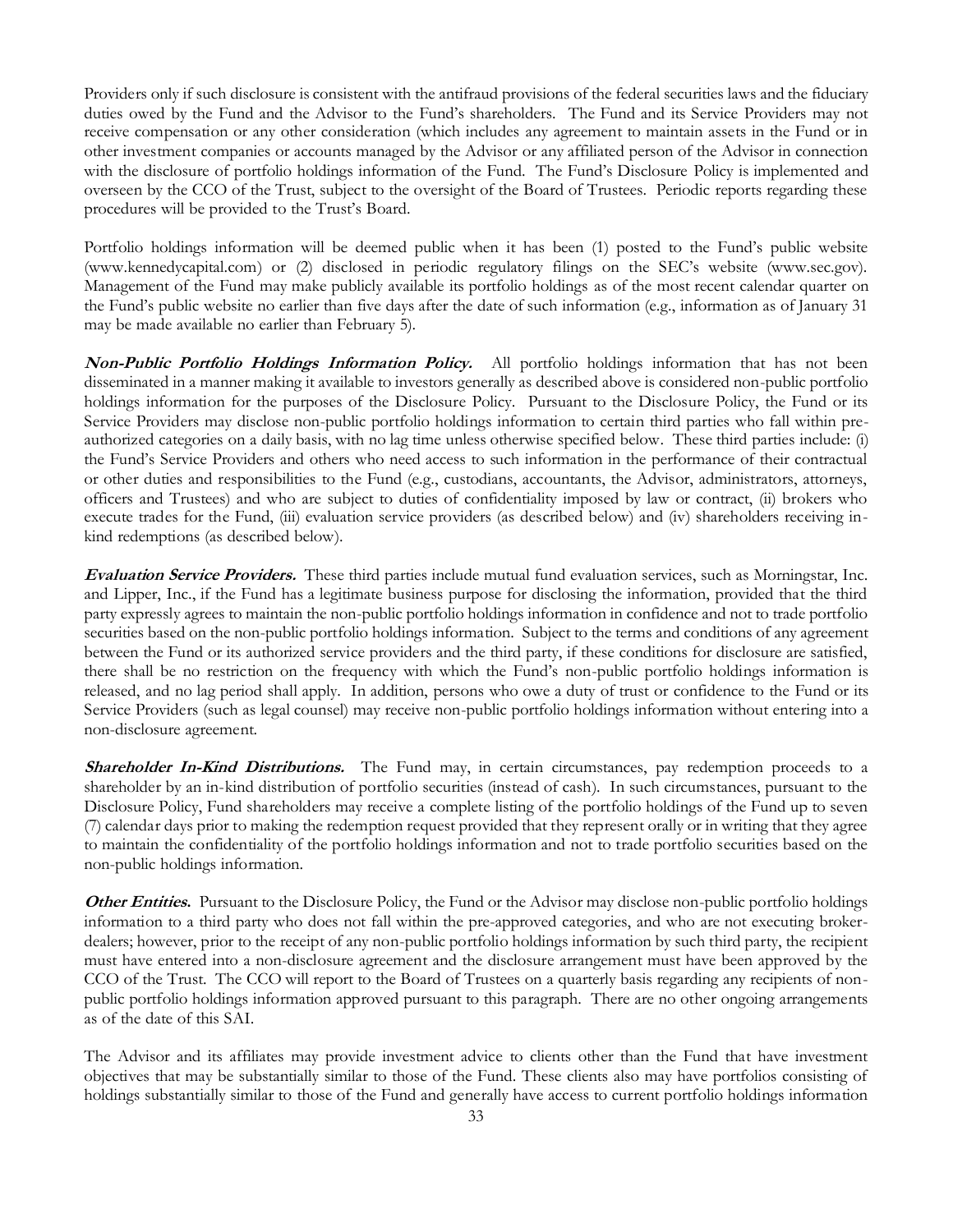Providers only if such disclosure is consistent with the antifraud provisions of the federal securities laws and the fiduciary duties owed by the Fund and the Advisor to the Fund's shareholders. The Fund and its Service Providers may not receive compensation or any other consideration (which includes any agreement to maintain assets in the Fund or in other investment companies or accounts managed by the Advisor or any affiliated person of the Advisor in connection with the disclosure of portfolio holdings information of the Fund. The Fund's Disclosure Policy is implemented and overseen by the CCO of the Trust, subject to the oversight of the Board of Trustees. Periodic reports regarding these procedures will be provided to the Trust's Board.

Portfolio holdings information will be deemed public when it has been (1) posted to the Fund's public website (www.kennedycapital.com) or (2) disclosed in periodic regulatory filings on the SEC's website (www.sec.gov). Management of the Fund may make publicly available its portfolio holdings as of the most recent calendar quarter on the Fund's public website no earlier than five days after the date of such information (e.g., information as of January 31 may be made available no earlier than February 5).

***Non-Public Portfolio Holdings Information Policy.*** All portfolio holdings information that has not been disseminated in a manner making it available to investors generally as described above is considered non-public portfolio holdings information for the purposes of the Disclosure Policy. Pursuant to the Disclosure Policy, the Fund or its Service Providers may disclose non-public portfolio holdings information to certain third parties who fall within pre-authorized categories on a daily basis, with no lag time unless otherwise specified below. These third parties include: (i) the Fund's Service Providers and others who need access to such information in the performance of their contractual or other duties and responsibilities to the Fund (e.g., custodians, accountants, the Advisor, administrators, attorneys, officers and Trustees) and who are subject to duties of confidentiality imposed by law or contract, (ii) brokers who execute trades for the Fund, (iii) evaluation service providers (as described below) and (iv) shareholders receiving in-kind redemptions (as described below).

***Evaluation Service Providers.*** These third parties include mutual fund evaluation services, such as Morningstar, Inc. and Lipper, Inc., if the Fund has a legitimate business purpose for disclosing the information, provided that the third party expressly agrees to maintain the non-public portfolio holdings information in confidence and not to trade portfolio securities based on the non-public portfolio holdings information. Subject to the terms and conditions of any agreement between the Fund or its authorized service providers and the third party, if these conditions for disclosure are satisfied, there shall be no restriction on the frequency with which the Fund's non-public portfolio holdings information is released, and no lag period shall apply. In addition, persons who owe a duty of trust or confidence to the Fund or its Service Providers (such as legal counsel) may receive non-public portfolio holdings information without entering into a non-disclosure agreement.

***Shareholder In-Kind Distributions.*** The Fund may, in certain circumstances, pay redemption proceeds to a shareholder by an in-kind distribution of portfolio securities (instead of cash). In such circumstances, pursuant to the Disclosure Policy, Fund shareholders may receive a complete listing of the portfolio holdings of the Fund up to seven (7) calendar days prior to making the redemption request provided that they represent orally or in writing that they agree to maintain the confidentiality of the portfolio holdings information and not to trade portfolio securities based on the non-public holdings information.

***Other Entities.*** Pursuant to the Disclosure Policy, the Fund or the Advisor may disclose non-public portfolio holdings information to a third party who does not fall within the pre-approved categories, and who are not executing broker-dealers; however, prior to the receipt of any non-public portfolio holdings information by such third party, the recipient must have entered into a non-disclosure agreement and the disclosure arrangement must have been approved by the CCO of the Trust. The CCO will report to the Board of Trustees on a quarterly basis regarding any recipients of non-public portfolio holdings information approved pursuant to this paragraph. There are no other ongoing arrangements as of the date of this SAI.

The Advisor and its affiliates may provide investment advice to clients other than the Fund that have investment objectives that may be substantially similar to those of the Fund. These clients also may have portfolios consisting of holdings substantially similar to those of the Fund and generally have access to current portfolio holdings information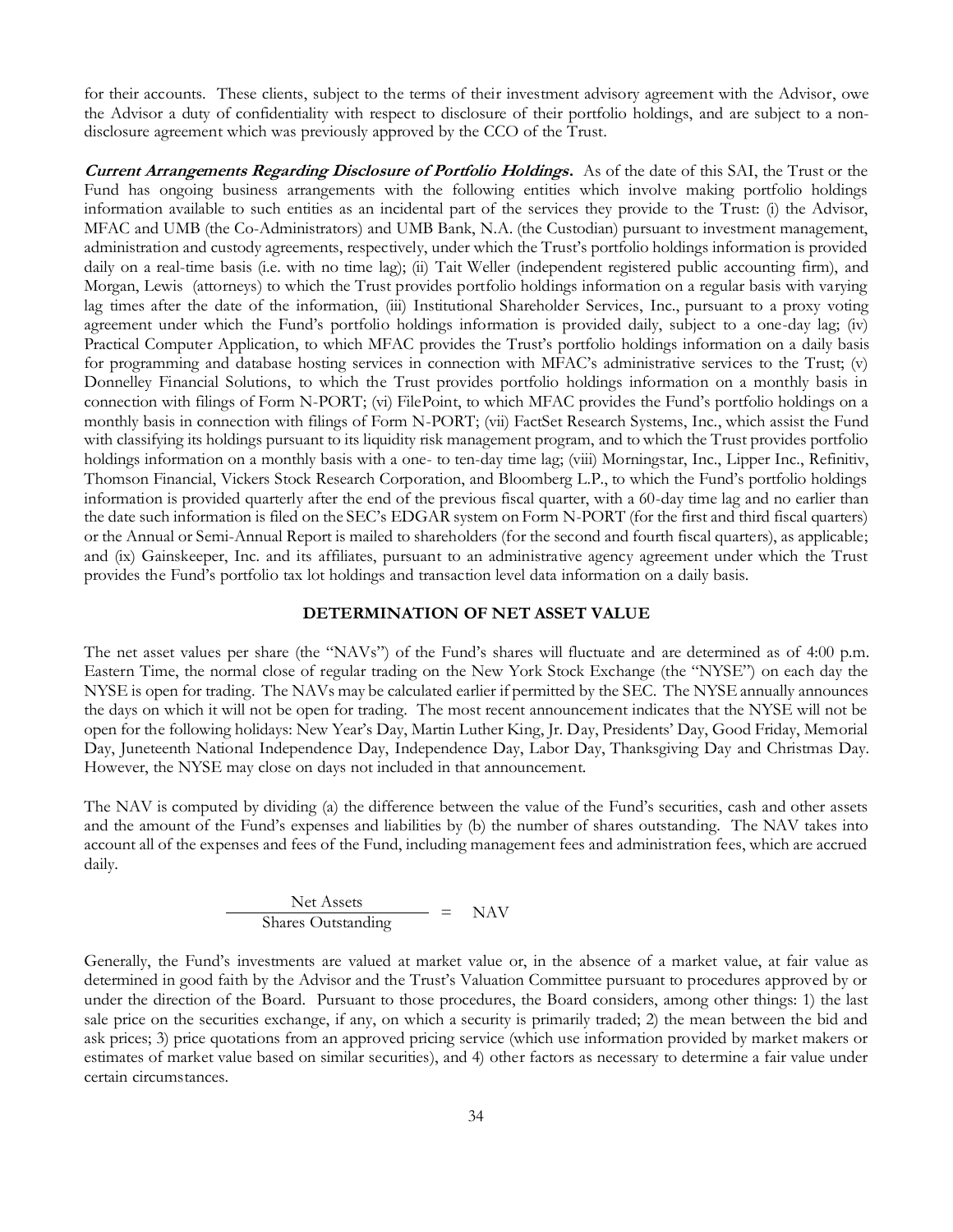for their accounts. These clients, subject to the terms of their investment advisory agreement with the Advisor, owe the Advisor a duty of confidentiality with respect to disclosure of their portfolio holdings, and are subject to a non-disclosure agreement which was previously approved by the CCO of the Trust.

***Current Arrangements Regarding Disclosure of Portfolio Holdings.*** As of the date of this SAI, the Trust or the Fund has ongoing business arrangements with the following entities which involve making portfolio holdings information available to such entities as an incidental part of the services they provide to the Trust: (i) the Advisor, MFAC and UMB (the Co-Administrators) and UMB Bank, N.A. (the Custodian) pursuant to investment management, administration and custody agreements, respectively, under which the Trust's portfolio holdings information is provided daily on a real-time basis (i.e. with no time lag); (ii) Tait Weller (independent registered public accounting firm), and Morgan, Lewis (attorneys) to which the Trust provides portfolio holdings information on a regular basis with varying lag times after the date of the information, (iii) Institutional Shareholder Services, Inc., pursuant to a proxy voting agreement under which the Fund's portfolio holdings information is provided daily, subject to a one-day lag; (iv) Practical Computer Application, to which MFAC provides the Trust's portfolio holdings information on a daily basis for programming and database hosting services in connection with MFAC's administrative services to the Trust; (v) Donnelley Financial Solutions, to which the Trust provides portfolio holdings information on a monthly basis in connection with filings of Form N-PORT; (vi) FilePoint, to which MFAC provides the Fund's portfolio holdings on a monthly basis in connection with filings of Form N-PORT; (vii) FactSet Research Systems, Inc., which assist the Fund with classifying its holdings pursuant to its liquidity risk management program, and to which the Trust provides portfolio holdings information on a monthly basis with a one- to ten-day time lag; (viii) Morningstar, Inc., Lipper Inc., Refinitiv, Thomson Financial, Vickers Stock Research Corporation, and Bloomberg L.P., to which the Fund's portfolio holdings information is provided quarterly after the end of the previous fiscal quarter, with a 60-day time lag and no earlier than the date such information is filed on the SEC's EDGAR system on Form N-PORT (for the first and third fiscal quarters) or the Annual or Semi-Annual Report is mailed to shareholders (for the second and fourth fiscal quarters), as applicable; and (ix) Gainskeeper, Inc. and its affiliates, pursuant to an administrative agency agreement under which the Trust provides the Fund's portfolio tax lot holdings and transaction level data information on a daily basis.

## DETERMINATION OF NET ASSET VALUE

The net asset values per share (the "NAVs") of the Fund's shares will fluctuate and are determined as of 4:00 p.m. Eastern Time, the normal close of regular trading on the New York Stock Exchange (the "NYSE") on each day the NYSE is open for trading. The NAVs may be calculated earlier if permitted by the SEC. The NYSE annually announces the days on which it will not be open for trading. The most recent announcement indicates that the NYSE will not be open for the following holidays: New Year's Day, Martin Luther King, Jr. Day, Presidents' Day, Good Friday, Memorial Day, Juneteenth National Independence Day, Independence Day, Labor Day, Thanksgiving Day and Christmas Day. However, the NYSE may close on days not included in that announcement.

The NAV is computed by dividing (a) the difference between the value of the Fund's securities, cash and other assets and the amount of the Fund's expenses and liabilities by (b) the number of shares outstanding. The NAV takes into account all of the expenses and fees of the Fund, including management fees and administration fees, which are accrued daily.

$$\frac{\text{Net Assets}}{\text{Shares Outstanding}} = \text{NAV}$$

Generally, the Fund's investments are valued at market value or, in the absence of a market value, at fair value as determined in good faith by the Advisor and the Trust's Valuation Committee pursuant to procedures approved by or under the direction of the Board. Pursuant to those procedures, the Board considers, among other things: 1) the last sale price on the securities exchange, if any, on which a security is primarily traded; 2) the mean between the bid and ask prices; 3) price quotations from an approved pricing service (which use information provided by market makers or estimates of market value based on similar securities), and 4) other factors as necessary to determine a fair value under certain circumstances.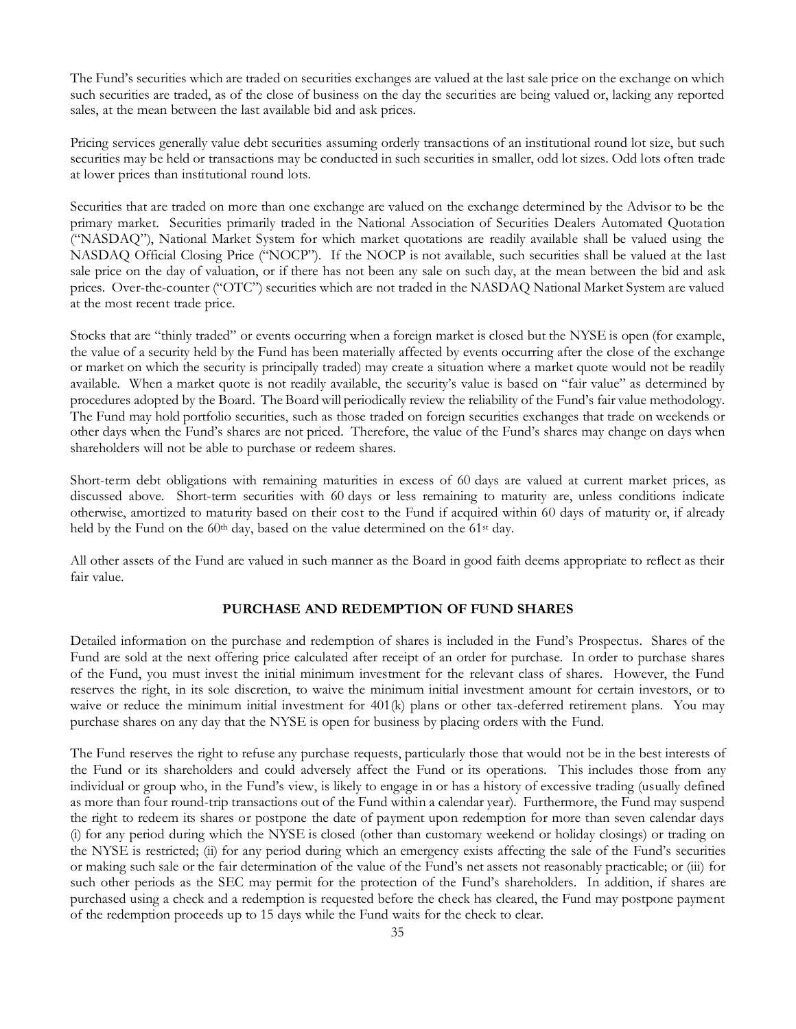The Fund's securities which are traded on securities exchanges are valued at the last sale price on the exchange on which such securities are traded, as of the close of business on the day the securities are being valued or, lacking any reported sales, at the mean between the last available bid and ask prices.

Pricing services generally value debt securities assuming orderly transactions of an institutional round lot size, but such securities may be held or transactions may be conducted in such securities in smaller, odd lot sizes. Odd lots often trade at lower prices than institutional round lots.

Securities that are traded on more than one exchange are valued on the exchange determined by the Advisor to be the primary market. Securities primarily traded in the National Association of Securities Dealers Automated Quotation ("NASDAQ"), National Market System for which market quotations are readily available shall be valued using the NASDAQ Official Closing Price ("NOCP"). If the NOCP is not available, such securities shall be valued at the last sale price on the day of valuation, or if there has not been any sale on such day, at the mean between the bid and ask prices. Over-the-counter ("OTC") securities which are not traded in the NASDAQ National Market System are valued at the most recent trade price.

Stocks that are "thinly traded" or events occurring when a foreign market is closed but the NYSE is open (for example, the value of a security held by the Fund has been materially affected by events occurring after the close of the exchange or market on which the security is principally traded) may create a situation where a market quote would not be readily available. When a market quote is not readily available, the security's value is based on "fair value" as determined by procedures adopted by the Board. The Board will periodically review the reliability of the Fund's fair value methodology. The Fund may hold portfolio securities, such as those traded on foreign securities exchanges that trade on weekends or other days when the Fund's shares are not priced. Therefore, the value of the Fund's shares may change on days when shareholders will not be able to purchase or redeem shares.

Short-term debt obligations with remaining maturities in excess of 60 days are valued at current market prices, as discussed above. Short-term securities with 60 days or less remaining to maturity are, unless conditions indicate otherwise, amortized to maturity based on their cost to the Fund if acquired within 60 days of maturity or, if already held by the Fund on the 60th day, based on the value determined on the 61st day.

All other assets of the Fund are valued in such manner as the Board in good faith deems appropriate to reflect as their fair value.

## PURCHASE AND REDEMPTION OF FUND SHARES

Detailed information on the purchase and redemption of shares is included in the Fund's Prospectus. Shares of the Fund are sold at the next offering price calculated after receipt of an order for purchase. In order to purchase shares of the Fund, you must invest the initial minimum investment for the relevant class of shares. However, the Fund reserves the right, in its sole discretion, to waive the minimum initial investment amount for certain investors, or to waive or reduce the minimum initial investment for 401(k) plans or other tax-deferred retirement plans. You may purchase shares on any day that the NYSE is open for business by placing orders with the Fund.

The Fund reserves the right to refuse any purchase requests, particularly those that would not be in the best interests of the Fund or its shareholders and could adversely affect the Fund or its operations. This includes those from any individual or group who, in the Fund's view, is likely to engage in or has a history of excessive trading (usually defined as more than four round-trip transactions out of the Fund within a calendar year). Furthermore, the Fund may suspend the right to redeem its shares or postpone the date of payment upon redemption for more than seven calendar days (i) for any period during which the NYSE is closed (other than customary weekend or holiday closings) or trading on the NYSE is restricted; (ii) for any period during which an emergency exists affecting the sale of the Fund's securities or making such sale or the fair determination of the value of the Fund's net assets not reasonably practicable; or (iii) for such other periods as the SEC may permit for the protection of the Fund's shareholders. In addition, if shares are purchased using a check and a redemption is requested before the check has cleared, the Fund may postpone payment of the redemption proceeds up to 15 days while the Fund waits for the check to clear.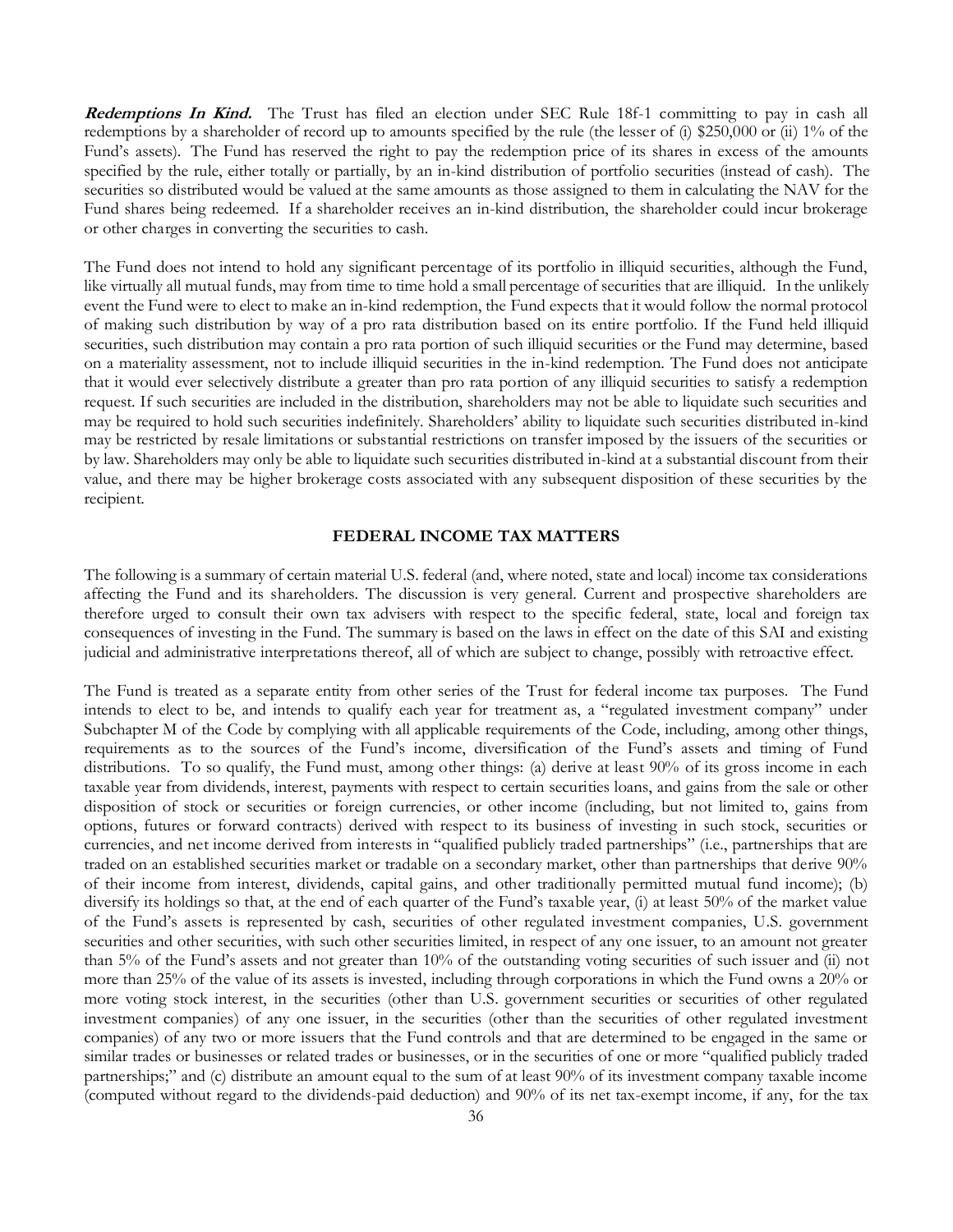***Redemptions In Kind.*** The Trust has filed an election under SEC Rule 18f-1 committing to pay in cash all redemptions by a shareholder of record up to amounts specified by the rule (the lesser of (i) $250,000 or (ii) 1% of the Fund's assets). The Fund has reserved the right to pay the redemption price of its shares in excess of the amounts specified by the rule, either totally or partially, by an in-kind distribution of portfolio securities (instead of cash). The securities so distributed would be valued at the same amounts as those assigned to them in calculating the NAV for the Fund shares being redeemed. If a shareholder receives an in-kind distribution, the shareholder could incur brokerage or other charges in converting the securities to cash.

The Fund does not intend to hold any significant percentage of its portfolio in illiquid securities, although the Fund, like virtually all mutual funds, may from time to time hold a small percentage of securities that are illiquid. In the unlikely event the Fund were to elect to make an in-kind redemption, the Fund expects that it would follow the normal protocol of making such distribution by way of a pro rata distribution based on its entire portfolio. If the Fund held illiquid securities, such distribution may contain a pro rata portion of such illiquid securities or the Fund may determine, based on a materiality assessment, not to include illiquid securities in the in-kind redemption. The Fund does not anticipate that it would ever selectively distribute a greater than pro rata portion of any illiquid securities to satisfy a redemption request. If such securities are included in the distribution, shareholders may not be able to liquidate such securities and may be required to hold such securities indefinitely. Shareholders' ability to liquidate such securities distributed in-kind may be restricted by resale limitations or substantial restrictions on transfer imposed by the issuers of the securities or by law. Shareholders may only be able to liquidate such securities distributed in-kind at a substantial discount from their value, and there may be higher brokerage costs associated with any subsequent disposition of these securities by the recipient.

## FEDERAL INCOME TAX MATTERS

The following is a summary of certain material U.S. federal (and, where noted, state and local) income tax considerations affecting the Fund and its shareholders. The discussion is very general. Current and prospective shareholders are therefore urged to consult their own tax advisers with respect to the specific federal, state, local and foreign tax consequences of investing in the Fund. The summary is based on the laws in effect on the date of this SAI and existing judicial and administrative interpretations thereof, all of which are subject to change, possibly with retroactive effect.

The Fund is treated as a separate entity from other series of the Trust for federal income tax purposes. The Fund intends to elect to be, and intends to qualify each year for treatment as, a "regulated investment company" under Subchapter M of the Code by complying with all applicable requirements of the Code, including, among other things, requirements as to the sources of the Fund's income, diversification of the Fund's assets and timing of Fund distributions. To so qualify, the Fund must, among other things: (a) derive at least 90% of its gross income in each taxable year from dividends, interest, payments with respect to certain securities loans, and gains from the sale or other disposition of stock or securities or foreign currencies, or other income (including, but not limited to, gains from options, futures or forward contracts) derived with respect to its business of investing in such stock, securities or currencies, and net income derived from interests in "qualified publicly traded partnerships" (i.e., partnerships that are traded on an established securities market or tradable on a secondary market, other than partnerships that derive 90% of their income from interest, dividends, capital gains, and other traditionally permitted mutual fund income); (b) diversify its holdings so that, at the end of each quarter of the Fund's taxable year, (i) at least 50% of the market value of the Fund's assets is represented by cash, securities of other regulated investment companies, U.S. government securities and other securities, with such other securities limited, in respect of any one issuer, to an amount not greater than 5% of the Fund's assets and not greater than 10% of the outstanding voting securities of such issuer and (ii) not more than 25% of the value of its assets is invested, including through corporations in which the Fund owns a 20% or more voting stock interest, in the securities (other than U.S. government securities or securities of other regulated investment companies) of any one issuer, in the securities (other than the securities of other regulated investment companies) of any two or more issuers that the Fund controls and that are determined to be engaged in the same or similar trades or businesses or related trades or businesses, or in the securities of one or more "qualified publicly traded partnerships;" and (c) distribute an amount equal to the sum of at least 90% of its investment company taxable income (computed without regard to the dividends-paid deduction) and 90% of its net tax-exempt income, if any, for the tax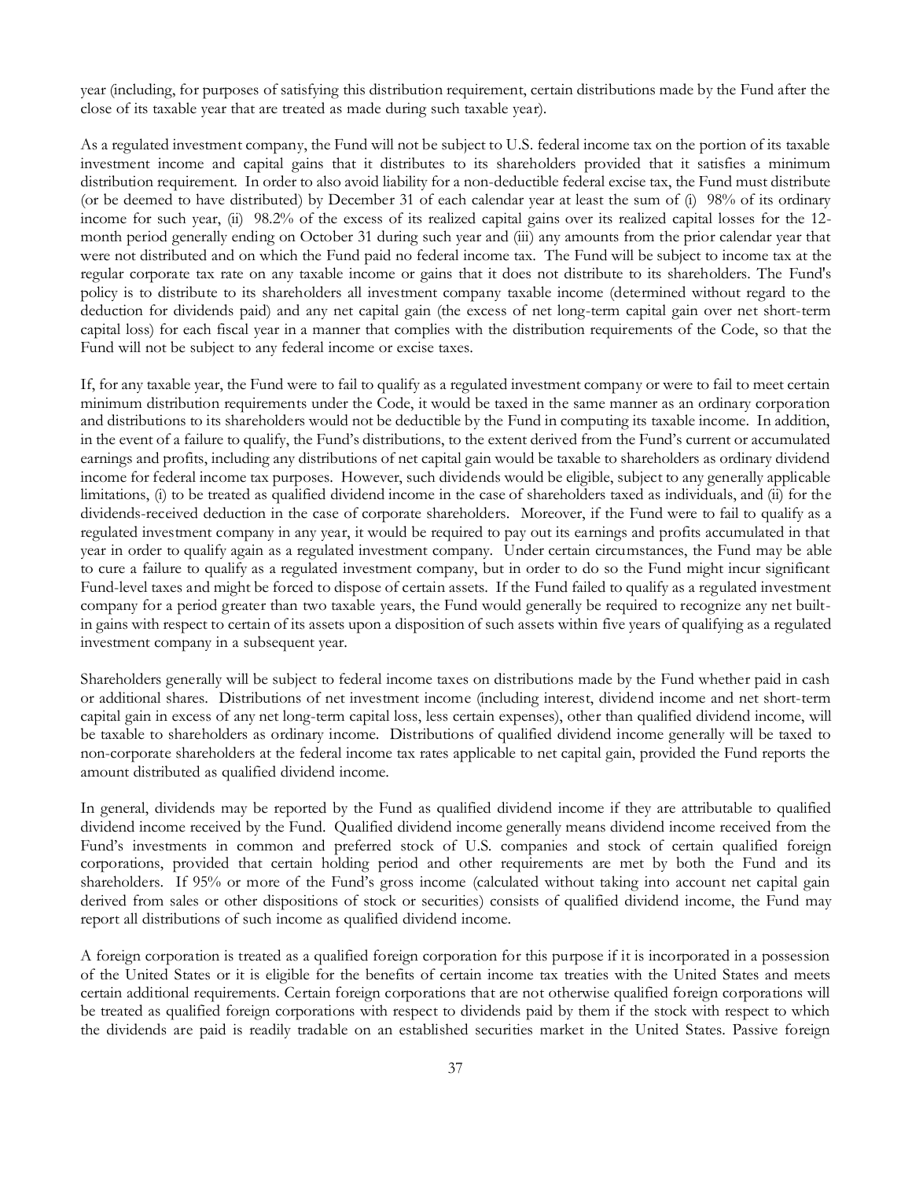year (including, for purposes of satisfying this distribution requirement, certain distributions made by the Fund after the close of its taxable year that are treated as made during such taxable year).

As a regulated investment company, the Fund will not be subject to U.S. federal income tax on the portion of its taxable investment income and capital gains that it distributes to its shareholders provided that it satisfies a minimum distribution requirement. In order to also avoid liability for a non-deductible federal excise tax, the Fund must distribute (or be deemed to have distributed) by December 31 of each calendar year at least the sum of (i) 98% of its ordinary income for such year, (ii) 98.2% of the excess of its realized capital gains over its realized capital losses for the 12-month period generally ending on October 31 during such year and (iii) any amounts from the prior calendar year that were not distributed and on which the Fund paid no federal income tax. The Fund will be subject to income tax at the regular corporate tax rate on any taxable income or gains that it does not distribute to its shareholders. The Fund's policy is to distribute to its shareholders all investment company taxable income (determined without regard to the deduction for dividends paid) and any net capital gain (the excess of net long-term capital gain over net short-term capital loss) for each fiscal year in a manner that complies with the distribution requirements of the Code, so that the Fund will not be subject to any federal income or excise taxes.

If, for any taxable year, the Fund were to fail to qualify as a regulated investment company or were to fail to meet certain minimum distribution requirements under the Code, it would be taxed in the same manner as an ordinary corporation and distributions to its shareholders would not be deductible by the Fund in computing its taxable income. In addition, in the event of a failure to qualify, the Fund's distributions, to the extent derived from the Fund's current or accumulated earnings and profits, including any distributions of net capital gain would be taxable to shareholders as ordinary dividend income for federal income tax purposes. However, such dividends would be eligible, subject to any generally applicable limitations, (i) to be treated as qualified dividend income in the case of shareholders taxed as individuals, and (ii) for the dividends-received deduction in the case of corporate shareholders. Moreover, if the Fund were to fail to qualify as a regulated investment company in any year, it would be required to pay out its earnings and profits accumulated in that year in order to qualify again as a regulated investment company. Under certain circumstances, the Fund may be able to cure a failure to qualify as a regulated investment company, but in order to do so the Fund might incur significant Fund-level taxes and might be forced to dispose of certain assets. If the Fund failed to qualify as a regulated investment company for a period greater than two taxable years, the Fund would generally be required to recognize any net built-in gains with respect to certain of its assets upon a disposition of such assets within five years of qualifying as a regulated investment company in a subsequent year.

Shareholders generally will be subject to federal income taxes on distributions made by the Fund whether paid in cash or additional shares. Distributions of net investment income (including interest, dividend income and net short-term capital gain in excess of any net long-term capital loss, less certain expenses), other than qualified dividend income, will be taxable to shareholders as ordinary income. Distributions of qualified dividend income generally will be taxed to non-corporate shareholders at the federal income tax rates applicable to net capital gain, provided the Fund reports the amount distributed as qualified dividend income.

In general, dividends may be reported by the Fund as qualified dividend income if they are attributable to qualified dividend income received by the Fund. Qualified dividend income generally means dividend income received from the Fund's investments in common and preferred stock of U.S. companies and stock of certain qualified foreign corporations, provided that certain holding period and other requirements are met by both the Fund and its shareholders. If 95% or more of the Fund's gross income (calculated without taking into account net capital gain derived from sales or other dispositions of stock or securities) consists of qualified dividend income, the Fund may report all distributions of such income as qualified dividend income.

A foreign corporation is treated as a qualified foreign corporation for this purpose if it is incorporated in a possession of the United States or it is eligible for the benefits of certain income tax treaties with the United States and meets certain additional requirements. Certain foreign corporations that are not otherwise qualified foreign corporations will be treated as qualified foreign corporations with respect to dividends paid by them if the stock with respect to which the dividends are paid is readily tradable on an established securities market in the United States. Passive foreign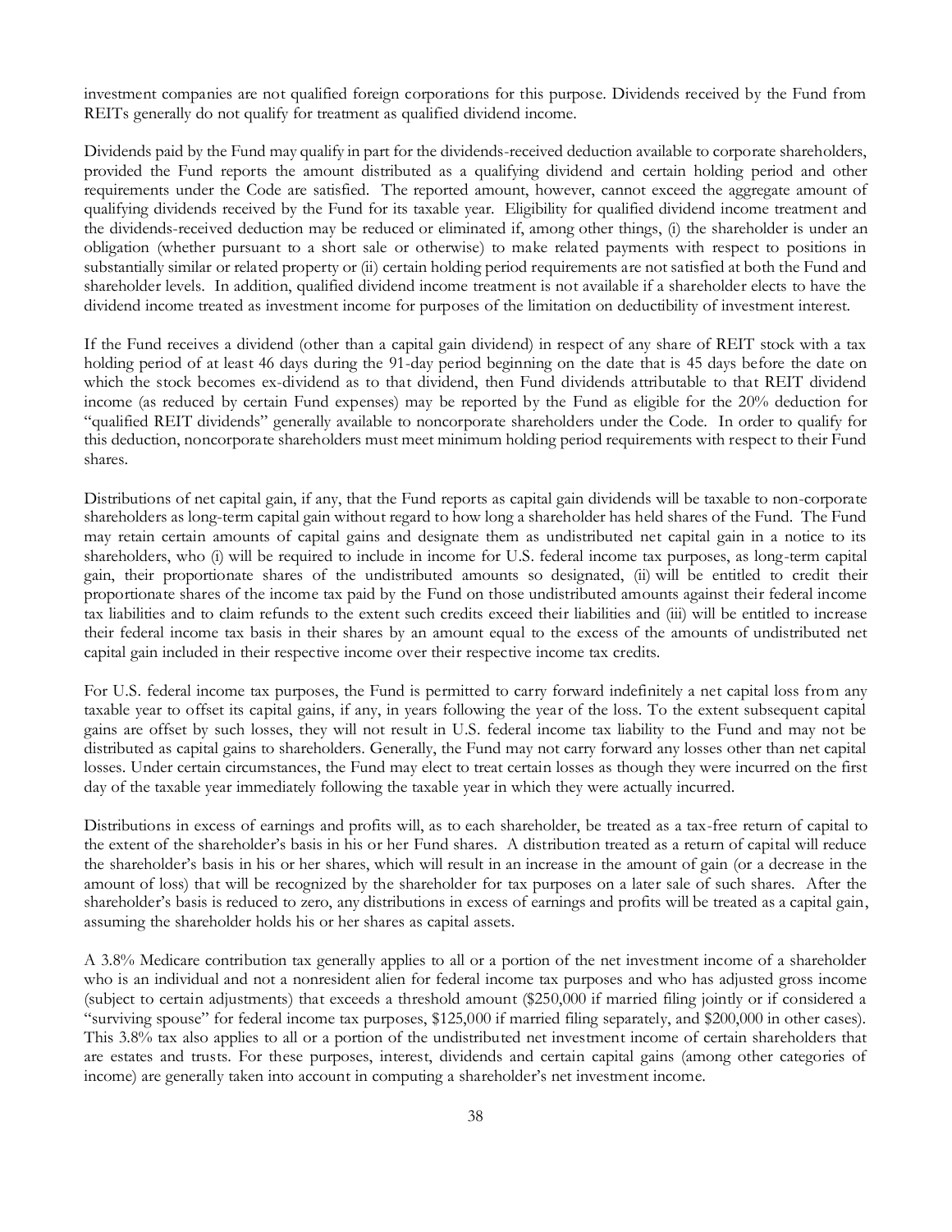investment companies are not qualified foreign corporations for this purpose. Dividends received by the Fund from REITs generally do not qualify for treatment as qualified dividend income.

Dividends paid by the Fund may qualify in part for the dividends-received deduction available to corporate shareholders, provided the Fund reports the amount distributed as a qualifying dividend and certain holding period and other requirements under the Code are satisfied. The reported amount, however, cannot exceed the aggregate amount of qualifying dividends received by the Fund for its taxable year. Eligibility for qualified dividend income treatment and the dividends-received deduction may be reduced or eliminated if, among other things, (i) the shareholder is under an obligation (whether pursuant to a short sale or otherwise) to make related payments with respect to positions in substantially similar or related property or (ii) certain holding period requirements are not satisfied at both the Fund and shareholder levels. In addition, qualified dividend income treatment is not available if a shareholder elects to have the dividend income treated as investment income for purposes of the limitation on deductibility of investment interest.

If the Fund receives a dividend (other than a capital gain dividend) in respect of any share of REIT stock with a tax holding period of at least 46 days during the 91-day period beginning on the date that is 45 days before the date on which the stock becomes ex-dividend as to that dividend, then Fund dividends attributable to that REIT dividend income (as reduced by certain Fund expenses) may be reported by the Fund as eligible for the 20% deduction for "qualified REIT dividends" generally available to noncorporate shareholders under the Code. In order to qualify for this deduction, noncorporate shareholders must meet minimum holding period requirements with respect to their Fund shares.

Distributions of net capital gain, if any, that the Fund reports as capital gain dividends will be taxable to non-corporate shareholders as long-term capital gain without regard to how long a shareholder has held shares of the Fund. The Fund may retain certain amounts of capital gains and designate them as undistributed net capital gain in a notice to its shareholders, who (i) will be required to include in income for U.S. federal income tax purposes, as long-term capital gain, their proportionate shares of the undistributed amounts so designated, (ii) will be entitled to credit their proportionate shares of the income tax paid by the Fund on those undistributed amounts against their federal income tax liabilities and to claim refunds to the extent such credits exceed their liabilities and (iii) will be entitled to increase their federal income tax basis in their shares by an amount equal to the excess of the amounts of undistributed net capital gain included in their respective income over their respective income tax credits.

For U.S. federal income tax purposes, the Fund is permitted to carry forward indefinitely a net capital loss from any taxable year to offset its capital gains, if any, in years following the year of the loss. To the extent subsequent capital gains are offset by such losses, they will not result in U.S. federal income tax liability to the Fund and may not be distributed as capital gains to shareholders. Generally, the Fund may not carry forward any losses other than net capital losses. Under certain circumstances, the Fund may elect to treat certain losses as though they were incurred on the first day of the taxable year immediately following the taxable year in which they were actually incurred.

Distributions in excess of earnings and profits will, as to each shareholder, be treated as a tax-free return of capital to the extent of the shareholder's basis in his or her Fund shares. A distribution treated as a return of capital will reduce the shareholder's basis in his or her shares, which will result in an increase in the amount of gain (or a decrease in the amount of loss) that will be recognized by the shareholder for tax purposes on a later sale of such shares. After the shareholder's basis is reduced to zero, any distributions in excess of earnings and profits will be treated as a capital gain, assuming the shareholder holds his or her shares as capital assets.

A 3.8% Medicare contribution tax generally applies to all or a portion of the net investment income of a shareholder who is an individual and not a nonresident alien for federal income tax purposes and who has adjusted gross income (subject to certain adjustments) that exceeds a threshold amount ($250,000 if married filing jointly or if considered a "surviving spouse" for federal income tax purposes, $125,000 if married filing separately, and $200,000 in other cases). This 3.8% tax also applies to all or a portion of the undistributed net investment income of certain shareholders that are estates and trusts. For these purposes, interest, dividends and certain capital gains (among other categories of income) are generally taken into account in computing a shareholder's net investment income.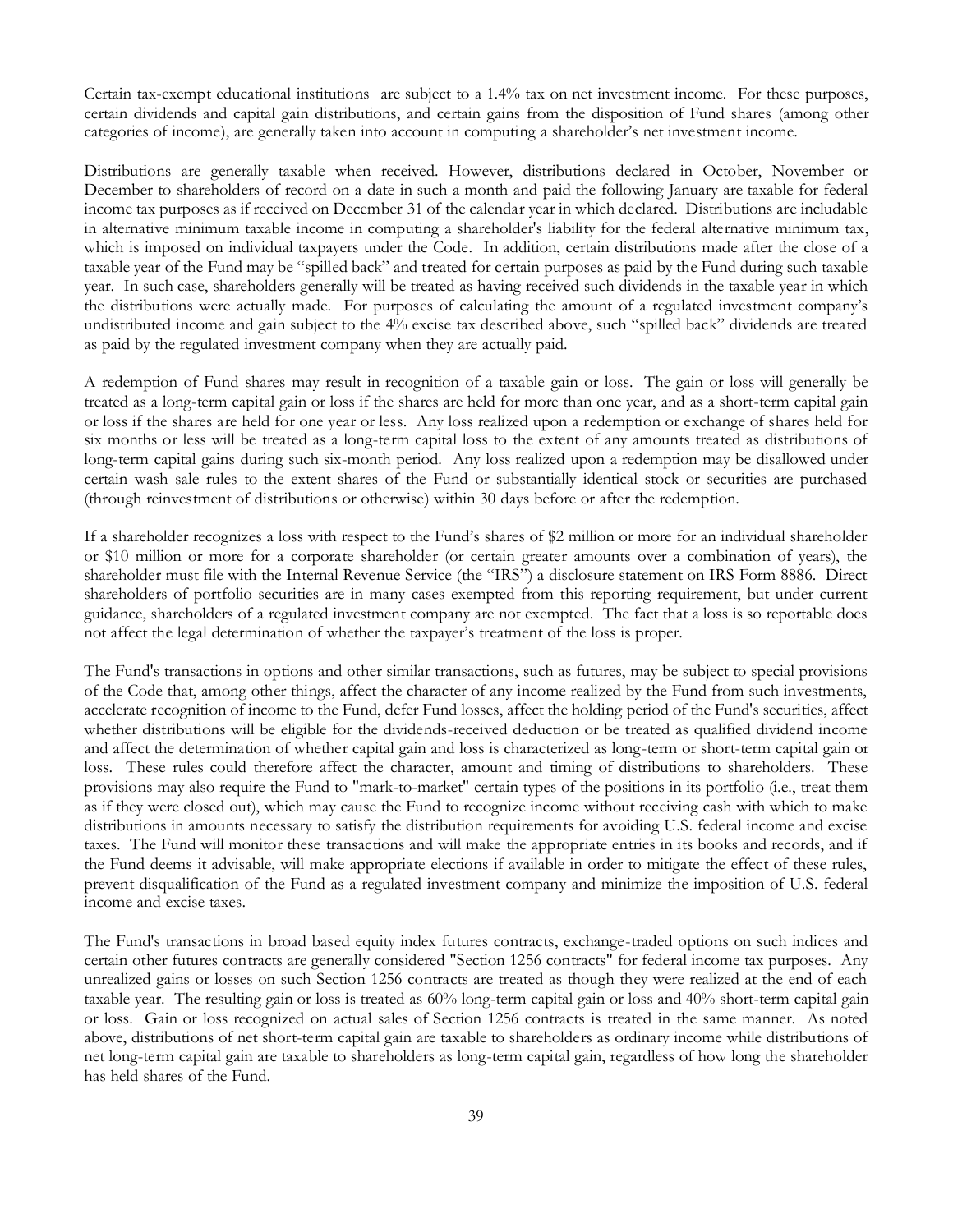Certain tax-exempt educational institutions are subject to a 1.4% tax on net investment income. For these purposes, certain dividends and capital gain distributions, and certain gains from the disposition of Fund shares (among other categories of income), are generally taken into account in computing a shareholder's net investment income.

Distributions are generally taxable when received. However, distributions declared in October, November or December to shareholders of record on a date in such a month and paid the following January are taxable for federal income tax purposes as if received on December 31 of the calendar year in which declared. Distributions are includable in alternative minimum taxable income in computing a shareholder's liability for the federal alternative minimum tax, which is imposed on individual taxpayers under the Code. In addition, certain distributions made after the close of a taxable year of the Fund may be "spilled back" and treated for certain purposes as paid by the Fund during such taxable year. In such case, shareholders generally will be treated as having received such dividends in the taxable year in which the distributions were actually made. For purposes of calculating the amount of a regulated investment company's undistributed income and gain subject to the 4% excise tax described above, such "spilled back" dividends are treated as paid by the regulated investment company when they are actually paid.

A redemption of Fund shares may result in recognition of a taxable gain or loss. The gain or loss will generally be treated as a long-term capital gain or loss if the shares are held for more than one year, and as a short-term capital gain or loss if the shares are held for one year or less. Any loss realized upon a redemption or exchange of shares held for six months or less will be treated as a long-term capital loss to the extent of any amounts treated as distributions of long-term capital gains during such six-month period. Any loss realized upon a redemption may be disallowed under certain wash sale rules to the extent shares of the Fund or substantially identical stock or securities are purchased (through reinvestment of distributions or otherwise) within 30 days before or after the redemption.

If a shareholder recognizes a loss with respect to the Fund's shares of $2 million or more for an individual shareholder or $10 million or more for a corporate shareholder (or certain greater amounts over a combination of years), the shareholder must file with the Internal Revenue Service (the "IRS") a disclosure statement on IRS Form 8886. Direct shareholders of portfolio securities are in many cases exempted from this reporting requirement, but under current guidance, shareholders of a regulated investment company are not exempted. The fact that a loss is so reportable does not affect the legal determination of whether the taxpayer's treatment of the loss is proper.

The Fund's transactions in options and other similar transactions, such as futures, may be subject to special provisions of the Code that, among other things, affect the character of any income realized by the Fund from such investments, accelerate recognition of income to the Fund, defer Fund losses, affect the holding period of the Fund's securities, affect whether distributions will be eligible for the dividends-received deduction or be treated as qualified dividend income and affect the determination of whether capital gain and loss is characterized as long-term or short-term capital gain or loss. These rules could therefore affect the character, amount and timing of distributions to shareholders. These provisions may also require the Fund to "mark-to-market" certain types of the positions in its portfolio (i.e., treat them as if they were closed out), which may cause the Fund to recognize income without receiving cash with which to make distributions in amounts necessary to satisfy the distribution requirements for avoiding U.S. federal income and excise taxes. The Fund will monitor these transactions and will make the appropriate entries in its books and records, and if the Fund deems it advisable, will make appropriate elections if available in order to mitigate the effect of these rules, prevent disqualification of the Fund as a regulated investment company and minimize the imposition of U.S. federal income and excise taxes.

The Fund's transactions in broad based equity index futures contracts, exchange-traded options on such indices and certain other futures contracts are generally considered "Section 1256 contracts" for federal income tax purposes. Any unrealized gains or losses on such Section 1256 contracts are treated as though they were realized at the end of each taxable year. The resulting gain or loss is treated as 60% long-term capital gain or loss and 40% short-term capital gain or loss. Gain or loss recognized on actual sales of Section 1256 contracts is treated in the same manner. As noted above, distributions of net short-term capital gain are taxable to shareholders as ordinary income while distributions of net long-term capital gain are taxable to shareholders as long-term capital gain, regardless of how long the shareholder has held shares of the Fund.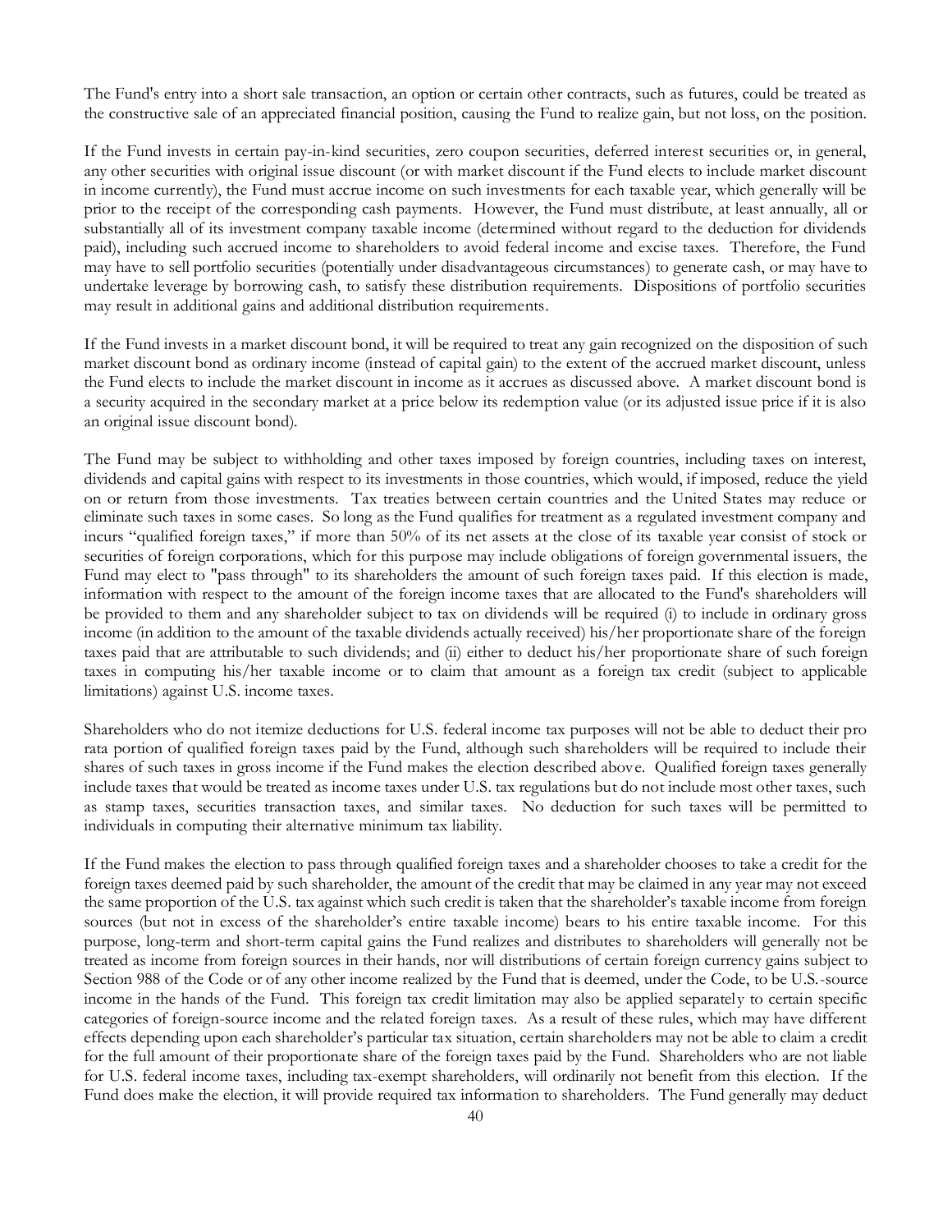The Fund's entry into a short sale transaction, an option or certain other contracts, such as futures, could be treated as the constructive sale of an appreciated financial position, causing the Fund to realize gain, but not loss, on the position.

If the Fund invests in certain pay-in-kind securities, zero coupon securities, deferred interest securities or, in general, any other securities with original issue discount (or with market discount if the Fund elects to include market discount in income currently), the Fund must accrue income on such investments for each taxable year, which generally will be prior to the receipt of the corresponding cash payments. However, the Fund must distribute, at least annually, all or substantially all of its investment company taxable income (determined without regard to the deduction for dividends paid), including such accrued income to shareholders to avoid federal income and excise taxes. Therefore, the Fund may have to sell portfolio securities (potentially under disadvantageous circumstances) to generate cash, or may have to undertake leverage by borrowing cash, to satisfy these distribution requirements. Dispositions of portfolio securities may result in additional gains and additional distribution requirements.

If the Fund invests in a market discount bond, it will be required to treat any gain recognized on the disposition of such market discount bond as ordinary income (instead of capital gain) to the extent of the accrued market discount, unless the Fund elects to include the market discount in income as it accrues as discussed above. A market discount bond is a security acquired in the secondary market at a price below its redemption value (or its adjusted issue price if it is also an original issue discount bond).

The Fund may be subject to withholding and other taxes imposed by foreign countries, including taxes on interest, dividends and capital gains with respect to its investments in those countries, which would, if imposed, reduce the yield on or return from those investments. Tax treaties between certain countries and the United States may reduce or eliminate such taxes in some cases. So long as the Fund qualifies for treatment as a regulated investment company and incurs "qualified foreign taxes," if more than 50% of its net assets at the close of its taxable year consist of stock or securities of foreign corporations, which for this purpose may include obligations of foreign governmental issuers, the Fund may elect to "pass through" to its shareholders the amount of such foreign taxes paid. If this election is made, information with respect to the amount of the foreign income taxes that are allocated to the Fund's shareholders will be provided to them and any shareholder subject to tax on dividends will be required (i) to include in ordinary gross income (in addition to the amount of the taxable dividends actually received) his/her proportionate share of the foreign taxes paid that are attributable to such dividends; and (ii) either to deduct his/her proportionate share of such foreign taxes in computing his/her taxable income or to claim that amount as a foreign tax credit (subject to applicable limitations) against U.S. income taxes.

Shareholders who do not itemize deductions for U.S. federal income tax purposes will not be able to deduct their pro rata portion of qualified foreign taxes paid by the Fund, although such shareholders will be required to include their shares of such taxes in gross income if the Fund makes the election described above. Qualified foreign taxes generally include taxes that would be treated as income taxes under U.S. tax regulations but do not include most other taxes, such as stamp taxes, securities transaction taxes, and similar taxes. No deduction for such taxes will be permitted to individuals in computing their alternative minimum tax liability.

If the Fund makes the election to pass through qualified foreign taxes and a shareholder chooses to take a credit for the foreign taxes deemed paid by such shareholder, the amount of the credit that may be claimed in any year may not exceed the same proportion of the U.S. tax against which such credit is taken that the shareholder's taxable income from foreign sources (but not in excess of the shareholder's entire taxable income) bears to his entire taxable income. For this purpose, long-term and short-term capital gains the Fund realizes and distributes to shareholders will generally not be treated as income from foreign sources in their hands, nor will distributions of certain foreign currency gains subject to Section 988 of the Code or of any other income realized by the Fund that is deemed, under the Code, to be U.S.-source income in the hands of the Fund. This foreign tax credit limitation may also be applied separately to certain specific categories of foreign-source income and the related foreign taxes. As a result of these rules, which may have different effects depending upon each shareholder's particular tax situation, certain shareholders may not be able to claim a credit for the full amount of their proportionate share of the foreign taxes paid by the Fund. Shareholders who are not liable for U.S. federal income taxes, including tax-exempt shareholders, will ordinarily not benefit from this election. If the Fund does make the election, it will provide required tax information to shareholders. The Fund generally may deduct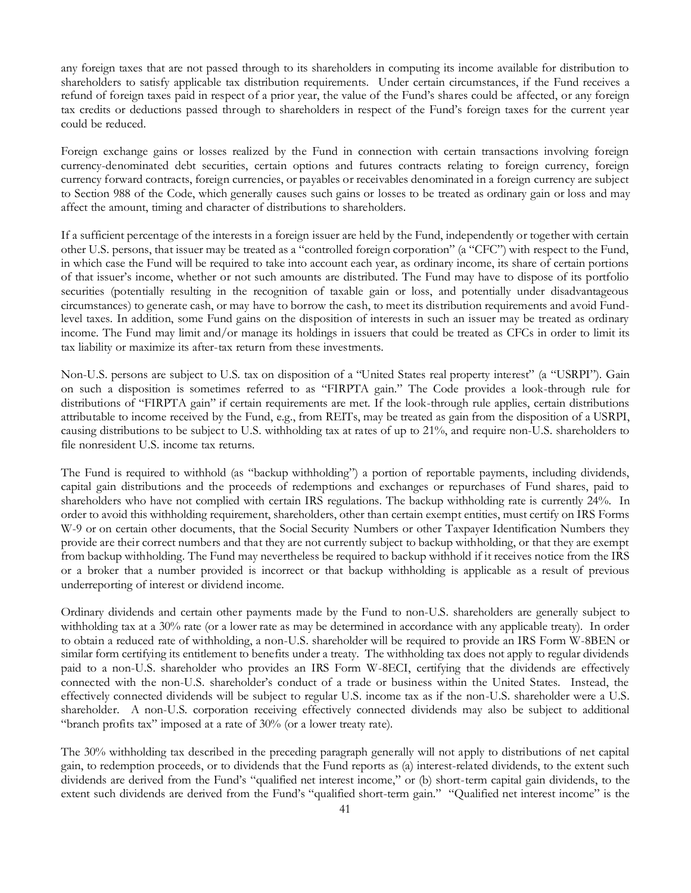any foreign taxes that are not passed through to its shareholders in computing its income available for distribution to shareholders to satisfy applicable tax distribution requirements. Under certain circumstances, if the Fund receives a refund of foreign taxes paid in respect of a prior year, the value of the Fund's shares could be affected, or any foreign tax credits or deductions passed through to shareholders in respect of the Fund's foreign taxes for the current year could be reduced.

Foreign exchange gains or losses realized by the Fund in connection with certain transactions involving foreign currency-denominated debt securities, certain options and futures contracts relating to foreign currency, foreign currency forward contracts, foreign currencies, or payables or receivables denominated in a foreign currency are subject to Section 988 of the Code, which generally causes such gains or losses to be treated as ordinary gain or loss and may affect the amount, timing and character of distributions to shareholders.

If a sufficient percentage of the interests in a foreign issuer are held by the Fund, independently or together with certain other U.S. persons, that issuer may be treated as a "controlled foreign corporation" (a "CFC") with respect to the Fund, in which case the Fund will be required to take into account each year, as ordinary income, its share of certain portions of that issuer's income, whether or not such amounts are distributed. The Fund may have to dispose of its portfolio securities (potentially resulting in the recognition of taxable gain or loss, and potentially under disadvantageous circumstances) to generate cash, or may have to borrow the cash, to meet its distribution requirements and avoid Fund-level taxes. In addition, some Fund gains on the disposition of interests in such an issuer may be treated as ordinary income. The Fund may limit and/or manage its holdings in issuers that could be treated as CFCs in order to limit its tax liability or maximize its after-tax return from these investments.

Non-U.S. persons are subject to U.S. tax on disposition of a "United States real property interest" (a "USRPI"). Gain on such a disposition is sometimes referred to as "FIRPTA gain." The Code provides a look-through rule for distributions of "FIRPTA gain" if certain requirements are met. If the look-through rule applies, certain distributions attributable to income received by the Fund, e.g., from REITs, may be treated as gain from the disposition of a USRPI, causing distributions to be subject to U.S. withholding tax at rates of up to 21%, and require non-U.S. shareholders to file nonresident U.S. income tax returns.

The Fund is required to withhold (as "backup withholding") a portion of reportable payments, including dividends, capital gain distributions and the proceeds of redemptions and exchanges or repurchases of Fund shares, paid to shareholders who have not complied with certain IRS regulations. The backup withholding rate is currently 24%. In order to avoid this withholding requirement, shareholders, other than certain exempt entities, must certify on IRS Forms W-9 or on certain other documents, that the Social Security Numbers or other Taxpayer Identification Numbers they provide are their correct numbers and that they are not currently subject to backup withholding, or that they are exempt from backup withholding. The Fund may nevertheless be required to backup withhold if it receives notice from the IRS or a broker that a number provided is incorrect or that backup withholding is applicable as a result of previous underreporting of interest or dividend income.

Ordinary dividends and certain other payments made by the Fund to non-U.S. shareholders are generally subject to withholding tax at a 30% rate (or a lower rate as may be determined in accordance with any applicable treaty). In order to obtain a reduced rate of withholding, a non-U.S. shareholder will be required to provide an IRS Form W-8BEN or similar form certifying its entitlement to benefits under a treaty. The withholding tax does not apply to regular dividends paid to a non-U.S. shareholder who provides an IRS Form W-8ECI, certifying that the dividends are effectively connected with the non-U.S. shareholder's conduct of a trade or business within the United States. Instead, the effectively connected dividends will be subject to regular U.S. income tax as if the non-U.S. shareholder were a U.S. shareholder. A non-U.S. corporation receiving effectively connected dividends may also be subject to additional "branch profits tax" imposed at a rate of 30% (or a lower treaty rate).

The 30% withholding tax described in the preceding paragraph generally will not apply to distributions of net capital gain, to redemption proceeds, or to dividends that the Fund reports as (a) interest-related dividends, to the extent such dividends are derived from the Fund's "qualified net interest income," or (b) short-term capital gain dividends, to the extent such dividends are derived from the Fund's "qualified short-term gain." "Qualified net interest income" is the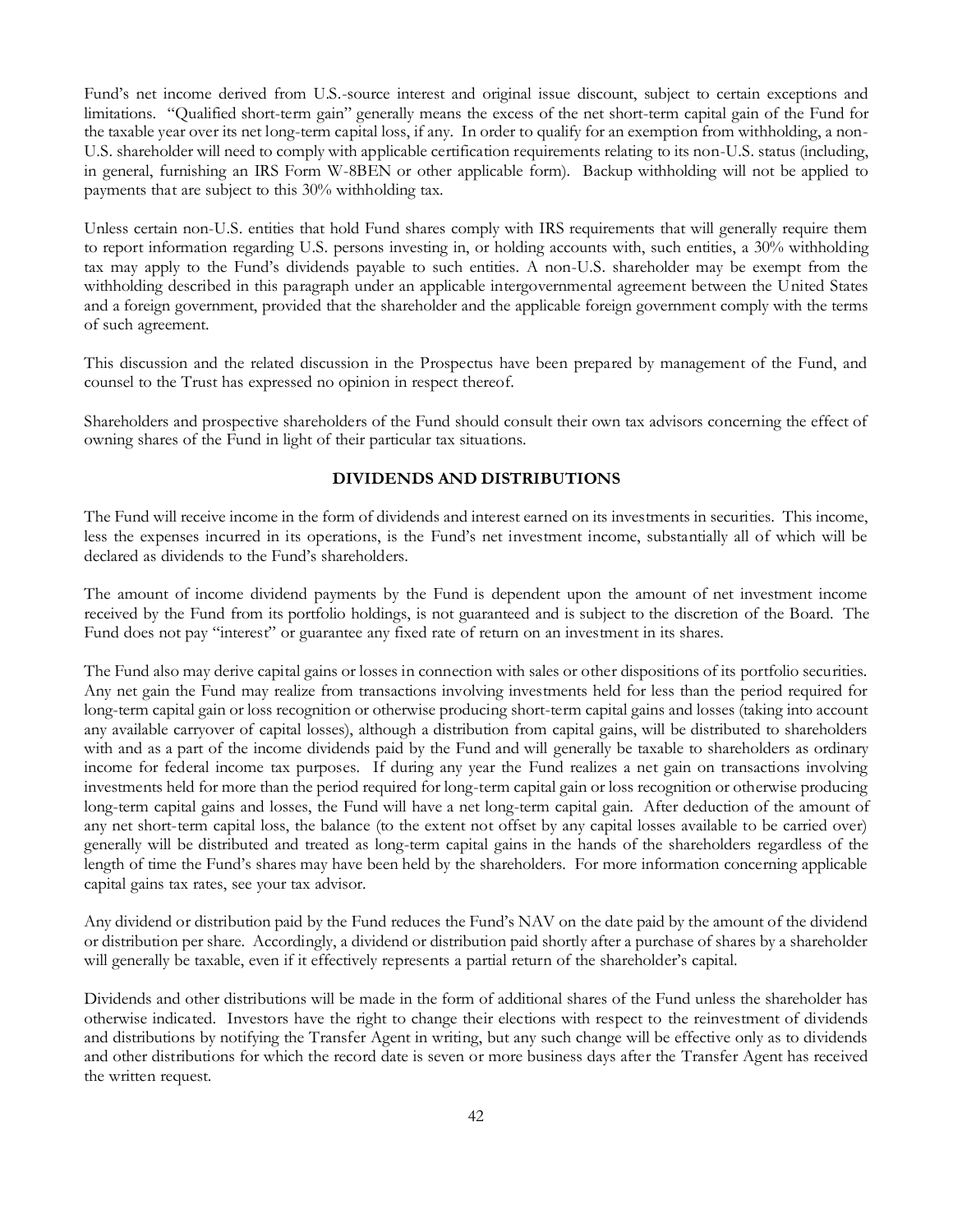Fund's net income derived from U.S.-source interest and original issue discount, subject to certain exceptions and limitations. "Qualified short-term gain" generally means the excess of the net short-term capital gain of the Fund for the taxable year over its net long-term capital loss, if any. In order to qualify for an exemption from withholding, a non-U.S. shareholder will need to comply with applicable certification requirements relating to its non-U.S. status (including, in general, furnishing an IRS Form W-8BEN or other applicable form). Backup withholding will not be applied to payments that are subject to this 30% withholding tax.

Unless certain non-U.S. entities that hold Fund shares comply with IRS requirements that will generally require them to report information regarding U.S. persons investing in, or holding accounts with, such entities, a 30% withholding tax may apply to the Fund's dividends payable to such entities. A non-U.S. shareholder may be exempt from the withholding described in this paragraph under an applicable intergovernmental agreement between the United States and a foreign government, provided that the shareholder and the applicable foreign government comply with the terms of such agreement.

This discussion and the related discussion in the Prospectus have been prepared by management of the Fund, and counsel to the Trust has expressed no opinion in respect thereof.

Shareholders and prospective shareholders of the Fund should consult their own tax advisors concerning the effect of owning shares of the Fund in light of their particular tax situations.

## DIVIDENDS AND DISTRIBUTIONS

The Fund will receive income in the form of dividends and interest earned on its investments in securities. This income, less the expenses incurred in its operations, is the Fund's net investment income, substantially all of which will be declared as dividends to the Fund's shareholders.

The amount of income dividend payments by the Fund is dependent upon the amount of net investment income received by the Fund from its portfolio holdings, is not guaranteed and is subject to the discretion of the Board. The Fund does not pay "interest" or guarantee any fixed rate of return on an investment in its shares.

The Fund also may derive capital gains or losses in connection with sales or other dispositions of its portfolio securities. Any net gain the Fund may realize from transactions involving investments held for less than the period required for long-term capital gain or loss recognition or otherwise producing short-term capital gains and losses (taking into account any available carryover of capital losses), although a distribution from capital gains, will be distributed to shareholders with and as a part of the income dividends paid by the Fund and will generally be taxable to shareholders as ordinary income for federal income tax purposes. If during any year the Fund realizes a net gain on transactions involving investments held for more than the period required for long-term capital gain or loss recognition or otherwise producing long-term capital gains and losses, the Fund will have a net long-term capital gain. After deduction of the amount of any net short-term capital loss, the balance (to the extent not offset by any capital losses available to be carried over) generally will be distributed and treated as long-term capital gains in the hands of the shareholders regardless of the length of time the Fund's shares may have been held by the shareholders. For more information concerning applicable capital gains tax rates, see your tax advisor.

Any dividend or distribution paid by the Fund reduces the Fund's NAV on the date paid by the amount of the dividend or distribution per share. Accordingly, a dividend or distribution paid shortly after a purchase of shares by a shareholder will generally be taxable, even if it effectively represents a partial return of the shareholder's capital.

Dividends and other distributions will be made in the form of additional shares of the Fund unless the shareholder has otherwise indicated. Investors have the right to change their elections with respect to the reinvestment of dividends and distributions by notifying the Transfer Agent in writing, but any such change will be effective only as to dividends and other distributions for which the record date is seven or more business days after the Transfer Agent has received the written request.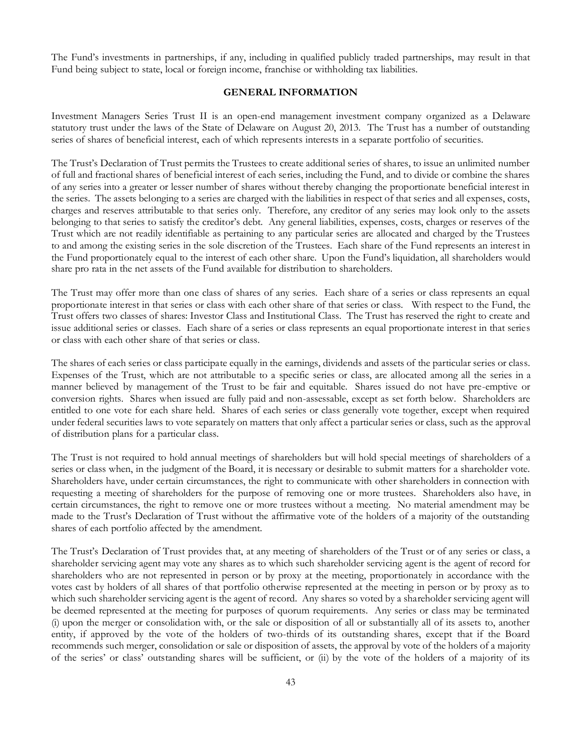The Fund's investments in partnerships, if any, including in qualified publicly traded partnerships, may result in that Fund being subject to state, local or foreign income, franchise or withholding tax liabilities.

## GENERAL INFORMATION

Investment Managers Series Trust II is an open-end management investment company organized as a Delaware statutory trust under the laws of the State of Delaware on August 20, 2013. The Trust has a number of outstanding series of shares of beneficial interest, each of which represents interests in a separate portfolio of securities.

The Trust's Declaration of Trust permits the Trustees to create additional series of shares, to issue an unlimited number of full and fractional shares of beneficial interest of each series, including the Fund, and to divide or combine the shares of any series into a greater or lesser number of shares without thereby changing the proportionate beneficial interest in the series. The assets belonging to a series are charged with the liabilities in respect of that series and all expenses, costs, charges and reserves attributable to that series only. Therefore, any creditor of any series may look only to the assets belonging to that series to satisfy the creditor's debt. Any general liabilities, expenses, costs, charges or reserves of the Trust which are not readily identifiable as pertaining to any particular series are allocated and charged by the Trustees to and among the existing series in the sole discretion of the Trustees. Each share of the Fund represents an interest in the Fund proportionately equal to the interest of each other share. Upon the Fund's liquidation, all shareholders would share pro rata in the net assets of the Fund available for distribution to shareholders.

The Trust may offer more than one class of shares of any series. Each share of a series or class represents an equal proportionate interest in that series or class with each other share of that series or class. With respect to the Fund, the Trust offers two classes of shares: Investor Class and Institutional Class. The Trust has reserved the right to create and issue additional series or classes. Each share of a series or class represents an equal proportionate interest in that series or class with each other share of that series or class.

The shares of each series or class participate equally in the earnings, dividends and assets of the particular series or class. Expenses of the Trust, which are not attributable to a specific series or class, are allocated among all the series in a manner believed by management of the Trust to be fair and equitable. Shares issued do not have pre-emptive or conversion rights. Shares when issued are fully paid and non-assessable, except as set forth below. Shareholders are entitled to one vote for each share held. Shares of each series or class generally vote together, except when required under federal securities laws to vote separately on matters that only affect a particular series or class, such as the approval of distribution plans for a particular class.

The Trust is not required to hold annual meetings of shareholders but will hold special meetings of shareholders of a series or class when, in the judgment of the Board, it is necessary or desirable to submit matters for a shareholder vote. Shareholders have, under certain circumstances, the right to communicate with other shareholders in connection with requesting a meeting of shareholders for the purpose of removing one or more trustees. Shareholders also have, in certain circumstances, the right to remove one or more trustees without a meeting. No material amendment may be made to the Trust's Declaration of Trust without the affirmative vote of the holders of a majority of the outstanding shares of each portfolio affected by the amendment.

The Trust's Declaration of Trust provides that, at any meeting of shareholders of the Trust or of any series or class, a shareholder servicing agent may vote any shares as to which such shareholder servicing agent is the agent of record for shareholders who are not represented in person or by proxy at the meeting, proportionately in accordance with the votes cast by holders of all shares of that portfolio otherwise represented at the meeting in person or by proxy as to which such shareholder servicing agent is the agent of record. Any shares so voted by a shareholder servicing agent will be deemed represented at the meeting for purposes of quorum requirements. Any series or class may be terminated (i) upon the merger or consolidation with, or the sale or disposition of all or substantially all of its assets to, another entity, if approved by the vote of the holders of two-thirds of its outstanding shares, except that if the Board recommends such merger, consolidation or sale or disposition of assets, the approval by vote of the holders of a majority of the series' or class' outstanding shares will be sufficient, or (ii) by the vote of the holders of a majority of its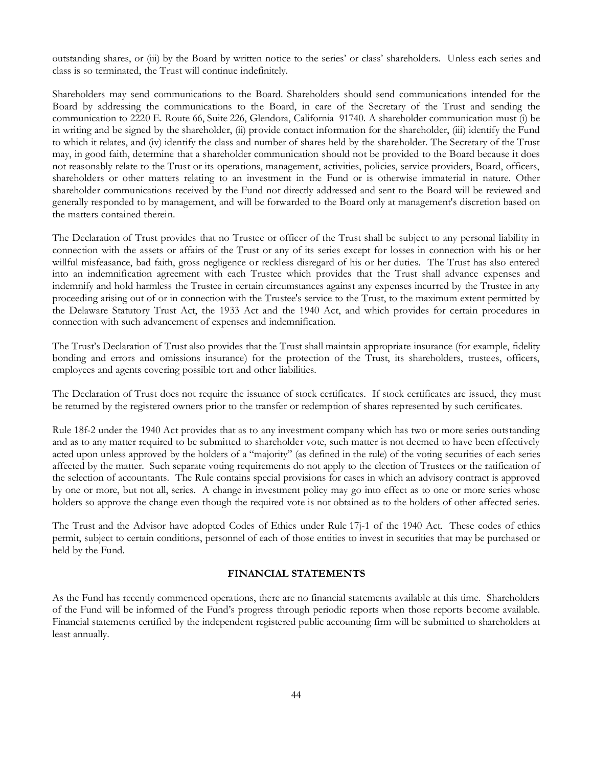outstanding shares, or (iii) by the Board by written notice to the series' or class' shareholders. Unless each series and class is so terminated, the Trust will continue indefinitely.

Shareholders may send communications to the Board. Shareholders should send communications intended for the Board by addressing the communications to the Board, in care of the Secretary of the Trust and sending the communication to 2220 E. Route 66, Suite 226, Glendora, California 91740. A shareholder communication must (i) be in writing and be signed by the shareholder, (ii) provide contact information for the shareholder, (iii) identify the Fund to which it relates, and (iv) identify the class and number of shares held by the shareholder. The Secretary of the Trust may, in good faith, determine that a shareholder communication should not be provided to the Board because it does not reasonably relate to the Trust or its operations, management, activities, policies, service providers, Board, officers, shareholders or other matters relating to an investment in the Fund or is otherwise immaterial in nature. Other shareholder communications received by the Fund not directly addressed and sent to the Board will be reviewed and generally responded to by management, and will be forwarded to the Board only at management's discretion based on the matters contained therein.

The Declaration of Trust provides that no Trustee or officer of the Trust shall be subject to any personal liability in connection with the assets or affairs of the Trust or any of its series except for losses in connection with his or her willful misfeasance, bad faith, gross negligence or reckless disregard of his or her duties. The Trust has also entered into an indemnification agreement with each Trustee which provides that the Trust shall advance expenses and indemnify and hold harmless the Trustee in certain circumstances against any expenses incurred by the Trustee in any proceeding arising out of or in connection with the Trustee's service to the Trust, to the maximum extent permitted by the Delaware Statutory Trust Act, the 1933 Act and the 1940 Act, and which provides for certain procedures in connection with such advancement of expenses and indemnification.

The Trust's Declaration of Trust also provides that the Trust shall maintain appropriate insurance (for example, fidelity bonding and errors and omissions insurance) for the protection of the Trust, its shareholders, trustees, officers, employees and agents covering possible tort and other liabilities.

The Declaration of Trust does not require the issuance of stock certificates. If stock certificates are issued, they must be returned by the registered owners prior to the transfer or redemption of shares represented by such certificates.

Rule 18f-2 under the 1940 Act provides that as to any investment company which has two or more series outstanding and as to any matter required to be submitted to shareholder vote, such matter is not deemed to have been effectively acted upon unless approved by the holders of a "majority" (as defined in the rule) of the voting securities of each series affected by the matter. Such separate voting requirements do not apply to the election of Trustees or the ratification of the selection of accountants. The Rule contains special provisions for cases in which an advisory contract is approved by one or more, but not all, series. A change in investment policy may go into effect as to one or more series whose holders so approve the change even though the required vote is not obtained as to the holders of other affected series.

The Trust and the Advisor have adopted Codes of Ethics under Rule 17j-1 of the 1940 Act. These codes of ethics permit, subject to certain conditions, personnel of each of those entities to invest in securities that may be purchased or held by the Fund.

## FINANCIAL STATEMENTS

As the Fund has recently commenced operations, there are no financial statements available at this time. Shareholders of the Fund will be informed of the Fund's progress through periodic reports when those reports become available. Financial statements certified by the independent registered public accounting firm will be submitted to shareholders at least annually.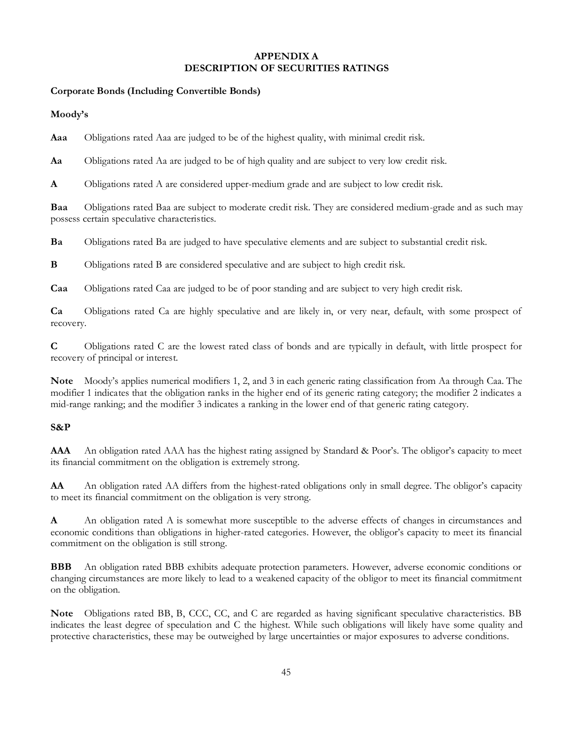# APPENDIX A
# DESCRIPTION OF SECURITIES RATINGS

## Corporate Bonds (Including Convertible Bonds)

### Moody's

**Aaa** Obligations rated Aaa are judged to be of the highest quality, with minimal credit risk.

**Aa** Obligations rated Aa are judged to be of high quality and are subject to very low credit risk.

**A** Obligations rated A are considered upper-medium grade and are subject to low credit risk.

**Baa** Obligations rated Baa are subject to moderate credit risk. They are considered medium-grade and as such may possess certain speculative characteristics.

**Ba** Obligations rated Ba are judged to have speculative elements and are subject to substantial credit risk.

**B** Obligations rated B are considered speculative and are subject to high credit risk.

**Caa** Obligations rated Caa are judged to be of poor standing and are subject to very high credit risk.

**Ca** Obligations rated Ca are highly speculative and are likely in, or very near, default, with some prospect of recovery.

**C** Obligations rated C are the lowest rated class of bonds and are typically in default, with little prospect for recovery of principal or interest.

**Note** Moody's applies numerical modifiers 1, 2, and 3 in each generic rating classification from Aa through Caa. The modifier 1 indicates that the obligation ranks in the higher end of its generic rating category; the modifier 2 indicates a mid-range ranking; and the modifier 3 indicates a ranking in the lower end of that generic rating category.

### S&P

**AAA** An obligation rated AAA has the highest rating assigned by Standard & Poor's. The obligor's capacity to meet its financial commitment on the obligation is extremely strong.

**AA** An obligation rated AA differs from the highest-rated obligations only in small degree. The obligor's capacity to meet its financial commitment on the obligation is very strong.

**A** An obligation rated A is somewhat more susceptible to the adverse effects of changes in circumstances and economic conditions than obligations in higher-rated categories. However, the obligor's capacity to meet its financial commitment on the obligation is still strong.

**BBB** An obligation rated BBB exhibits adequate protection parameters. However, adverse economic conditions or changing circumstances are more likely to lead to a weakened capacity of the obligor to meet its financial commitment on the obligation.

**Note** Obligations rated BB, B, CCC, CC, and C are regarded as having significant speculative characteristics. BB indicates the least degree of speculation and C the highest. While such obligations will likely have some quality and protective characteristics, these may be outweighed by large uncertainties or major exposures to adverse conditions.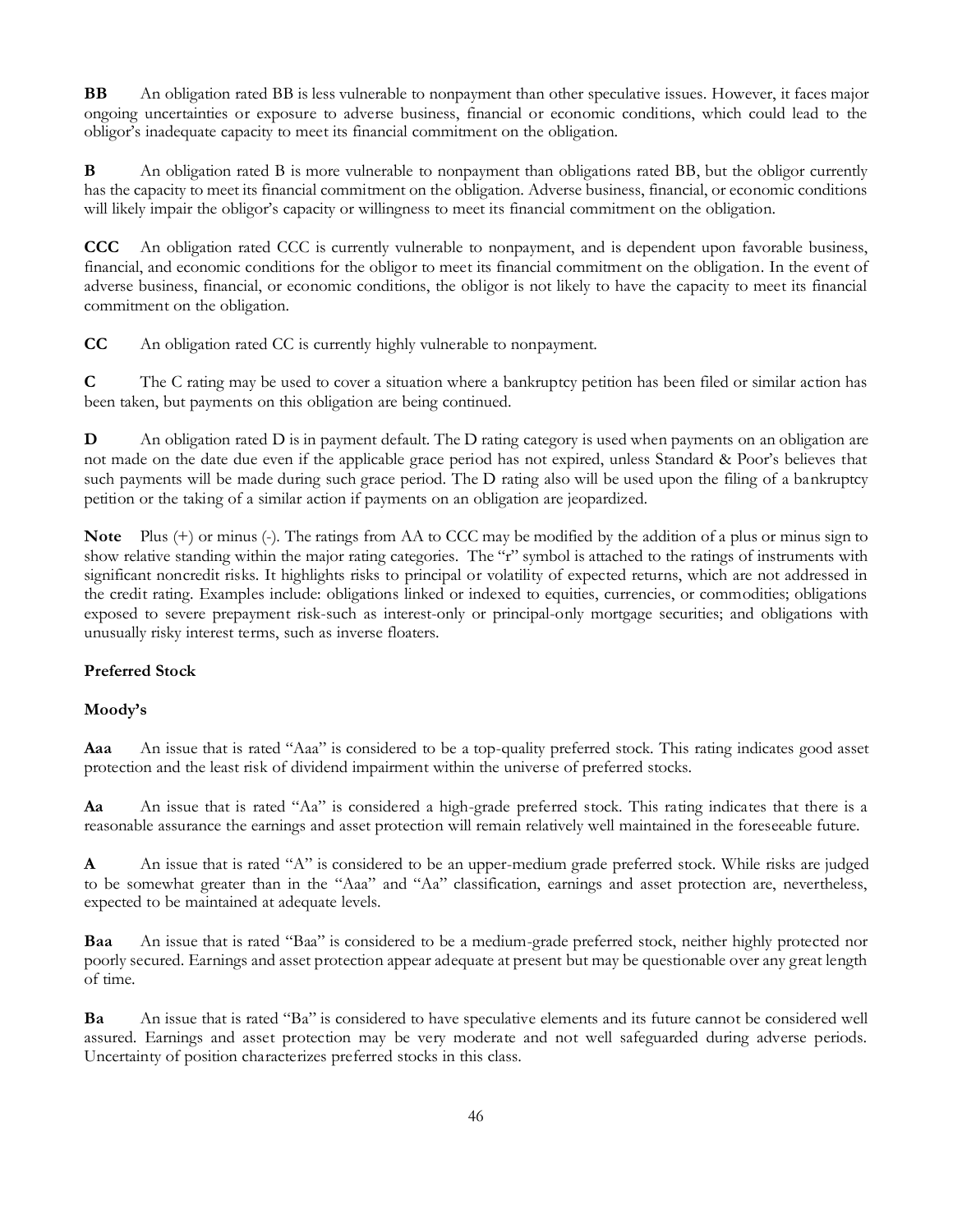**BB** An obligation rated BB is less vulnerable to nonpayment than other speculative issues. However, it faces major ongoing uncertainties or exposure to adverse business, financial or economic conditions, which could lead to the obligor's inadequate capacity to meet its financial commitment on the obligation.

**B** An obligation rated B is more vulnerable to nonpayment than obligations rated BB, but the obligor currently has the capacity to meet its financial commitment on the obligation. Adverse business, financial, or economic conditions will likely impair the obligor's capacity or willingness to meet its financial commitment on the obligation.

**CCC** An obligation rated CCC is currently vulnerable to nonpayment, and is dependent upon favorable business, financial, and economic conditions for the obligor to meet its financial commitment on the obligation. In the event of adverse business, financial, or economic conditions, the obligor is not likely to have the capacity to meet its financial commitment on the obligation.

**CC** An obligation rated CC is currently highly vulnerable to nonpayment.

**C** The C rating may be used to cover a situation where a bankruptcy petition has been filed or similar action has been taken, but payments on this obligation are being continued.

**D** An obligation rated D is in payment default. The D rating category is used when payments on an obligation are not made on the date due even if the applicable grace period has not expired, unless Standard & Poor's believes that such payments will be made during such grace period. The D rating also will be used upon the filing of a bankruptcy petition or the taking of a similar action if payments on an obligation are jeopardized.

**Note** Plus (+) or minus (-). The ratings from AA to CCC may be modified by the addition of a plus or minus sign to show relative standing within the major rating categories. The "r" symbol is attached to the ratings of instruments with significant noncredit risks. It highlights risks to principal or volatility of expected returns, which are not addressed in the credit rating. Examples include: obligations linked or indexed to equities, currencies, or commodities; obligations exposed to severe prepayment risk-such as interest-only or principal-only mortgage securities; and obligations with unusually risky interest terms, such as inverse floaters.

**Preferred Stock**

**Moody's**

**Aaa** An issue that is rated "Aaa" is considered to be a top-quality preferred stock. This rating indicates good asset protection and the least risk of dividend impairment within the universe of preferred stocks.

**Aa** An issue that is rated "Aa" is considered a high-grade preferred stock. This rating indicates that there is a reasonable assurance the earnings and asset protection will remain relatively well maintained in the foreseeable future.

**A** An issue that is rated "A" is considered to be an upper-medium grade preferred stock. While risks are judged to be somewhat greater than in the "Aaa" and "Aa" classification, earnings and asset protection are, nevertheless, expected to be maintained at adequate levels.

**Baa** An issue that is rated "Baa" is considered to be a medium-grade preferred stock, neither highly protected nor poorly secured. Earnings and asset protection appear adequate at present but may be questionable over any great length of time.

**Ba** An issue that is rated "Ba" is considered to have speculative elements and its future cannot be considered well assured. Earnings and asset protection may be very moderate and not well safeguarded during adverse periods. Uncertainty of position characterizes preferred stocks in this class.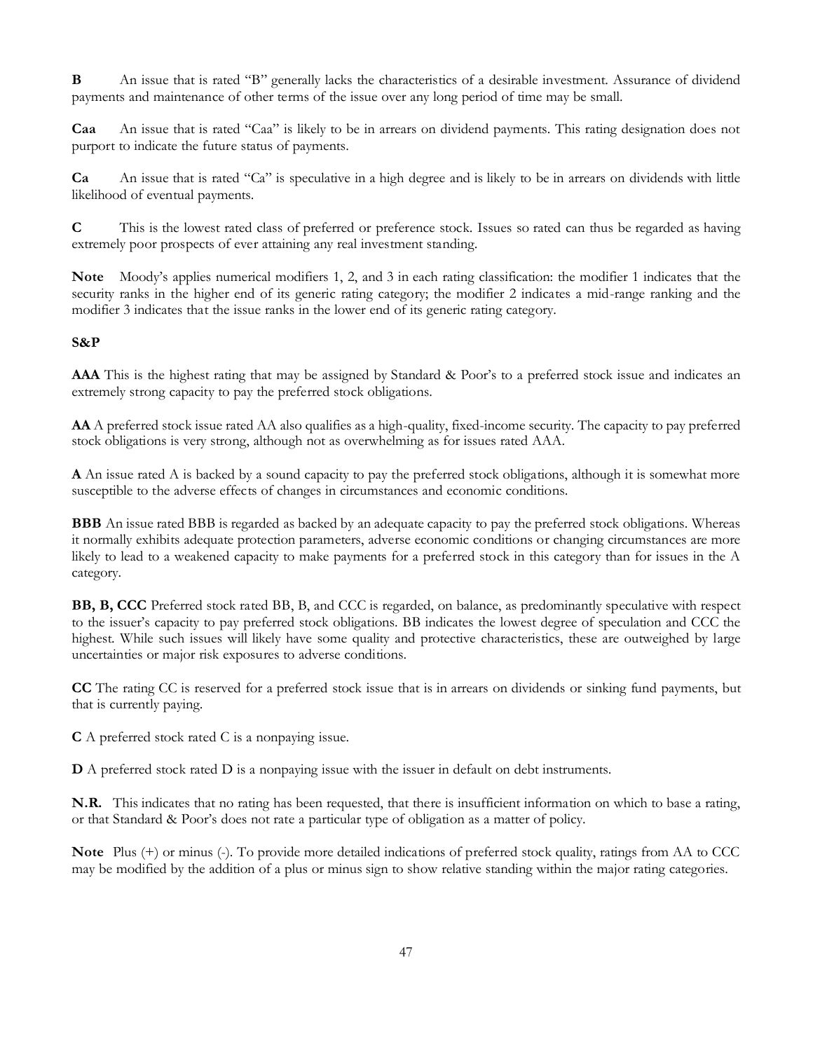**B** An issue that is rated "B" generally lacks the characteristics of a desirable investment. Assurance of dividend payments and maintenance of other terms of the issue over any long period of time may be small.

**Caa** An issue that is rated "Caa" is likely to be in arrears on dividend payments. This rating designation does not purport to indicate the future status of payments.

**Ca** An issue that is rated "Ca" is speculative in a high degree and is likely to be in arrears on dividends with little likelihood of eventual payments.

**C** This is the lowest rated class of preferred or preference stock. Issues so rated can thus be regarded as having extremely poor prospects of ever attaining any real investment standing.

**Note** Moody's applies numerical modifiers 1, 2, and 3 in each rating classification: the modifier 1 indicates that the security ranks in the higher end of its generic rating category; the modifier 2 indicates a mid-range ranking and the modifier 3 indicates that the issue ranks in the lower end of its generic rating category.

**S&P**

**AAA** This is the highest rating that may be assigned by Standard & Poor's to a preferred stock issue and indicates an extremely strong capacity to pay the preferred stock obligations.

**AA** A preferred stock issue rated AA also qualifies as a high-quality, fixed-income security. The capacity to pay preferred stock obligations is very strong, although not as overwhelming as for issues rated AAA.

**A** An issue rated A is backed by a sound capacity to pay the preferred stock obligations, although it is somewhat more susceptible to the adverse effects of changes in circumstances and economic conditions.

**BBB** An issue rated BBB is regarded as backed by an adequate capacity to pay the preferred stock obligations. Whereas it normally exhibits adequate protection parameters, adverse economic conditions or changing circumstances are more likely to lead to a weakened capacity to make payments for a preferred stock in this category than for issues in the A category.

**BB, B, CCC** Preferred stock rated BB, B, and CCC is regarded, on balance, as predominantly speculative with respect to the issuer's capacity to pay preferred stock obligations. BB indicates the lowest degree of speculation and CCC the highest. While such issues will likely have some quality and protective characteristics, these are outweighed by large uncertainties or major risk exposures to adverse conditions.

**CC** The rating CC is reserved for a preferred stock issue that is in arrears on dividends or sinking fund payments, but that is currently paying.

**C** A preferred stock rated C is a nonpaying issue.

**D** A preferred stock rated D is a nonpaying issue with the issuer in default on debt instruments.

**N.R.** This indicates that no rating has been requested, that there is insufficient information on which to base a rating, or that Standard & Poor's does not rate a particular type of obligation as a matter of policy.

**Note** Plus (+) or minus (-). To provide more detailed indications of preferred stock quality, ratings from AA to CCC may be modified by the addition of a plus or minus sign to show relative standing within the major rating categories.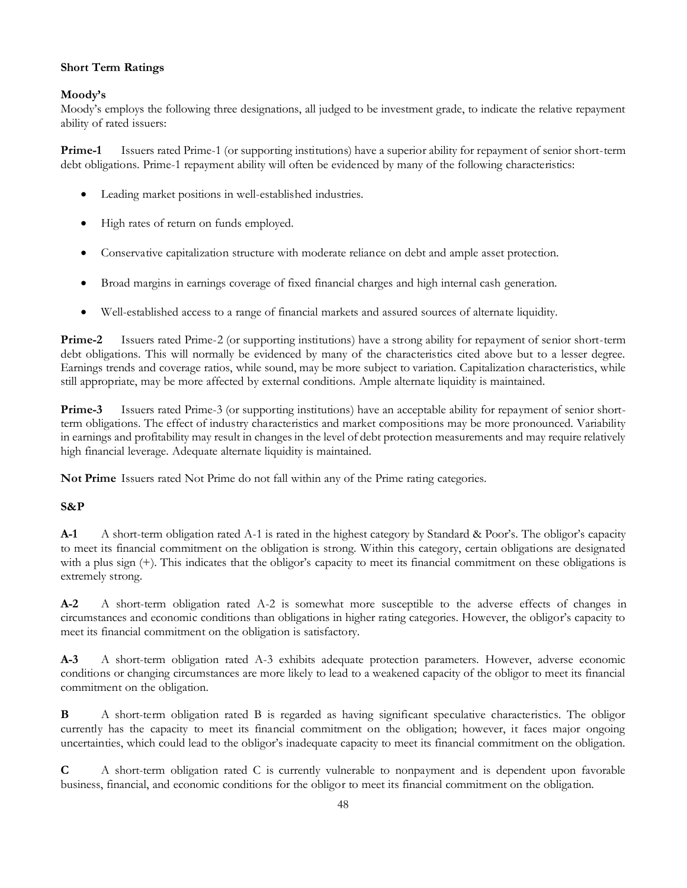**Short Term Ratings**

**Moody's**

Moody's employs the following three designations, all judged to be investment grade, to indicate the relative repayment ability of rated issuers:

**Prime-1** Issuers rated Prime-1 (or supporting institutions) have a superior ability for repayment of senior short-term debt obligations. Prime-1 repayment ability will often be evidenced by many of the following characteristics:

- Leading market positions in well-established industries.
- High rates of return on funds employed.
- Conservative capitalization structure with moderate reliance on debt and ample asset protection.
- Broad margins in earnings coverage of fixed financial charges and high internal cash generation.
- Well-established access to a range of financial markets and assured sources of alternate liquidity.

**Prime-2** Issuers rated Prime-2 (or supporting institutions) have a strong ability for repayment of senior short-term debt obligations. This will normally be evidenced by many of the characteristics cited above but to a lesser degree. Earnings trends and coverage ratios, while sound, may be more subject to variation. Capitalization characteristics, while still appropriate, may be more affected by external conditions. Ample alternate liquidity is maintained.

**Prime-3** Issuers rated Prime-3 (or supporting institutions) have an acceptable ability for repayment of senior short-term obligations. The effect of industry characteristics and market compositions may be more pronounced. Variability in earnings and profitability may result in changes in the level of debt protection measurements and may require relatively high financial leverage. Adequate alternate liquidity is maintained.

**Not Prime** Issuers rated Not Prime do not fall within any of the Prime rating categories.

**S&P**

**A-1** A short-term obligation rated A-1 is rated in the highest category by Standard & Poor's. The obligor's capacity to meet its financial commitment on the obligation is strong. Within this category, certain obligations are designated with a plus sign (+). This indicates that the obligor's capacity to meet its financial commitment on these obligations is extremely strong.

**A-2** A short-term obligation rated A-2 is somewhat more susceptible to the adverse effects of changes in circumstances and economic conditions than obligations in higher rating categories. However, the obligor's capacity to meet its financial commitment on the obligation is satisfactory.

**A-3** A short-term obligation rated A-3 exhibits adequate protection parameters. However, adverse economic conditions or changing circumstances are more likely to lead to a weakened capacity of the obligor to meet its financial commitment on the obligation.

**B** A short-term obligation rated B is regarded as having significant speculative characteristics. The obligor currently has the capacity to meet its financial commitment on the obligation; however, it faces major ongoing uncertainties, which could lead to the obligor's inadequate capacity to meet its financial commitment on the obligation.

**C** A short-term obligation rated C is currently vulnerable to nonpayment and is dependent upon favorable business, financial, and economic conditions for the obligor to meet its financial commitment on the obligation.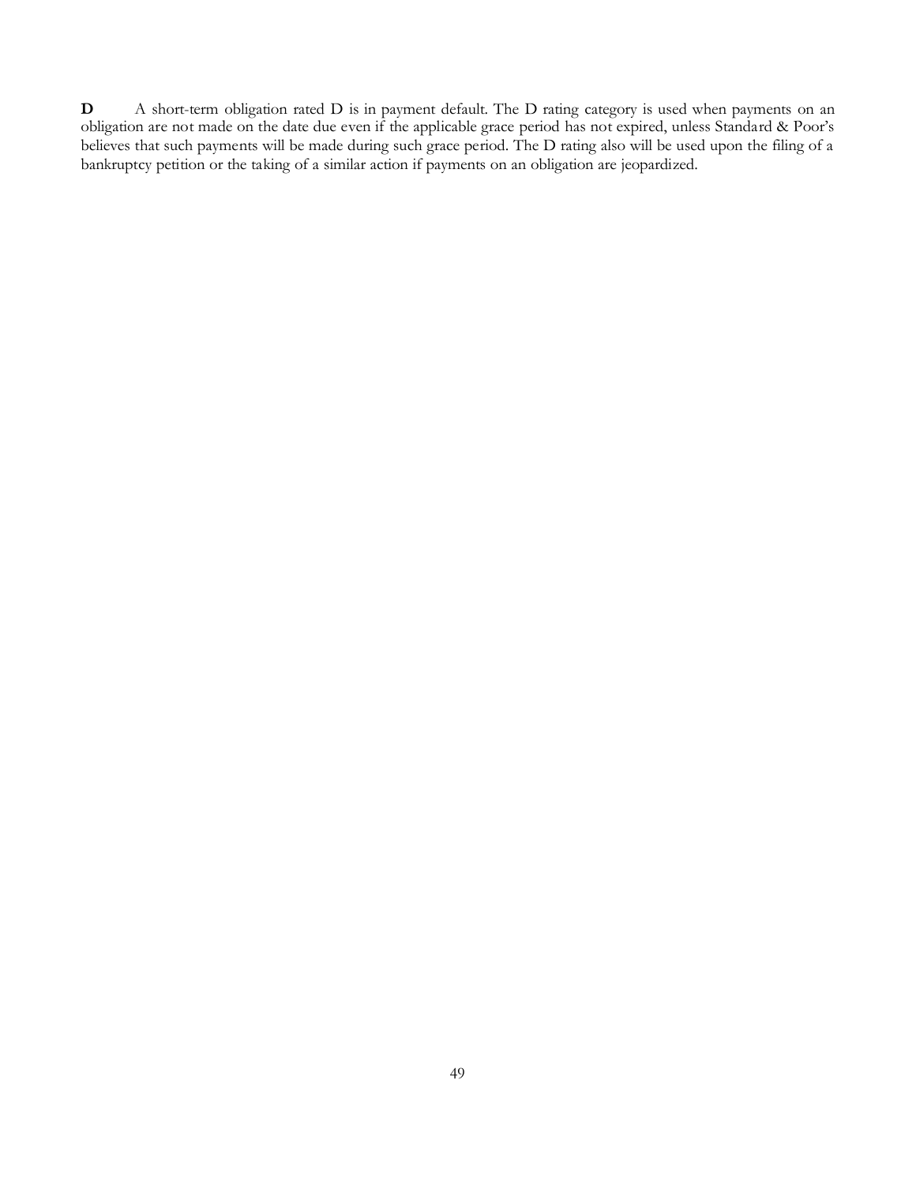**D** A short-term obligation rated D is in payment default. The D rating category is used when payments on an obligation are not made on the date due even if the applicable grace period has not expired, unless Standard & Poor's believes that such payments will be made during such grace period. The D rating also will be used upon the filing of a bankruptcy petition or the taking of a similar action if payments on an obligation are jeopardized.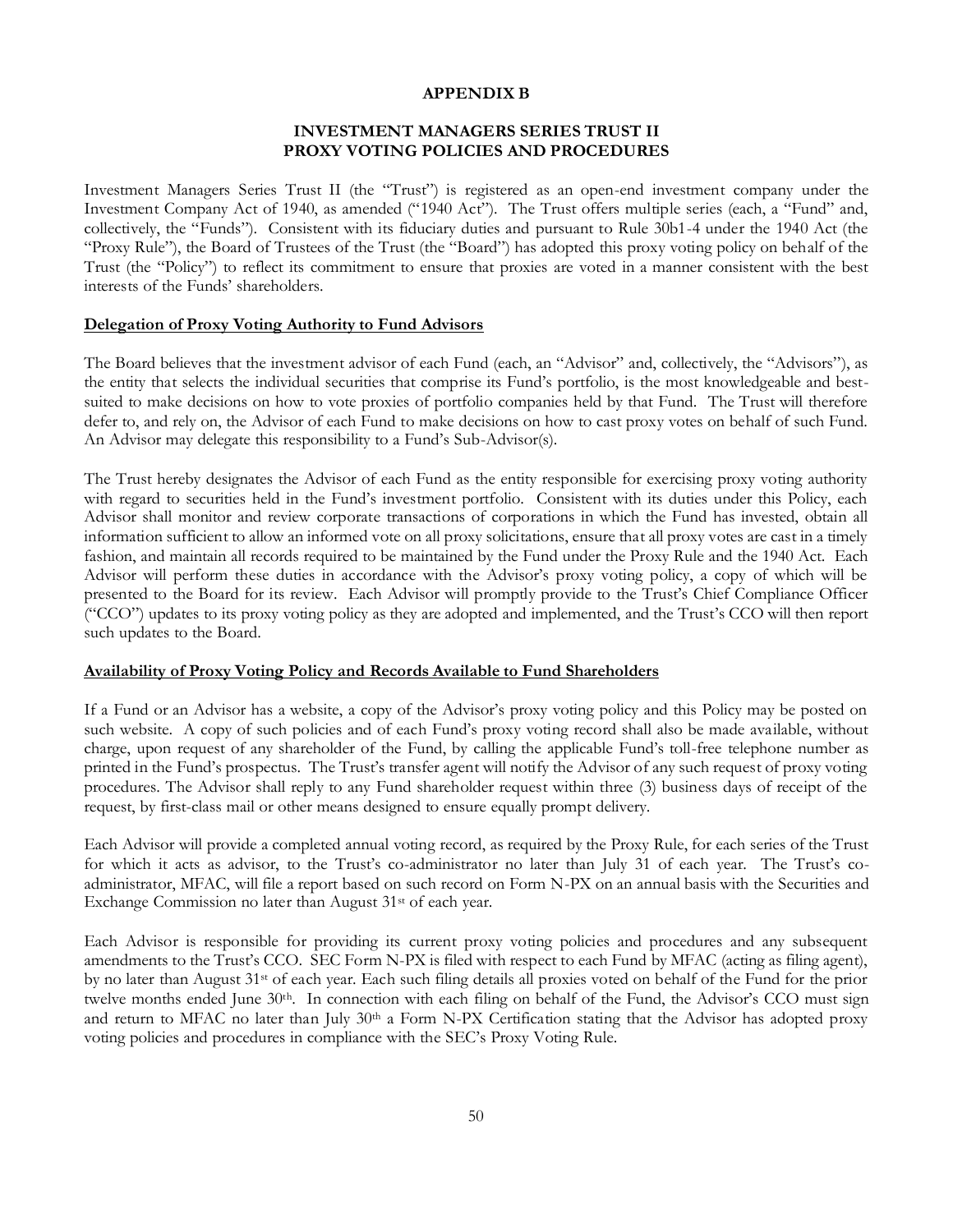# APPENDIX B

## INVESTMENT MANAGERS SERIES TRUST II
## PROXY VOTING POLICIES AND PROCEDURES

Investment Managers Series Trust II (the "Trust") is registered as an open-end investment company under the Investment Company Act of 1940, as amended ("1940 Act"). The Trust offers multiple series (each, a "Fund" and, collectively, the "Funds"). Consistent with its fiduciary duties and pursuant to Rule 30b1-4 under the 1940 Act (the "Proxy Rule"), the Board of Trustees of the Trust (the "Board") has adopted this proxy voting policy on behalf of the Trust (the "Policy") to reflect its commitment to ensure that proxies are voted in a manner consistent with the best interests of the Funds' shareholders.

**Delegation of Proxy Voting Authority to Fund Advisors**

The Board believes that the investment advisor of each Fund (each, an "Advisor" and, collectively, the "Advisors"), as the entity that selects the individual securities that comprise its Fund's portfolio, is the most knowledgeable and best-suited to make decisions on how to vote proxies of portfolio companies held by that Fund. The Trust will therefore defer to, and rely on, the Advisor of each Fund to make decisions on how to cast proxy votes on behalf of such Fund. An Advisor may delegate this responsibility to a Fund's Sub-Advisor(s).

The Trust hereby designates the Advisor of each Fund as the entity responsible for exercising proxy voting authority with regard to securities held in the Fund's investment portfolio. Consistent with its duties under this Policy, each Advisor shall monitor and review corporate transactions of corporations in which the Fund has invested, obtain all information sufficient to allow an informed vote on all proxy solicitations, ensure that all proxy votes are cast in a timely fashion, and maintain all records required to be maintained by the Fund under the Proxy Rule and the 1940 Act. Each Advisor will perform these duties in accordance with the Advisor's proxy voting policy, a copy of which will be presented to the Board for its review. Each Advisor will promptly provide to the Trust's Chief Compliance Officer ("CCO") updates to its proxy voting policy as they are adopted and implemented, and the Trust's CCO will then report such updates to the Board.

**Availability of Proxy Voting Policy and Records Available to Fund Shareholders**

If a Fund or an Advisor has a website, a copy of the Advisor's proxy voting policy and this Policy may be posted on such website. A copy of such policies and of each Fund's proxy voting record shall also be made available, without charge, upon request of any shareholder of the Fund, by calling the applicable Fund's toll-free telephone number as printed in the Fund's prospectus. The Trust's transfer agent will notify the Advisor of any such request of proxy voting procedures. The Advisor shall reply to any Fund shareholder request within three (3) business days of receipt of the request, by first-class mail or other means designed to ensure equally prompt delivery.

Each Advisor will provide a completed annual voting record, as required by the Proxy Rule, for each series of the Trust for which it acts as advisor, to the Trust's co-administrator no later than July 31 of each year. The Trust's co-administrator, MFAC, will file a report based on such record on Form N-PX on an annual basis with the Securities and Exchange Commission no later than August 31st of each year.

Each Advisor is responsible for providing its current proxy voting policies and procedures and any subsequent amendments to the Trust's CCO. SEC Form N-PX is filed with respect to each Fund by MFAC (acting as filing agent), by no later than August 31st of each year. Each such filing details all proxies voted on behalf of the Fund for the prior twelve months ended June 30th. In connection with each filing on behalf of the Fund, the Advisor's CCO must sign and return to MFAC no later than July 30th a Form N-PX Certification stating that the Advisor has adopted proxy voting policies and procedures in compliance with the SEC's Proxy Voting Rule.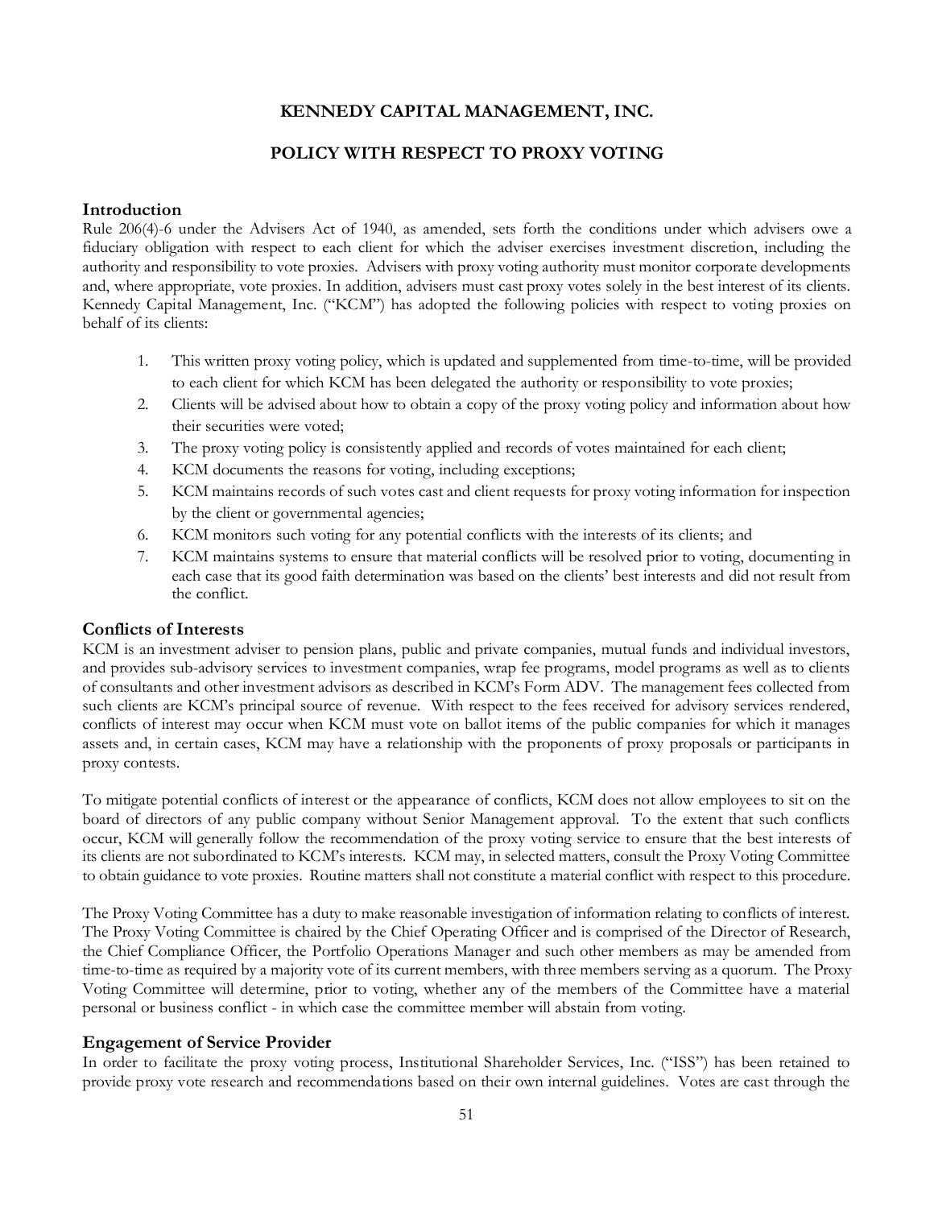# KENNEDY CAPITAL MANAGEMENT, INC.

## POLICY WITH RESPECT TO PROXY VOTING

### Introduction

Rule 206(4)-6 under the Advisers Act of 1940, as amended, sets forth the conditions under which advisers owe a fiduciary obligation with respect to each client for which the adviser exercises investment discretion, including the authority and responsibility to vote proxies. Advisers with proxy voting authority must monitor corporate developments and, where appropriate, vote proxies. In addition, advisers must cast proxy votes solely in the best interest of its clients. Kennedy Capital Management, Inc. ("KCM") has adopted the following policies with respect to voting proxies on behalf of its clients:

1. This written proxy voting policy, which is updated and supplemented from time-to-time, will be provided to each client for which KCM has been delegated the authority or responsibility to vote proxies;
2. Clients will be advised about how to obtain a copy of the proxy voting policy and information about how their securities were voted;
3. The proxy voting policy is consistently applied and records of votes maintained for each client;
4. KCM documents the reasons for voting, including exceptions;
5. KCM maintains records of such votes cast and client requests for proxy voting information for inspection by the client or governmental agencies;
6. KCM monitors such voting for any potential conflicts with the interests of its clients; and
7. KCM maintains systems to ensure that material conflicts will be resolved prior to voting, documenting in each case that its good faith determination was based on the clients' best interests and did not result from the conflict.

### Conflicts of Interests

KCM is an investment adviser to pension plans, public and private companies, mutual funds and individual investors, and provides sub-advisory services to investment companies, wrap fee programs, model programs as well as to clients of consultants and other investment advisors as described in KCM's Form ADV. The management fees collected from such clients are KCM's principal source of revenue. With respect to the fees received for advisory services rendered, conflicts of interest may occur when KCM must vote on ballot items of the public companies for which it manages assets and, in certain cases, KCM may have a relationship with the proponents of proxy proposals or participants in proxy contests.

To mitigate potential conflicts of interest or the appearance of conflicts, KCM does not allow employees to sit on the board of directors of any public company without Senior Management approval. To the extent that such conflicts occur, KCM will generally follow the recommendation of the proxy voting service to ensure that the best interests of its clients are not subordinated to KCM's interests. KCM may, in selected matters, consult the Proxy Voting Committee to obtain guidance to vote proxies. Routine matters shall not constitute a material conflict with respect to this procedure.

The Proxy Voting Committee has a duty to make reasonable investigation of information relating to conflicts of interest. The Proxy Voting Committee is chaired by the Chief Operating Officer and is comprised of the Director of Research, the Chief Compliance Officer, the Portfolio Operations Manager and such other members as may be amended from time-to-time as required by a majority vote of its current members, with three members serving as a quorum. The Proxy Voting Committee will determine, prior to voting, whether any of the members of the Committee have a material personal or business conflict - in which case the committee member will abstain from voting.

### Engagement of Service Provider

In order to facilitate the proxy voting process, Institutional Shareholder Services, Inc. ("ISS") has been retained to provide proxy vote research and recommendations based on their own internal guidelines. Votes are cast through the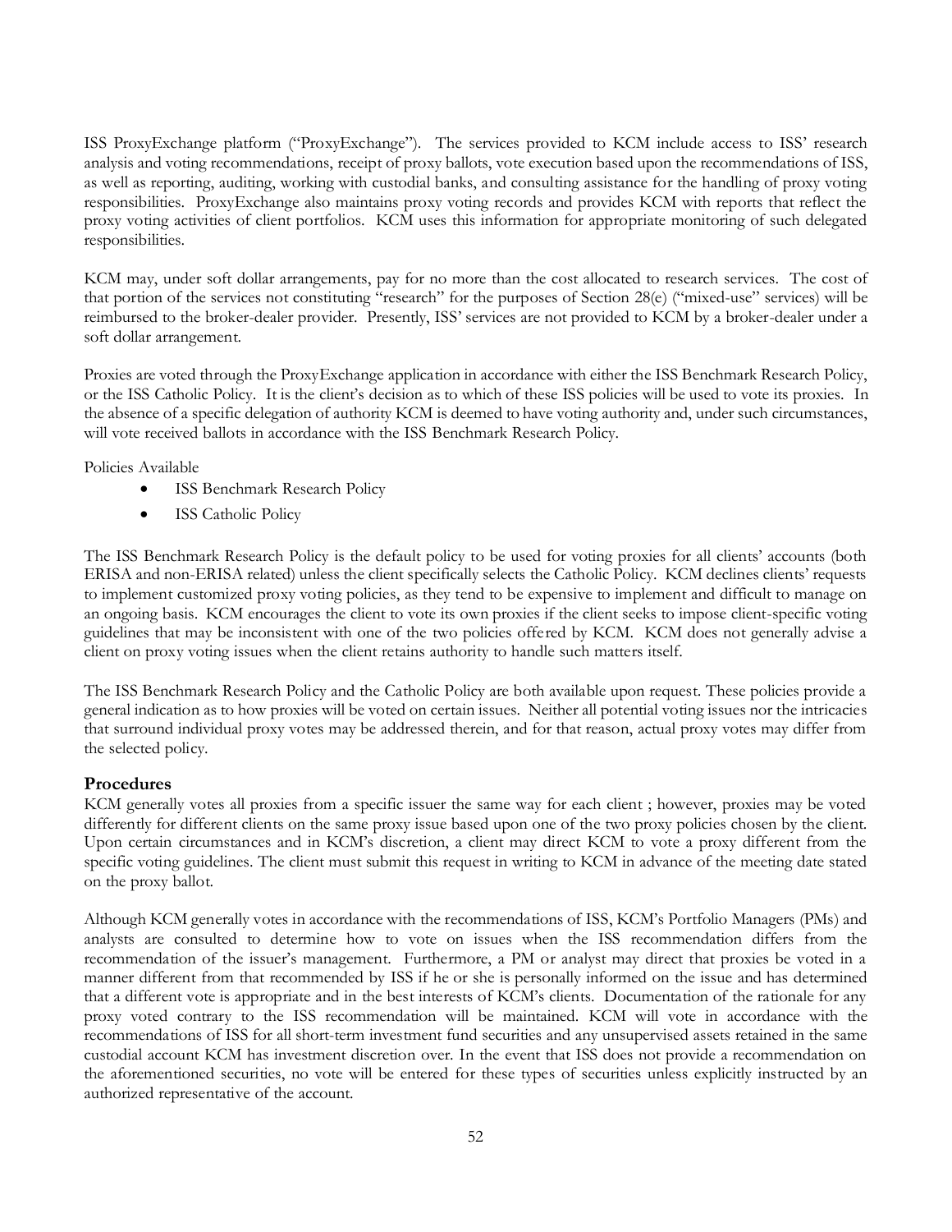ISS ProxyExchange platform ("ProxyExchange"). The services provided to KCM include access to ISS' research analysis and voting recommendations, receipt of proxy ballots, vote execution based upon the recommendations of ISS, as well as reporting, auditing, working with custodial banks, and consulting assistance for the handling of proxy voting responsibilities. ProxyExchange also maintains proxy voting records and provides KCM with reports that reflect the proxy voting activities of client portfolios. KCM uses this information for appropriate monitoring of such delegated responsibilities.

KCM may, under soft dollar arrangements, pay for no more than the cost allocated to research services. The cost of that portion of the services not constituting "research" for the purposes of Section 28(e) ("mixed-use" services) will be reimbursed to the broker-dealer provider. Presently, ISS' services are not provided to KCM by a broker-dealer under a soft dollar arrangement.

Proxies are voted through the ProxyExchange application in accordance with either the ISS Benchmark Research Policy, or the ISS Catholic Policy. It is the client's decision as to which of these ISS policies will be used to vote its proxies. In the absence of a specific delegation of authority KCM is deemed to have voting authority and, under such circumstances, will vote received ballots in accordance with the ISS Benchmark Research Policy.

Policies Available

- ISS Benchmark Research Policy
- ISS Catholic Policy

The ISS Benchmark Research Policy is the default policy to be used for voting proxies for all clients' accounts (both ERISA and non-ERISA related) unless the client specifically selects the Catholic Policy. KCM declines clients' requests to implement customized proxy voting policies, as they tend to be expensive to implement and difficult to manage on an ongoing basis. KCM encourages the client to vote its own proxies if the client seeks to impose client-specific voting guidelines that may be inconsistent with one of the two policies offered by KCM. KCM does not generally advise a client on proxy voting issues when the client retains authority to handle such matters itself.

The ISS Benchmark Research Policy and the Catholic Policy are both available upon request. These policies provide a general indication as to how proxies will be voted on certain issues. Neither all potential voting issues nor the intricacies that surround individual proxy votes may be addressed therein, and for that reason, actual proxy votes may differ from the selected policy.

## Procedures

KCM generally votes all proxies from a specific issuer the same way for each client ; however, proxies may be voted differently for different clients on the same proxy issue based upon one of the two proxy policies chosen by the client. Upon certain circumstances and in KCM's discretion, a client may direct KCM to vote a proxy different from the specific voting guidelines. The client must submit this request in writing to KCM in advance of the meeting date stated on the proxy ballot.

Although KCM generally votes in accordance with the recommendations of ISS, KCM's Portfolio Managers (PMs) and analysts are consulted to determine how to vote on issues when the ISS recommendation differs from the recommendation of the issuer's management. Furthermore, a PM or analyst may direct that proxies be voted in a manner different from that recommended by ISS if he or she is personally informed on the issue and has determined that a different vote is appropriate and in the best interests of KCM's clients. Documentation of the rationale for any proxy voted contrary to the ISS recommendation will be maintained. KCM will vote in accordance with the recommendations of ISS for all short-term investment fund securities and any unsupervised assets retained in the same custodial account KCM has investment discretion over. In the event that ISS does not provide a recommendation on the aforementioned securities, no vote will be entered for these types of securities unless explicitly instructed by an authorized representative of the account.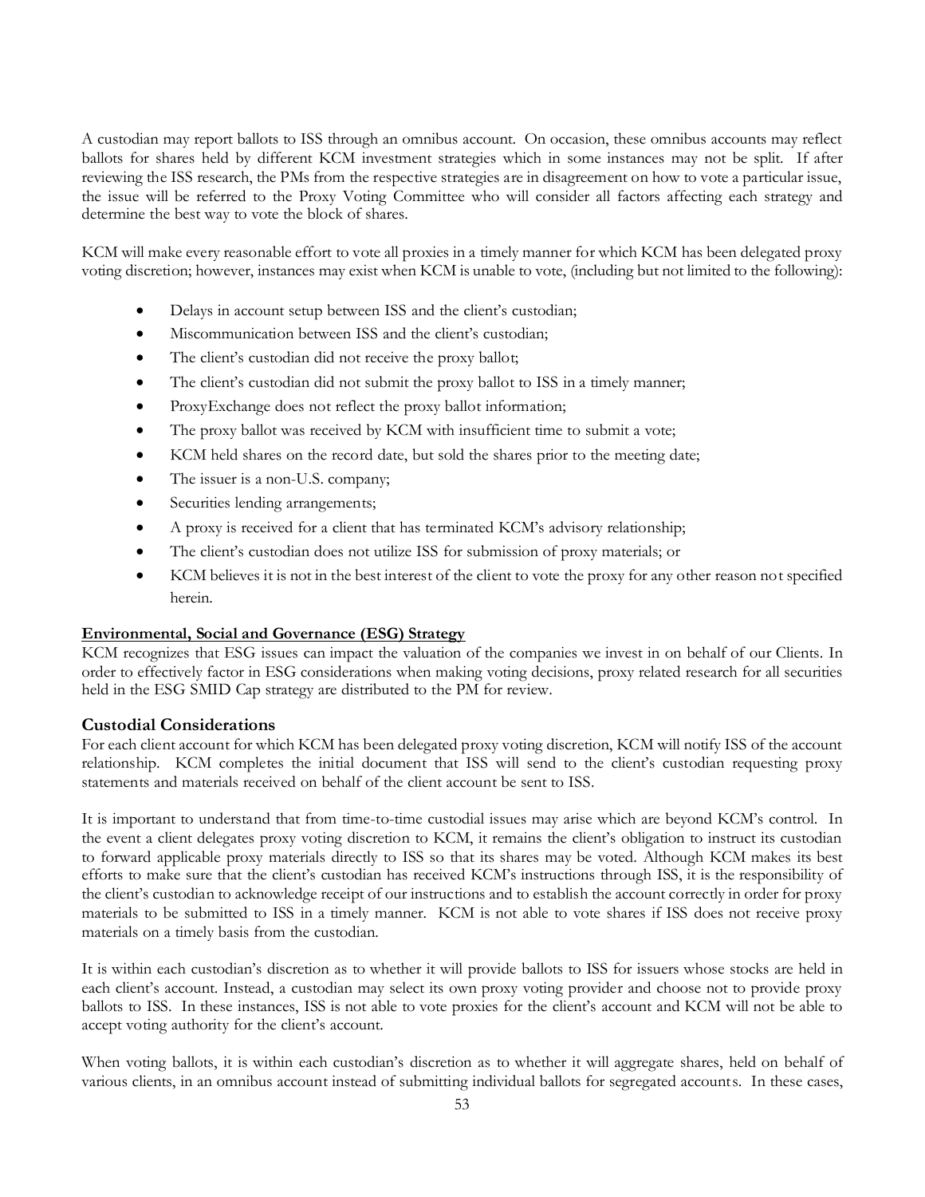A custodian may report ballots to ISS through an omnibus account. On occasion, these omnibus accounts may reflect ballots for shares held by different KCM investment strategies which in some instances may not be split. If after reviewing the ISS research, the PMs from the respective strategies are in disagreement on how to vote a particular issue, the issue will be referred to the Proxy Voting Committee who will consider all factors affecting each strategy and determine the best way to vote the block of shares.

KCM will make every reasonable effort to vote all proxies in a timely manner for which KCM has been delegated proxy voting discretion; however, instances may exist when KCM is unable to vote, (including but not limited to the following):

- Delays in account setup between ISS and the client's custodian;
- Miscommunication between ISS and the client's custodian;
- The client's custodian did not receive the proxy ballot;
- The client's custodian did not submit the proxy ballot to ISS in a timely manner;
- ProxyExchange does not reflect the proxy ballot information;
- The proxy ballot was received by KCM with insufficient time to submit a vote;
- KCM held shares on the record date, but sold the shares prior to the meeting date;
- The issuer is a non-U.S. company;
- Securities lending arrangements;
- A proxy is received for a client that has terminated KCM's advisory relationship;
- The client's custodian does not utilize ISS for submission of proxy materials; or
- KCM believes it is not in the best interest of the client to vote the proxy for any other reason not specified herein.

**Environmental, Social and Governance (ESG) Strategy**

KCM recognizes that ESG issues can impact the valuation of the companies we invest in on behalf of our Clients. In order to effectively factor in ESG considerations when making voting decisions, proxy related research for all securities held in the ESG SMID Cap strategy are distributed to the PM for review.

### Custodial Considerations

For each client account for which KCM has been delegated proxy voting discretion, KCM will notify ISS of the account relationship. KCM completes the initial document that ISS will send to the client's custodian requesting proxy statements and materials received on behalf of the client account be sent to ISS.

It is important to understand that from time-to-time custodial issues may arise which are beyond KCM's control. In the event a client delegates proxy voting discretion to KCM, it remains the client's obligation to instruct its custodian to forward applicable proxy materials directly to ISS so that its shares may be voted. Although KCM makes its best efforts to make sure that the client's custodian has received KCM's instructions through ISS, it is the responsibility of the client's custodian to acknowledge receipt of our instructions and to establish the account correctly in order for proxy materials to be submitted to ISS in a timely manner. KCM is not able to vote shares if ISS does not receive proxy materials on a timely basis from the custodian.

It is within each custodian's discretion as to whether it will provide ballots to ISS for issuers whose stocks are held in each client's account. Instead, a custodian may select its own proxy voting provider and choose not to provide proxy ballots to ISS. In these instances, ISS is not able to vote proxies for the client's account and KCM will not be able to accept voting authority for the client's account.

When voting ballots, it is within each custodian's discretion as to whether it will aggregate shares, held on behalf of various clients, in an omnibus account instead of submitting individual ballots for segregated accounts. In these cases,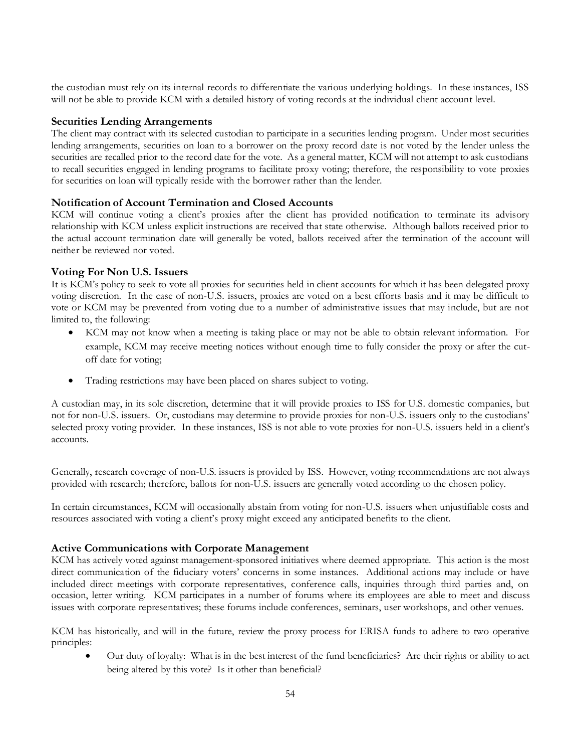the custodian must rely on its internal records to differentiate the various underlying holdings. In these instances, ISS will not be able to provide KCM with a detailed history of voting records at the individual client account level.

### Securities Lending Arrangements

The client may contract with its selected custodian to participate in a securities lending program. Under most securities lending arrangements, securities on loan to a borrower on the proxy record date is not voted by the lender unless the securities are recalled prior to the record date for the vote. As a general matter, KCM will not attempt to ask custodians to recall securities engaged in lending programs to facilitate proxy voting; therefore, the responsibility to vote proxies for securities on loan will typically reside with the borrower rather than the lender.

### Notification of Account Termination and Closed Accounts

KCM will continue voting a client's proxies after the client has provided notification to terminate its advisory relationship with KCM unless explicit instructions are received that state otherwise. Although ballots received prior to the actual account termination date will generally be voted, ballots received after the termination of the account will neither be reviewed nor voted.

### Voting For Non U.S. Issuers

It is KCM's policy to seek to vote all proxies for securities held in client accounts for which it has been delegated proxy voting discretion. In the case of non-U.S. issuers, proxies are voted on a best efforts basis and it may be difficult to vote or KCM may be prevented from voting due to a number of administrative issues that may include, but are not limited to, the following:

- KCM may not know when a meeting is taking place or may not be able to obtain relevant information. For example, KCM may receive meeting notices without enough time to fully consider the proxy or after the cut-off date for voting;
- Trading restrictions may have been placed on shares subject to voting.

A custodian may, in its sole discretion, determine that it will provide proxies to ISS for U.S. domestic companies, but not for non-U.S. issuers. Or, custodians may determine to provide proxies for non-U.S. issuers only to the custodians' selected proxy voting provider. In these instances, ISS is not able to vote proxies for non-U.S. issuers held in a client's accounts.

Generally, research coverage of non-U.S. issuers is provided by ISS. However, voting recommendations are not always provided with research; therefore, ballots for non-U.S. issuers are generally voted according to the chosen policy.

In certain circumstances, KCM will occasionally abstain from voting for non-U.S. issuers when unjustifiable costs and resources associated with voting a client's proxy might exceed any anticipated benefits to the client.

### Active Communications with Corporate Management

KCM has actively voted against management-sponsored initiatives where deemed appropriate. This action is the most direct communication of the fiduciary voters' concerns in some instances. Additional actions may include or have included direct meetings with corporate representatives, conference calls, inquiries through third parties and, on occasion, letter writing. KCM participates in a number of forums where its employees are able to meet and discuss issues with corporate representatives; these forums include conferences, seminars, user workshops, and other venues.

KCM has historically, and will in the future, review the proxy process for ERISA funds to adhere to two operative principles:

- Our duty of loyalty: What is in the best interest of the fund beneficiaries? Are their rights or ability to act being altered by this vote? Is it other than beneficial?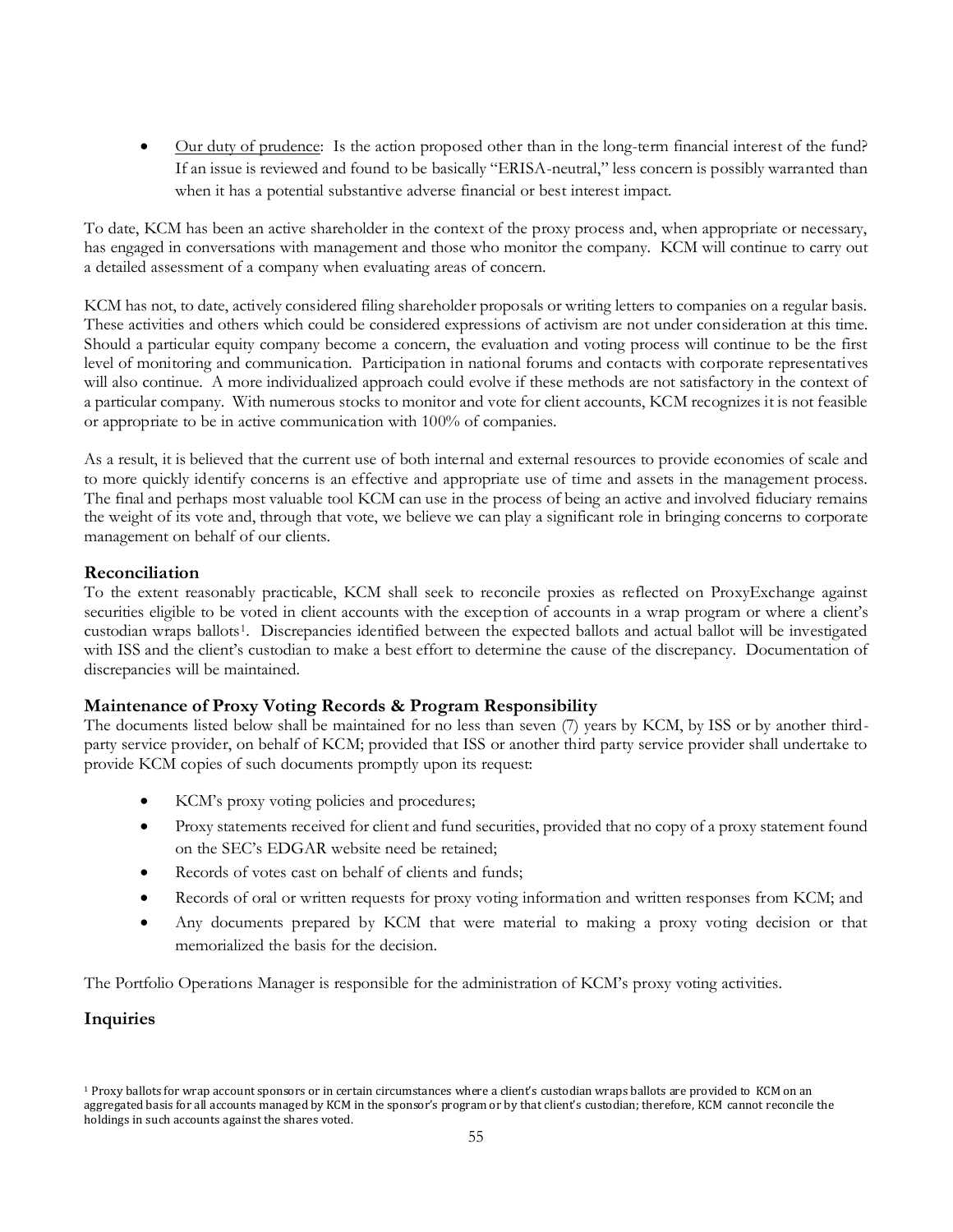- Our duty of prudence: Is the action proposed other than in the long-term financial interest of the fund? If an issue is reviewed and found to be basically "ERISA-neutral," less concern is possibly warranted than when it has a potential substantive adverse financial or best interest impact.

To date, KCM has been an active shareholder in the context of the proxy process and, when appropriate or necessary, has engaged in conversations with management and those who monitor the company. KCM will continue to carry out a detailed assessment of a company when evaluating areas of concern.

KCM has not, to date, actively considered filing shareholder proposals or writing letters to companies on a regular basis. These activities and others which could be considered expressions of activism are not under consideration at this time. Should a particular equity company become a concern, the evaluation and voting process will continue to be the first level of monitoring and communication. Participation in national forums and contacts with corporate representatives will also continue. A more individualized approach could evolve if these methods are not satisfactory in the context of a particular company. With numerous stocks to monitor and vote for client accounts, KCM recognizes it is not feasible or appropriate to be in active communication with 100% of companies.

As a result, it is believed that the current use of both internal and external resources to provide economies of scale and to more quickly identify concerns is an effective and appropriate use of time and assets in the management process. The final and perhaps most valuable tool KCM can use in the process of being an active and involved fiduciary remains the weight of its vote and, through that vote, we believe we can play a significant role in bringing concerns to corporate management on behalf of our clients.

### Reconciliation

To the extent reasonably practicable, KCM shall seek to reconcile proxies as reflected on ProxyExchange against securities eligible to be voted in client accounts with the exception of accounts in a wrap program or where a client's custodian wraps ballots[1]. Discrepancies identified between the expected ballots and actual ballot will be investigated with ISS and the client's custodian to make a best effort to determine the cause of the discrepancy. Documentation of discrepancies will be maintained.

### Maintenance of Proxy Voting Records & Program Responsibility

The documents listed below shall be maintained for no less than seven (7) years by KCM, by ISS or by another third-party service provider, on behalf of KCM; provided that ISS or another third party service provider shall undertake to provide KCM copies of such documents promptly upon its request:

- KCM's proxy voting policies and procedures;
- Proxy statements received for client and fund securities, provided that no copy of a proxy statement found on the SEC's EDGAR website need be retained;
- Records of votes cast on behalf of clients and funds;
- Records of oral or written requests for proxy voting information and written responses from KCM; and
- Any documents prepared by KCM that were material to making a proxy voting decision or that memorialized the basis for the decision.

The Portfolio Operations Manager is responsible for the administration of KCM's proxy voting activities.

### Inquiries

[1] Proxy ballots for wrap account sponsors or in certain circumstances where a client's custodian wraps ballots are provided to KCM on an aggregated basis for all accounts managed by KCM in the sponsor's program or by that client's custodian; therefore, KCM cannot reconcile the holdings in such accounts against the shares voted.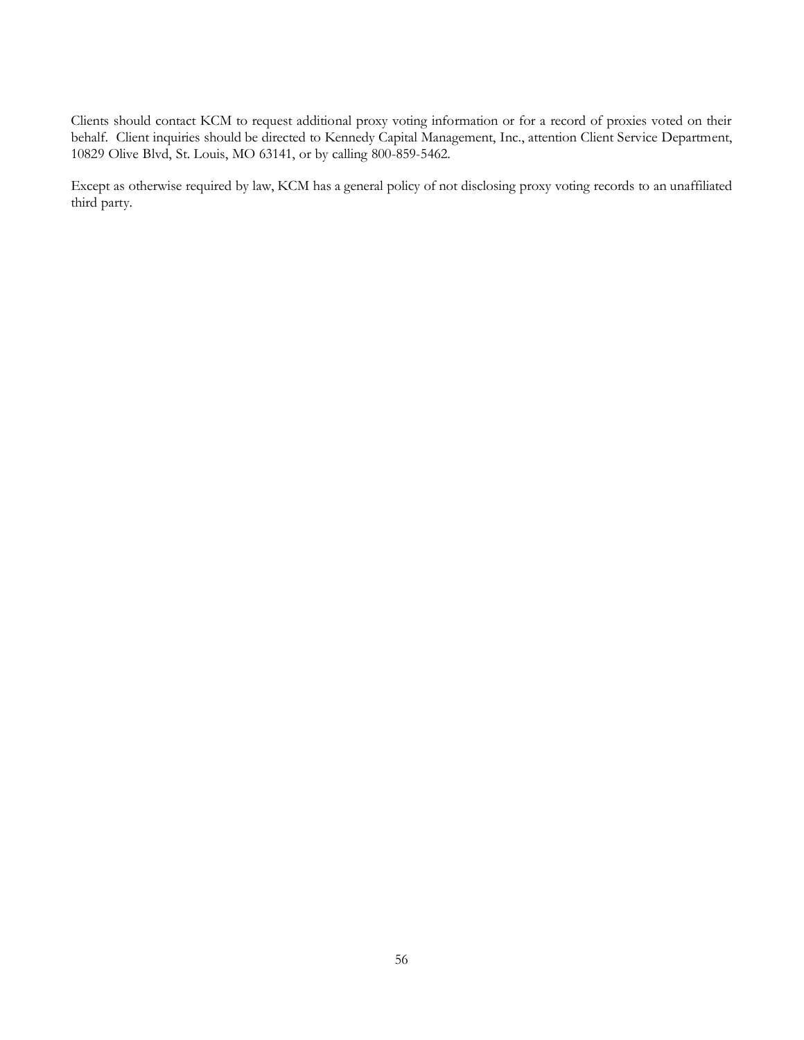Clients should contact KCM to request additional proxy voting information or for a record of proxies voted on their behalf. Client inquiries should be directed to Kennedy Capital Management, Inc., attention Client Service Department, 10829 Olive Blvd, St. Louis, MO 63141, or by calling 800-859-5462.

Except as otherwise required by law, KCM has a general policy of not disclosing proxy voting records to an unaffiliated third party.